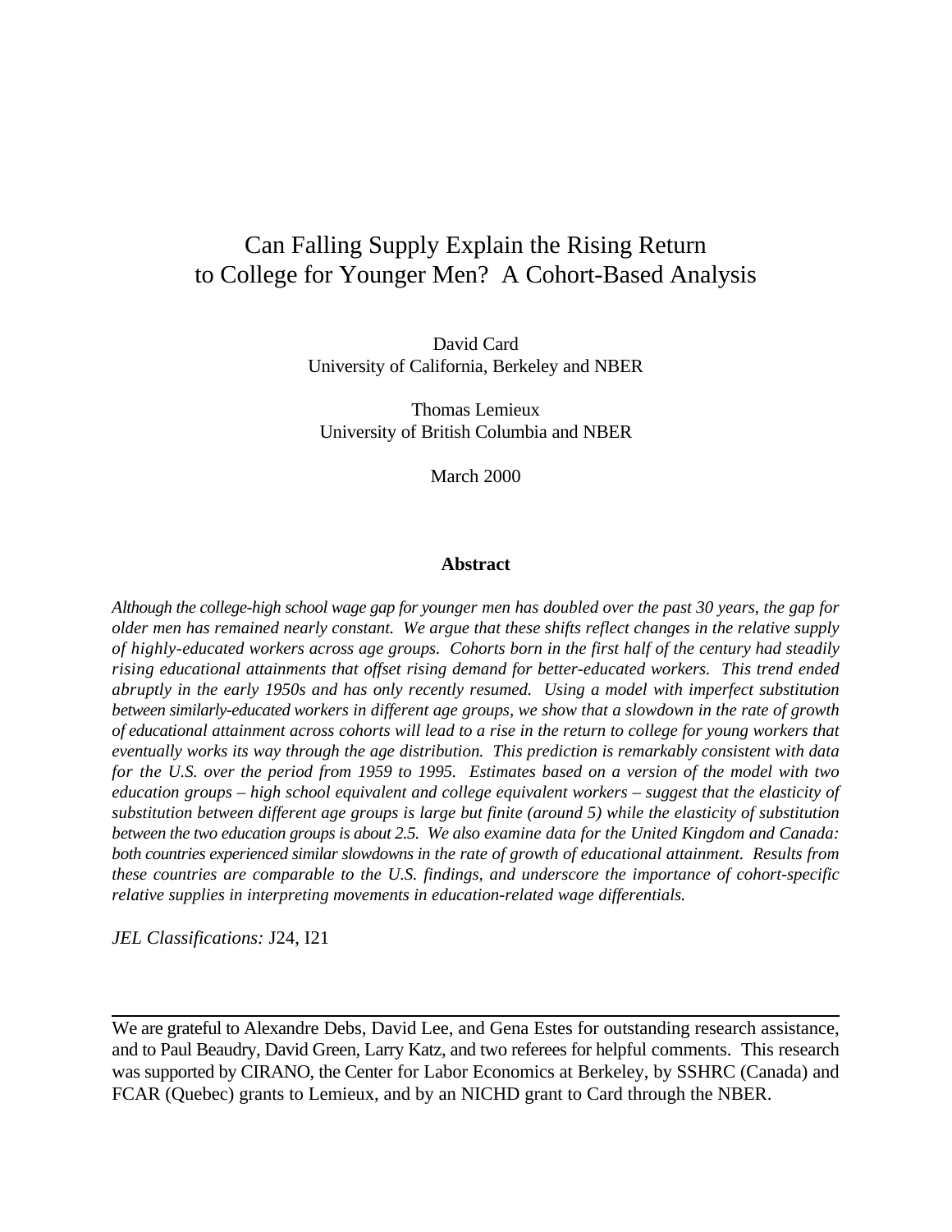# Can Falling Supply Explain the Rising Return to College for Younger Men? A Cohort-Based Analysis

David Card
University of California, Berkeley and NBER

Thomas Lemieux
University of British Columbia and NBER

March 2000

## Abstract

*Although the college-high school wage gap for younger men has doubled over the past 30 years, the gap for older men has remained nearly constant. We argue that these shifts reflect changes in the relative supply of highly-educated workers across age groups. Cohorts born in the first half of the century had steadily rising educational attainments that offset rising demand for better-educated workers. This trend ended abruptly in the early 1950s and has only recently resumed. Using a model with imperfect substitution between similarly-educated workers in different age groups, we show that a slowdown in the rate of growth of educational attainment across cohorts will lead to a rise in the return to college for young workers that eventually works its way through the age distribution. This prediction is remarkably consistent with data for the U.S. over the period from 1959 to 1995. Estimates based on a version of the model with two education groups – high school equivalent and college equivalent workers – suggest that the elasticity of substitution between different age groups is large but finite (around 5) while the elasticity of substitution between the two education groups is about 2.5. We also examine data for the United Kingdom and Canada: both countries experienced similar slowdowns in the rate of growth of educational attainment. Results from these countries are comparable to the U.S. findings, and underscore the importance of cohort-specific relative supplies in interpreting movements in education-related wage differentials.*

*JEL Classifications:* J24, I21

---

We are grateful to Alexandre Debs, David Lee, and Gena Estes for outstanding research assistance, and to Paul Beaudry, David Green, Larry Katz, and two referees for helpful comments. This research was supported by CIRANO, the Center for Labor Economics at Berkeley, by SSHRC (Canada) and FCAR (Quebec) grants to Lemieux, and by an NICHD grant to Card through the NBER.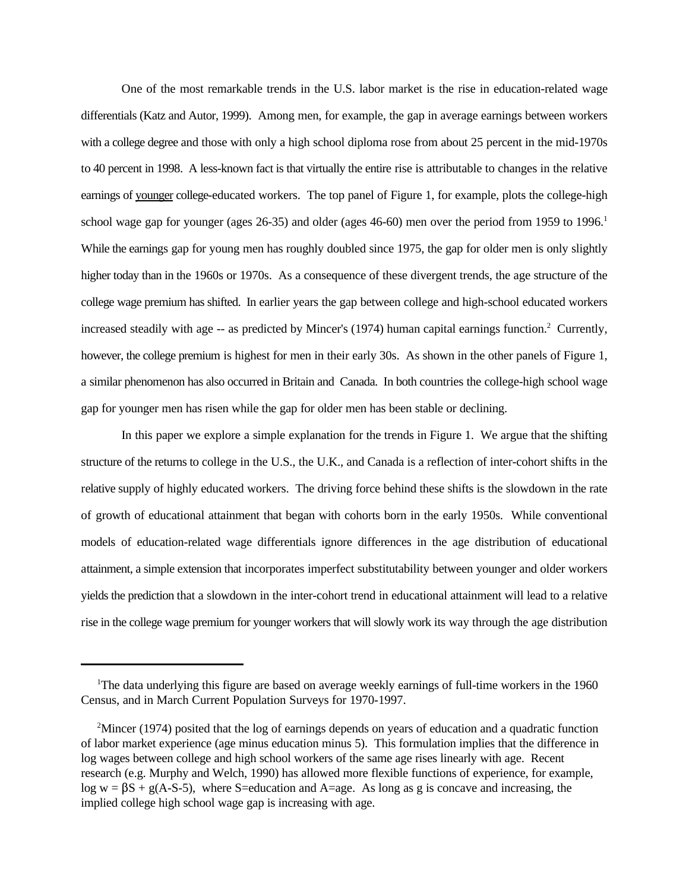One of the most remarkable trends in the U.S. labor market is the rise in education-related wage differentials (Katz and Autor, 1999). Among men, for example, the gap in average earnings between workers with a college degree and those with only a high school diploma rose from about 25 percent in the mid-1970s to 40 percent in 1998. A less-known fact is that virtually the entire rise is attributable to changes in the relative earnings of younger college-educated workers. The top panel of Figure 1, for example, plots the college-high school wage gap for younger (ages 26-35) and older (ages 46-60) men over the period from 1959 to 1996.[1] While the earnings gap for young men has roughly doubled since 1975, the gap for older men is only slightly higher today than in the 1960s or 1970s. As a consequence of these divergent trends, the age structure of the college wage premium has shifted. In earlier years the gap between college and high-school educated workers increased steadily with age -- as predicted by Mincer's (1974) human capital earnings function.[2] Currently, however, the college premium is highest for men in their early 30s. As shown in the other panels of Figure 1, a similar phenomenon has also occurred in Britain and Canada. In both countries the college-high school wage gap for younger men has risen while the gap for older men has been stable or declining.

In this paper we explore a simple explanation for the trends in Figure 1. We argue that the shifting structure of the returns to college in the U.S., the U.K., and Canada is a reflection of inter-cohort shifts in the relative supply of highly educated workers. The driving force behind these shifts is the slowdown in the rate of growth of educational attainment that began with cohorts born in the early 1950s. While conventional models of education-related wage differentials ignore differences in the age distribution of educational attainment, a simple extension that incorporates imperfect substitutability between younger and older workers yields the prediction that a slowdown in the inter-cohort trend in educational attainment will lead to a relative rise in the college wage premium for younger workers that will slowly work its way through the age distribution

---

[1] The data underlying this figure are based on average weekly earnings of full-time workers in the 1960 Census, and in March Current Population Surveys for 1970-1997.

[2] Mincer (1974) posited that the log of earnings depends on years of education and a quadratic function of labor market experience (age minus education minus 5). This formulation implies that the difference in log wages between college and high school workers of the same age rises linearly with age. Recent research (e.g. Murphy and Welch, 1990) has allowed more flexible functions of experience, for example, $\log w = \beta S + g(A\text{-}S\text{-}5)$, where S=education and A=age. As long as g is concave and increasing, the implied college high school wage gap is increasing with age.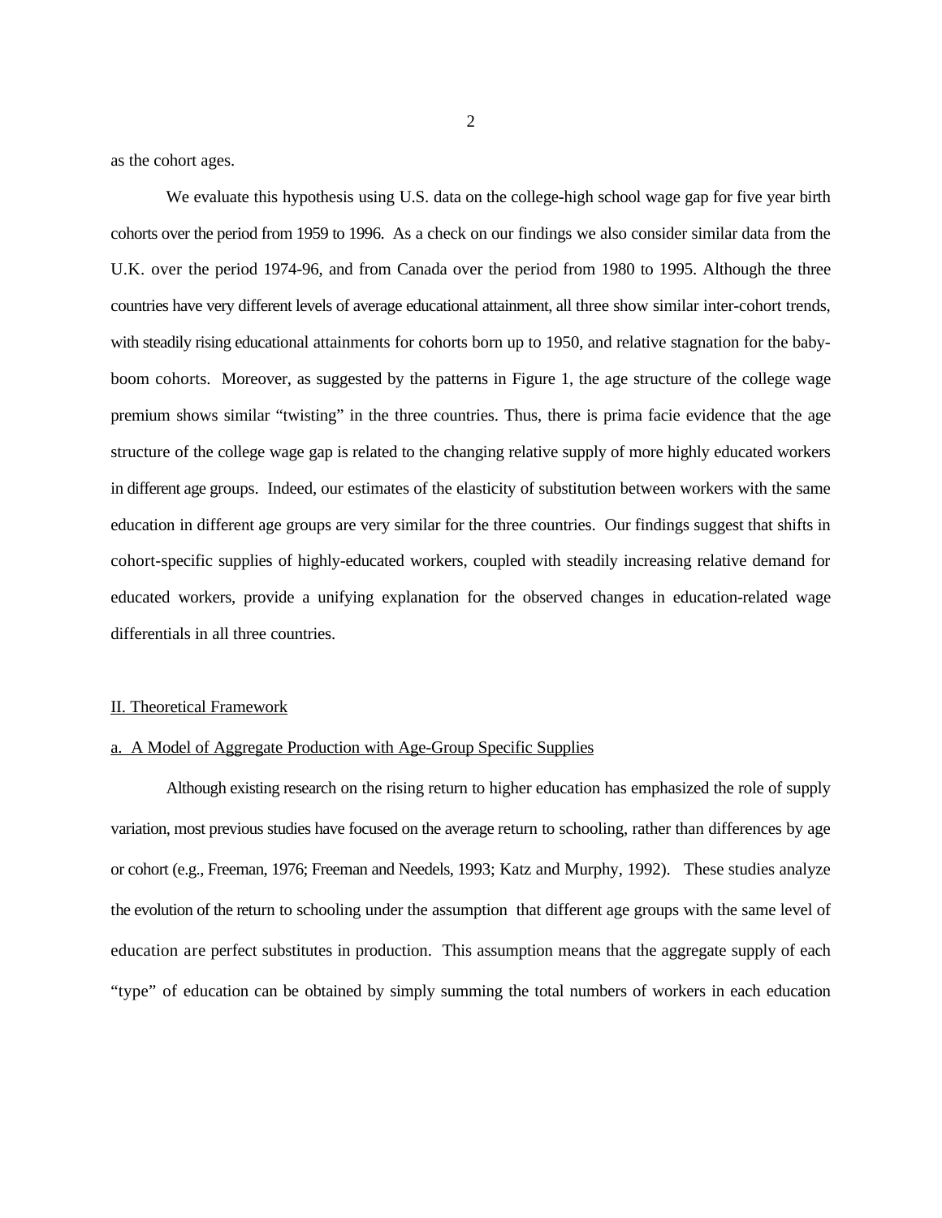as the cohort ages.

We evaluate this hypothesis using U.S. data on the college-high school wage gap for five year birth cohorts over the period from 1959 to 1996. As a check on our findings we also consider similar data from the U.K. over the period 1974-96, and from Canada over the period from 1980 to 1995. Although the three countries have very different levels of average educational attainment, all three show similar inter-cohort trends, with steadily rising educational attainments for cohorts born up to 1950, and relative stagnation for the baby-boom cohorts. Moreover, as suggested by the patterns in Figure 1, the age structure of the college wage premium shows similar "twisting" in the three countries. Thus, there is prima facie evidence that the age structure of the college wage gap is related to the changing relative supply of more highly educated workers in different age groups. Indeed, our estimates of the elasticity of substitution between workers with the same education in different age groups are very similar for the three countries. Our findings suggest that shifts in cohort-specific supplies of highly-educated workers, coupled with steadily increasing relative demand for educated workers, provide a unifying explanation for the observed changes in education-related wage differentials in all three countries.

## II. Theoretical Framework

### a. A Model of Aggregate Production with Age-Group Specific Supplies

Although existing research on the rising return to higher education has emphasized the role of supply variation, most previous studies have focused on the average return to schooling, rather than differences by age or cohort (e.g., Freeman, 1976; Freeman and Needels, 1993; Katz and Murphy, 1992). These studies analyze the evolution of the return to schooling under the assumption that different age groups with the same level of education are perfect substitutes in production. This assumption means that the aggregate supply of each "type" of education can be obtained by simply summing the total numbers of workers in each education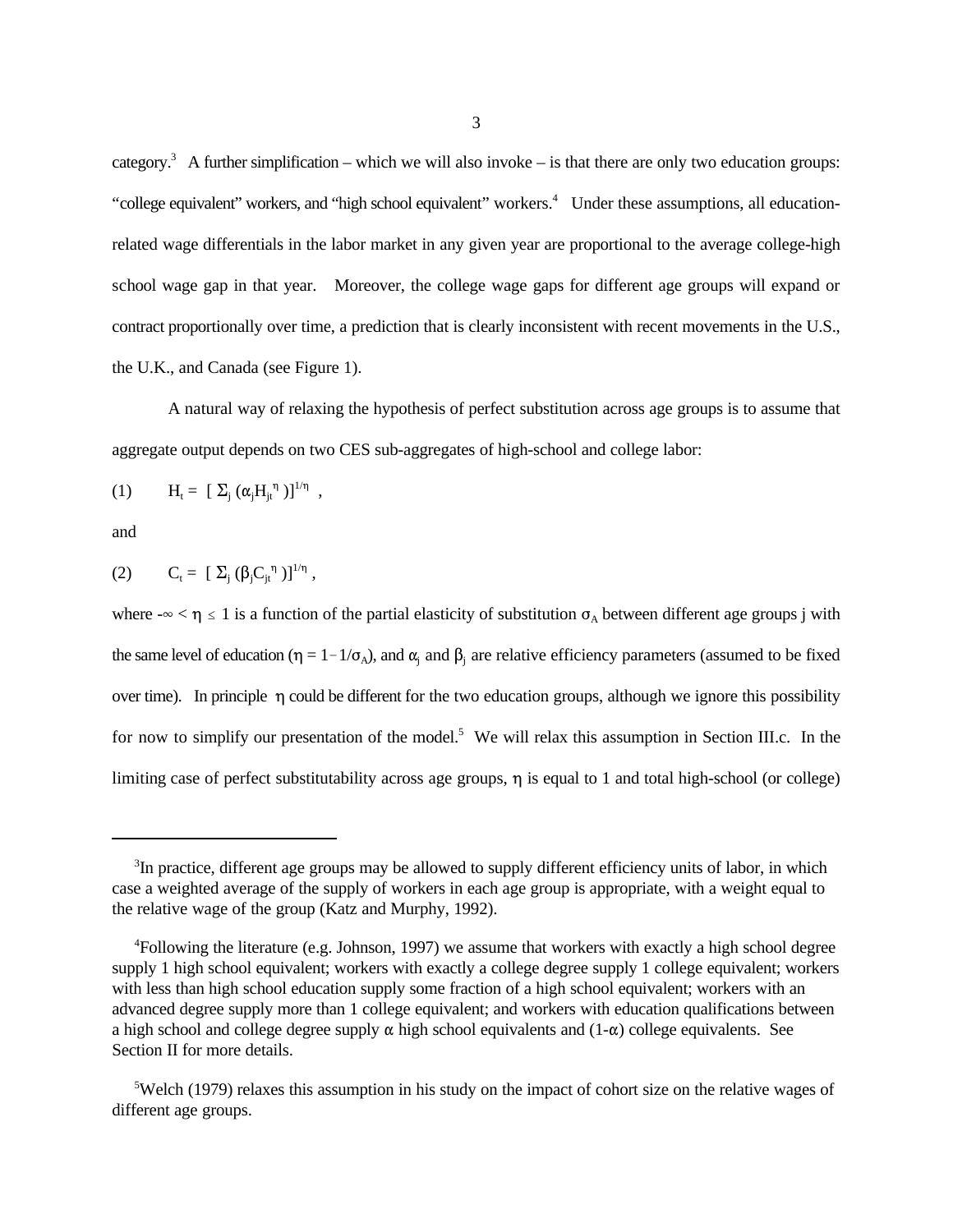category.[3] A further simplification – which we will also invoke – is that there are only two education groups: "college equivalent" workers, and "high school equivalent" workers.[4] Under these assumptions, all education-related wage differentials in the labor market in any given year are proportional to the average college-high school wage gap in that year. Moreover, the college wage gaps for different age groups will expand or contract proportionally over time, a prediction that is clearly inconsistent with recent movements in the U.S., the U.K., and Canada (see Figure 1).

A natural way of relaxing the hypothesis of perfect substitution across age groups is to assume that aggregate output depends on two CES sub-aggregates of high-school and college labor:

$$(1) \qquad H_t = [\, \Sigma_j \, (\alpha_j H_{jt}^{\eta} \,)]^{1/\eta} \ ,$$

and

$$(2) \qquad C_t = [\, \Sigma_j \, (\beta_j C_{jt}^{\eta} \,)]^{1/\eta} \ ,$$

where $-\infty < \eta \leq 1$ is a function of the partial elasticity of substitution $\sigma_A$ between different age groups j with the same level of education ($\eta = 1 - 1/\sigma_A$), and $\alpha_j$ and $\beta_j$ are relative efficiency parameters (assumed to be fixed over time). In principle $\eta$ could be different for the two education groups, although we ignore this possibility for now to simplify our presentation of the model.[5] We will relax this assumption in Section III.c. In the limiting case of perfect substitutability across age groups, $\eta$ is equal to 1 and total high-school (or college)

---

[3] In practice, different age groups may be allowed to supply different efficiency units of labor, in which case a weighted average of the supply of workers in each age group is appropriate, with a weight equal to the relative wage of the group (Katz and Murphy, 1992).

[4] Following the literature (e.g. Johnson, 1997) we assume that workers with exactly a high school degree supply 1 high school equivalent; workers with exactly a college degree supply 1 college equivalent; workers with less than high school education supply some fraction of a high school equivalent; workers with an advanced degree supply more than 1 college equivalent; and workers with education qualifications between a high school and college degree supply $\alpha$ high school equivalents and $(1-\alpha)$ college equivalents. See Section II for more details.

[5] Welch (1979) relaxes this assumption in his study on the impact of cohort size on the relative wages of different age groups.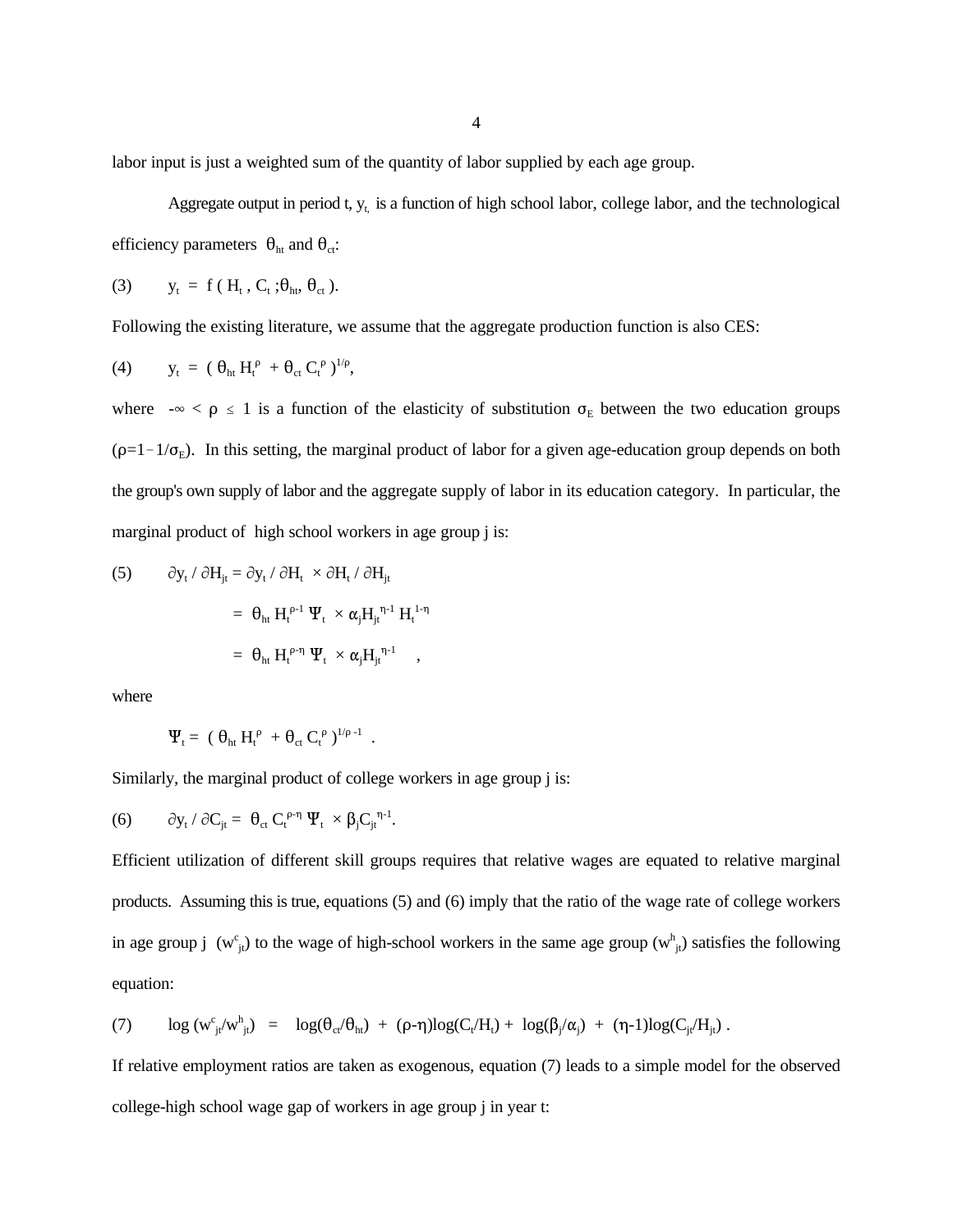labor input is just a weighted sum of the quantity of labor supplied by each age group.

Aggregate output in period t, $y_t$, is a function of high school labor, college labor, and the technological efficiency parameters $\theta_{ht}$ and $\theta_{ct}$:

$$(3) \qquad y_t = f(H_t, C_t; \theta_{ht}, \theta_{ct}).$$

Following the existing literature, we assume that the aggregate production function is also CES:

$$(4) \qquad y_t = (\theta_{ht} H_t^{\rho} + \theta_{ct} C_t^{\rho})^{1/\rho},$$

where $-\infty < \rho \leq 1$ is a function of the elasticity of substitution $\sigma_E$ between the two education groups ($\rho = 1 - 1/\sigma_E$). In this setting, the marginal product of labor for a given age-education group depends on both the group's own supply of labor and the aggregate supply of labor in its education category. In particular, the marginal product of high school workers in age group j is:

$$
\begin{aligned}
(5) \qquad \partial y_t / \partial H_{jt} &= \partial y_t / \partial H_t \times \partial H_t / \partial H_{jt} \\
&= \theta_{ht} H_t^{\rho-1} \Psi_t \times \alpha_j H_{jt}^{\eta-1} H_t^{1-\eta} \\
&= \theta_{ht} H_t^{\rho-\eta} \Psi_t \times \alpha_j H_{jt}^{\eta-1} \quad ,
\end{aligned}
$$

where

$$\Psi_t = (\theta_{ht} H_t^{\rho} + \theta_{ct} C_t^{\rho})^{1/\rho - 1} .$$

Similarly, the marginal product of college workers in age group j is:

$$(6) \qquad \partial y_t / \partial C_{jt} = \theta_{ct} C_t^{\rho-\eta} \Psi_t \times \beta_j C_{jt}^{\eta-1}.$$

Efficient utilization of different skill groups requires that relative wages are equated to relative marginal products. Assuming this is true, equations (5) and (6) imply that the ratio of the wage rate of college workers in age group j ($w^c_{jt}$) to the wage of high-school workers in the same age group ($w^h_{jt}$) satisfies the following equation:

$$(7) \qquad \log(w^c_{jt}/w^h_{jt}) = \log(\theta_{ct}/\theta_{ht}) + (\rho-\eta)\log(C_t/H_t) + \log(\beta_j/\alpha_j) + (\eta-1)\log(C_{jt}/H_{jt}) .$$

If relative employment ratios are taken as exogenous, equation (7) leads to a simple model for the observed college-high school wage gap of workers in age group j in year t: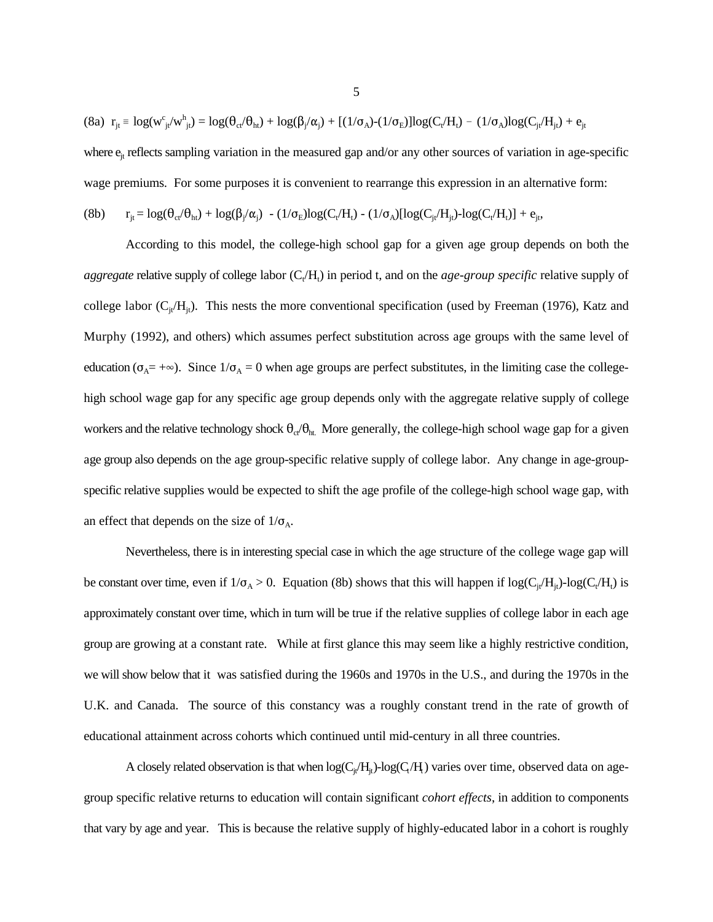(8a) $r_{jt} \equiv \log(w^c_{jt}/w^h_{jt}) = \log(\theta_{ct}/\theta_{ht}) + \log(\beta_j/\alpha_j) + [(1/\sigma_A)-(1/\sigma_E)]\log(C_t/H_t) - (1/\sigma_A)\log(C_{jt}/H_{jt}) + e_{jt}$

where $e_{jt}$ reflects sampling variation in the measured gap and/or any other sources of variation in age-specific wage premiums. For some purposes it is convenient to rearrange this expression in an alternative form:

(8b) $r_{jt} = \log(\theta_{ct}/\theta_{ht}) + \log(\beta_j/\alpha_j) - (1/\sigma_E)\log(C_t/H_t) - (1/\sigma_A)[\log(C_{jt}/H_{jt})-\log(C_t/H_t)] + e_{jt}$,

According to this model, the college-high school gap for a given age group depends on both the *aggregate* relative supply of college labor ($C_t/H_t$) in period t, and on the *age-group specific* relative supply of college labor ($C_{jt}/H_{jt}$). This nests the more conventional specification (used by Freeman (1976), Katz and Murphy (1992), and others) which assumes perfect substitution across age groups with the same level of education ($\sigma_A = +\infty$). Since $1/\sigma_A = 0$ when age groups are perfect substitutes, in the limiting case the college-high school wage gap for any specific age group depends only with the aggregate relative supply of college workers and the relative technology shock $\theta_{ct}/\theta_{ht}$. More generally, the college-high school wage gap for a given age group also depends on the age group-specific relative supply of college labor. Any change in age-group-specific relative supplies would be expected to shift the age profile of the college-high school wage gap, with an effect that depends on the size of $1/\sigma_A$.

Nevertheless, there is in interesting special case in which the age structure of the college wage gap will be constant over time, even if $1/\sigma_A > 0$. Equation (8b) shows that this will happen if $\log(C_{jt}/H_{jt})-\log(C_t/H_t)$ is approximately constant over time, which in turn will be true if the relative supplies of college labor in each age group are growing at a constant rate. While at first glance this may seem like a highly restrictive condition, we will show below that it was satisfied during the 1960s and 1970s in the U.S., and during the 1970s in the U.K. and Canada. The source of this constancy was a roughly constant trend in the rate of growth of educational attainment across cohorts which continued until mid-century in all three countries.

A closely related observation is that when $\log(C_{jt}/H_{jt})-\log(C_t/H_t)$ varies over time, observed data on age-group specific relative returns to education will contain significant *cohort effects*, in addition to components that vary by age and year. This is because the relative supply of highly-educated labor in a cohort is roughly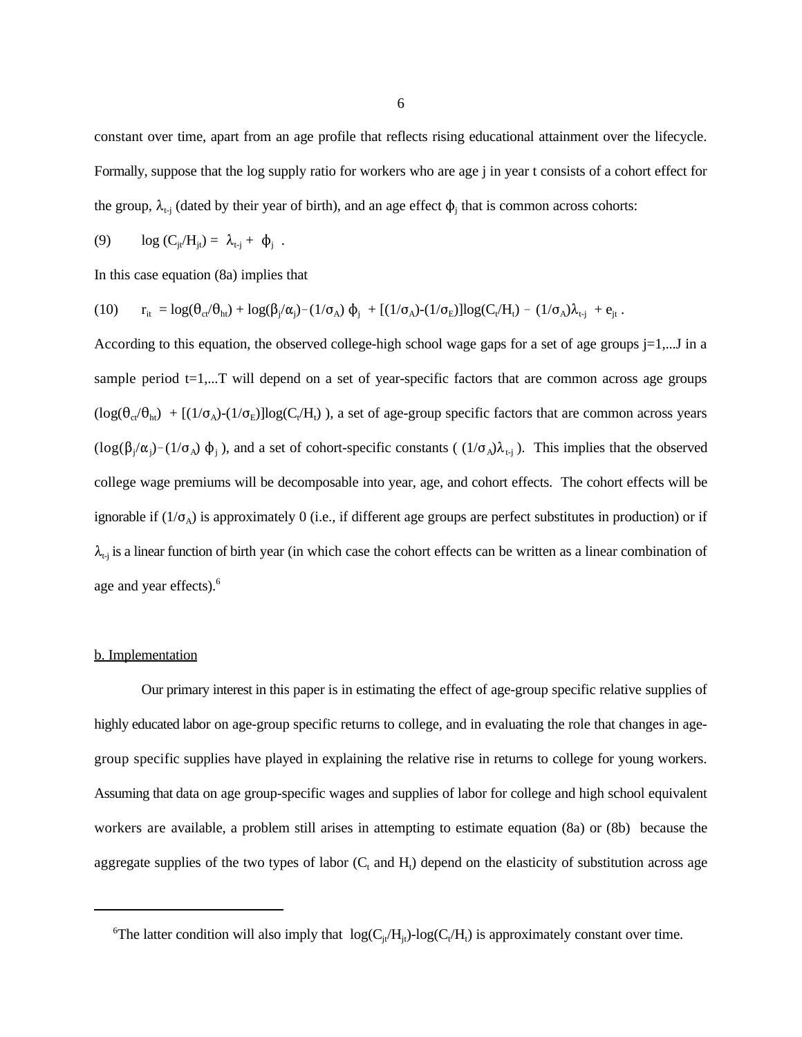constant over time, apart from an age profile that reflects rising educational attainment over the lifecycle. Formally, suppose that the log supply ratio for workers who are age j in year t consists of a cohort effect for the group, $\lambda_{t-j}$ (dated by their year of birth), and an age effect $\phi_j$ that is common across cohorts:

$$\text{(9)} \qquad \log(C_{jt}/H_{jt}) = \lambda_{t-j} + \phi_j \ .$$

In this case equation (8a) implies that

$$\text{(10)} \qquad r_{it} = \log(\theta_{ct}/\theta_{ht}) + \log(\beta_j/\alpha_j) - (1/\sigma_A)\,\phi_j + [(1/\sigma_A)-(1/\sigma_E)]\log(C_t/H_t) - (1/\sigma_A)\lambda_{t-j} + e_{jt} \ .$$

According to this equation, the observed college-high school wage gaps for a set of age groups j=1,...J in a sample period t=1,...T will depend on a set of year-specific factors that are common across age groups ($\log(\theta_{ct}/\theta_{ht}) + [(1/\sigma_A)-(1/\sigma_E)]\log(C_t/H_t)$ ), a set of age-group specific factors that are common across years ($\log(\beta_j/\alpha_j) - (1/\sigma_A)\,\phi_j$ ), and a set of cohort-specific constants ( $(1/\sigma_A)\lambda_{t-j}$ ). This implies that the observed college wage premiums will be decomposable into year, age, and cohort effects. The cohort effects will be ignorable if $(1/\sigma_A)$ is approximately 0 (i.e., if different age groups are perfect substitutes in production) or if $\lambda_{t-j}$ is a linear function of birth year (in which case the cohort effects can be written as a linear combination of age and year effects).[6]

## b. Implementation

Our primary interest in this paper is in estimating the effect of age-group specific relative supplies of highly educated labor on age-group specific returns to college, and in evaluating the role that changes in age-group specific supplies have played in explaining the relative rise in returns to college for young workers. Assuming that data on age group-specific wages and supplies of labor for college and high school equivalent workers are available, a problem still arises in attempting to estimate equation (8a) or (8b) because the aggregate supplies of the two types of labor ($C_t$ and $H_t$) depend on the elasticity of substitution across age

---

[6]The latter condition will also imply that $\log(C_{jt}/H_{jt})-\log(C_t/H_t)$ is approximately constant over time.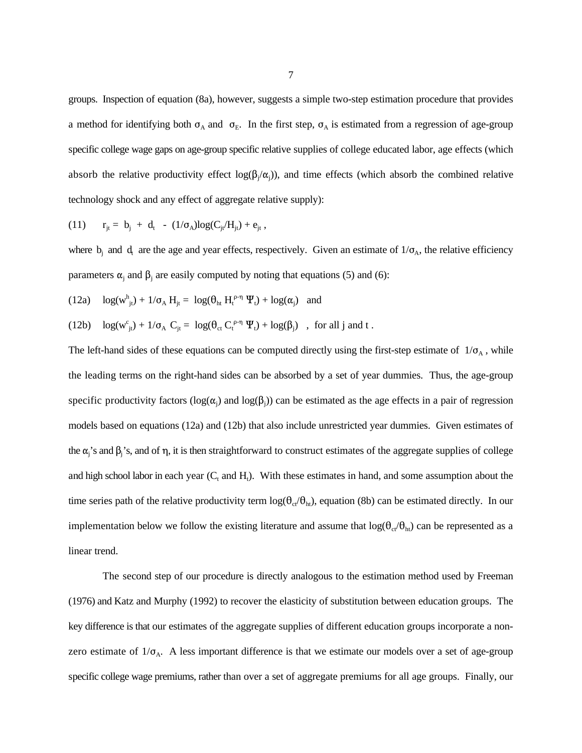groups. Inspection of equation (8a), however, suggests a simple two-step estimation procedure that provides a method for identifying both $\sigma_A$ and $\sigma_E$. In the first step, $\sigma_A$ is estimated from a regression of age-group specific college wage gaps on age-group specific relative supplies of college educated labor, age effects (which absorb the relative productivity effect $\log(\beta_j/\alpha_j)$), and time effects (which absorb the combined relative technology shock and any effect of aggregate relative supply):

$$(11) \qquad r_{jt} = b_j + d_t - (1/\sigma_A)\log(C_{jt}/H_{jt}) + e_{jt} ,$$

where $b_j$ and $d_t$ are the age and year effects, respectively. Given an estimate of $1/\sigma_A$, the relative efficiency parameters $\alpha_j$ and $\beta_j$ are easily computed by noting that equations (5) and (6):

$$(12a) \qquad \log(w^h_{jt}) + 1/\sigma_A \, H_{jt} = \log(\theta_{ht} \, H_t^{\rho-\eta} \, \Psi_t) + \log(\alpha_j) \quad \text{and}$$

$$(12b) \qquad \log(w^c_{jt}) + 1/\sigma_A \, C_{jt} = \log(\theta_{ct} \, C_t^{\rho-\eta} \, \Psi_t) + \log(\beta_j) \quad , \text{ for all j and t} .$$

The left-hand sides of these equations can be computed directly using the first-step estimate of $1/\sigma_A$, while the leading terms on the right-hand sides can be absorbed by a set of year dummies. Thus, the age-group specific productivity factors ($\log(\alpha_j)$ and $\log(\beta_j)$) can be estimated as the age effects in a pair of regression models based on equations (12a) and (12b) that also include unrestricted year dummies. Given estimates of the $\alpha_j$'s and $\beta_j$'s, and of $\eta$, it is then straightforward to construct estimates of the aggregate supplies of college and high school labor in each year ($C_t$ and $H_t$). With these estimates in hand, and some assumption about the time series path of the relative productivity term $\log(\theta_{ct}/\theta_{ht})$, equation (8b) can be estimated directly. In our implementation below we follow the existing literature and assume that $\log(\theta_{ct}/\theta_{ht})$ can be represented as a linear trend.

The second step of our procedure is directly analogous to the estimation method used by Freeman (1976) and Katz and Murphy (1992) to recover the elasticity of substitution between education groups. The key difference is that our estimates of the aggregate supplies of different education groups incorporate a non-zero estimate of $1/\sigma_A$. A less important difference is that we estimate our models over a set of age-group specific college wage premiums, rather than over a set of aggregate premiums for all age groups. Finally, our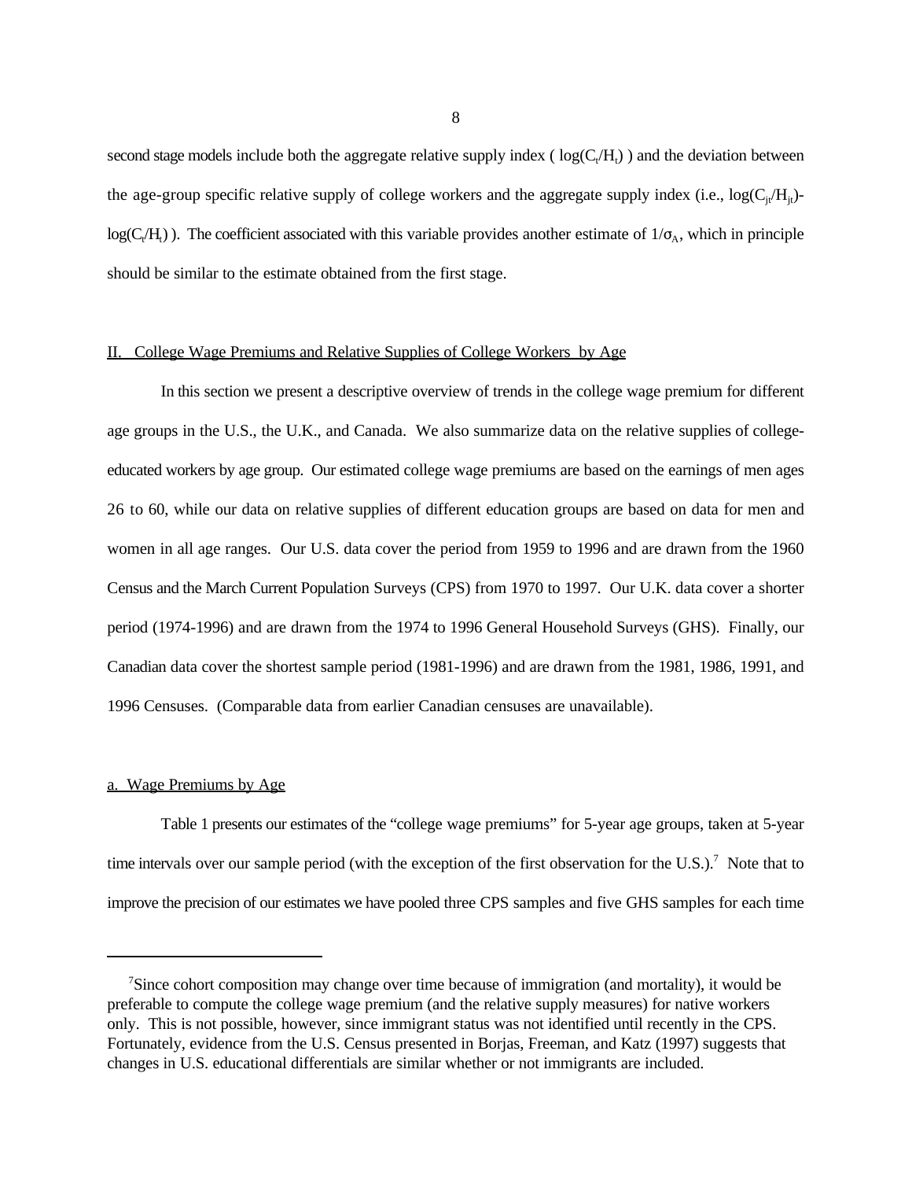second stage models include both the aggregate relative supply index ( $\log(C_t/H_t)$ ) and the deviation between the age-group specific relative supply of college workers and the aggregate supply index (i.e., $\log(C_{jt}/H_{jt})$-$\log(C_t/H_t)$ ). The coefficient associated with this variable provides another estimate of $1/\sigma_A$, which in principle should be similar to the estimate obtained from the first stage.

## II. College Wage Premiums and Relative Supplies of College Workers by Age

In this section we present a descriptive overview of trends in the college wage premium for different age groups in the U.S., the U.K., and Canada. We also summarize data on the relative supplies of college-educated workers by age group. Our estimated college wage premiums are based on the earnings of men ages 26 to 60, while our data on relative supplies of different education groups are based on data for men and women in all age ranges. Our U.S. data cover the period from 1959 to 1996 and are drawn from the 1960 Census and the March Current Population Surveys (CPS) from 1970 to 1997. Our U.K. data cover a shorter period (1974-1996) and are drawn from the 1974 to 1996 General Household Surveys (GHS). Finally, our Canadian data cover the shortest sample period (1981-1996) and are drawn from the 1981, 1986, 1991, and 1996 Censuses. (Comparable data from earlier Canadian censuses are unavailable).

### a. Wage Premiums by Age

Table 1 presents our estimates of the "college wage premiums" for 5-year age groups, taken at 5-year time intervals over our sample period (with the exception of the first observation for the U.S.).[7] Note that to improve the precision of our estimates we have pooled three CPS samples and five GHS samples for each time

---

[7]Since cohort composition may change over time because of immigration (and mortality), it would be preferable to compute the college wage premium (and the relative supply measures) for native workers only. This is not possible, however, since immigrant status was not identified until recently in the CPS. Fortunately, evidence from the U.S. Census presented in Borjas, Freeman, and Katz (1997) suggests that changes in U.S. educational differentials are similar whether or not immigrants are included.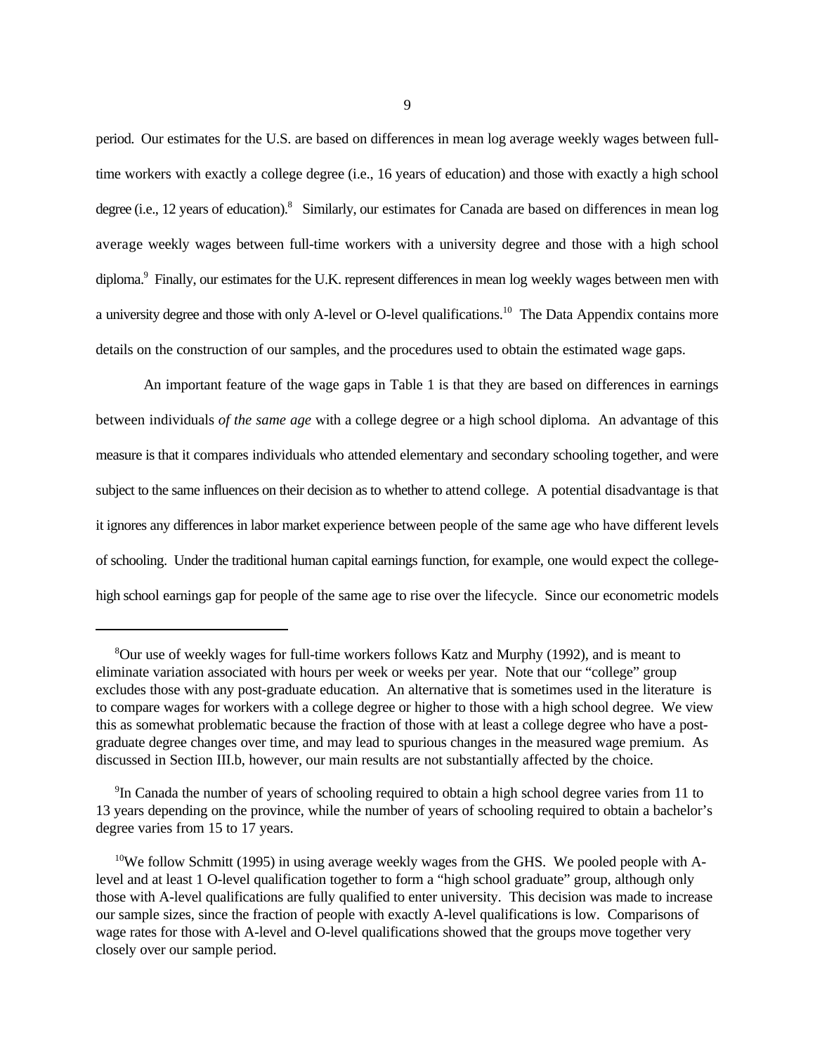period. Our estimates for the U.S. are based on differences in mean log average weekly wages between full-time workers with exactly a college degree (i.e., 16 years of education) and those with exactly a high school degree (i.e., 12 years of education).[8] Similarly, our estimates for Canada are based on differences in mean log average weekly wages between full-time workers with a university degree and those with a high school diploma.[9] Finally, our estimates for the U.K. represent differences in mean log weekly wages between men with a university degree and those with only A-level or O-level qualifications.[10] The Data Appendix contains more details on the construction of our samples, and the procedures used to obtain the estimated wage gaps.

An important feature of the wage gaps in Table 1 is that they are based on differences in earnings between individuals *of the same age* with a college degree or a high school diploma. An advantage of this measure is that it compares individuals who attended elementary and secondary schooling together, and were subject to the same influences on their decision as to whether to attend college. A potential disadvantage is that it ignores any differences in labor market experience between people of the same age who have different levels of schooling. Under the traditional human capital earnings function, for example, one would expect the college-high school earnings gap for people of the same age to rise over the lifecycle. Since our econometric models

---

[8]Our use of weekly wages for full-time workers follows Katz and Murphy (1992), and is meant to eliminate variation associated with hours per week or weeks per year. Note that our "college" group excludes those with any post-graduate education. An alternative that is sometimes used in the literature is to compare wages for workers with a college degree or higher to those with a high school degree. We view this as somewhat problematic because the fraction of those with at least a college degree who have a post-graduate degree changes over time, and may lead to spurious changes in the measured wage premium. As discussed in Section III.b, however, our main results are not substantially affected by the choice.

[9]In Canada the number of years of schooling required to obtain a high school degree varies from 11 to 13 years depending on the province, while the number of years of schooling required to obtain a bachelor's degree varies from 15 to 17 years.

[10]We follow Schmitt (1995) in using average weekly wages from the GHS. We pooled people with A-level and at least 1 O-level qualification together to form a "high school graduate" group, although only those with A-level qualifications are fully qualified to enter university. This decision was made to increase our sample sizes, since the fraction of people with exactly A-level qualifications is low. Comparisons of wage rates for those with A-level and O-level qualifications showed that the groups move together very closely over our sample period.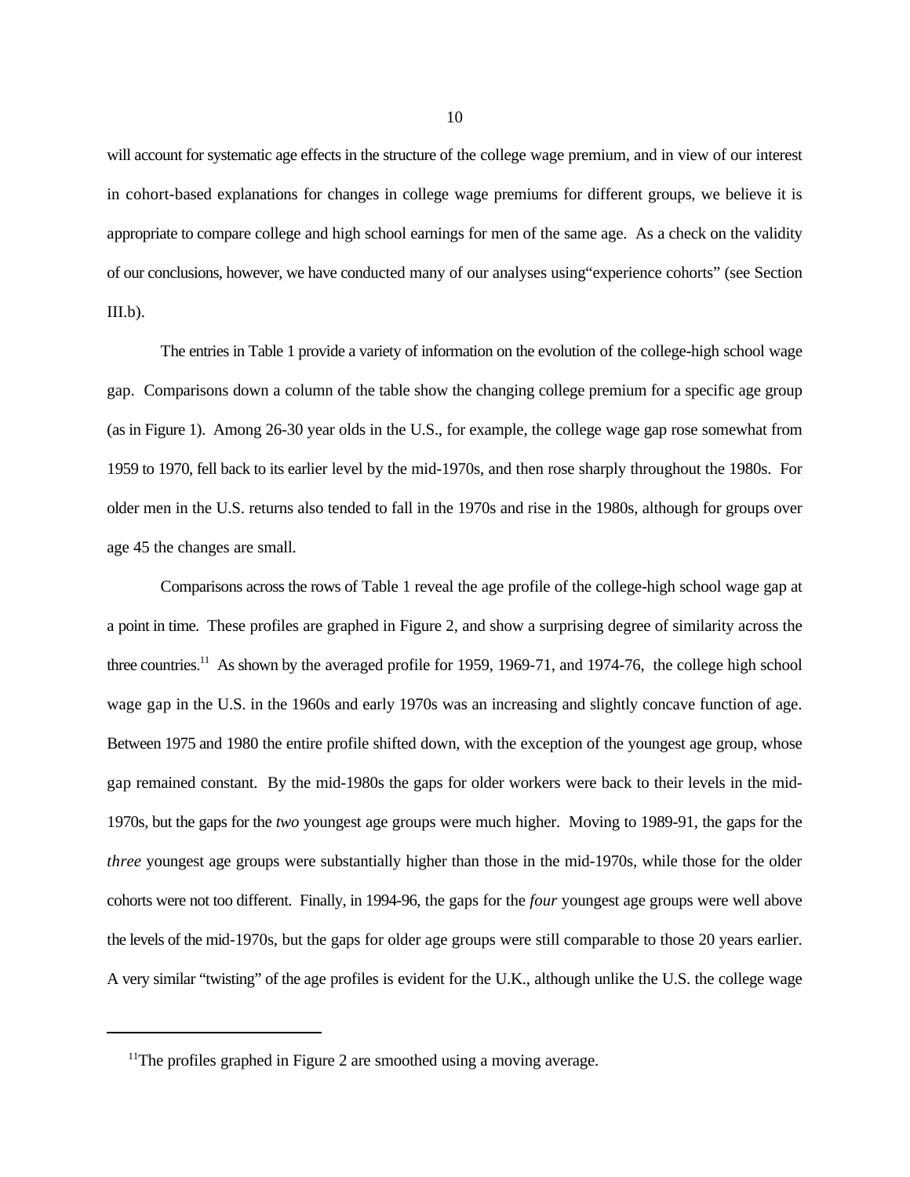will account for systematic age effects in the structure of the college wage premium, and in view of our interest in cohort-based explanations for changes in college wage premiums for different groups, we believe it is appropriate to compare college and high school earnings for men of the same age. As a check on the validity of our conclusions, however, we have conducted many of our analyses using"experience cohorts" (see Section III.b).

The entries in Table 1 provide a variety of information on the evolution of the college-high school wage gap. Comparisons down a column of the table show the changing college premium for a specific age group (as in Figure 1). Among 26-30 year olds in the U.S., for example, the college wage gap rose somewhat from 1959 to 1970, fell back to its earlier level by the mid-1970s, and then rose sharply throughout the 1980s. For older men in the U.S. returns also tended to fall in the 1970s and rise in the 1980s, although for groups over age 45 the changes are small.

Comparisons across the rows of Table 1 reveal the age profile of the college-high school wage gap at a point in time. These profiles are graphed in Figure 2, and show a surprising degree of similarity across the three countries.[11] As shown by the averaged profile for 1959, 1969-71, and 1974-76, the college high school wage gap in the U.S. in the 1960s and early 1970s was an increasing and slightly concave function of age. Between 1975 and 1980 the entire profile shifted down, with the exception of the youngest age group, whose gap remained constant. By the mid-1980s the gaps for older workers were back to their levels in the mid-1970s, but the gaps for the *two* youngest age groups were much higher. Moving to 1989-91, the gaps for the *three* youngest age groups were substantially higher than those in the mid-1970s, while those for the older cohorts were not too different. Finally, in 1994-96, the gaps for the *four* youngest age groups were well above the levels of the mid-1970s, but the gaps for older age groups were still comparable to those 20 years earlier. A very similar "twisting" of the age profiles is evident for the U.K., although unlike the U.S. the college wage

[11] The profiles graphed in Figure 2 are smoothed using a moving average.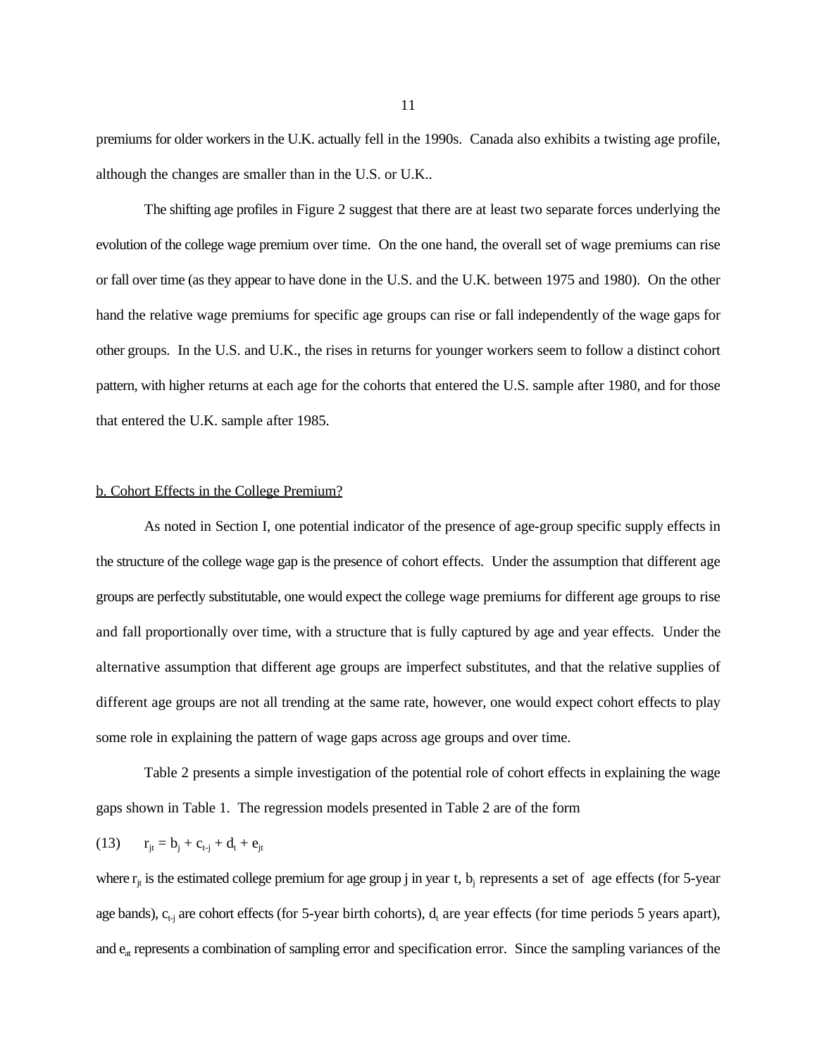premiums for older workers in the U.K. actually fell in the 1990s. Canada also exhibits a twisting age profile, although the changes are smaller than in the U.S. or U.K..

The shifting age profiles in Figure 2 suggest that there are at least two separate forces underlying the evolution of the college wage premium over time. On the one hand, the overall set of wage premiums can rise or fall over time (as they appear to have done in the U.S. and the U.K. between 1975 and 1980). On the other hand the relative wage premiums for specific age groups can rise or fall independently of the wage gaps for other groups. In the U.S. and U.K., the rises in returns for younger workers seem to follow a distinct cohort pattern, with higher returns at each age for the cohorts that entered the U.S. sample after 1980, and for those that entered the U.K. sample after 1985.

## b. Cohort Effects in the College Premium?

As noted in Section I, one potential indicator of the presence of age-group specific supply effects in the structure of the college wage gap is the presence of cohort effects. Under the assumption that different age groups are perfectly substitutable, one would expect the college wage premiums for different age groups to rise and fall proportionally over time, with a structure that is fully captured by age and year effects. Under the alternative assumption that different age groups are imperfect substitutes, and that the relative supplies of different age groups are not all trending at the same rate, however, one would expect cohort effects to play some role in explaining the pattern of wage gaps across age groups and over time.

Table 2 presents a simple investigation of the potential role of cohort effects in explaining the wage gaps shown in Table 1. The regression models presented in Table 2 are of the form

$$r_{jt} = b_j + c_{t-j} + d_t + e_{jt} \tag{13}$$

where $r_{jt}$ is the estimated college premium for age group j in year t, $b_j$ represents a set of age effects (for 5-year age bands), $c_{t-j}$ are cohort effects (for 5-year birth cohorts), $d_t$ are year effects (for time periods 5 years apart), and $e_{at}$ represents a combination of sampling error and specification error. Since the sampling variances of the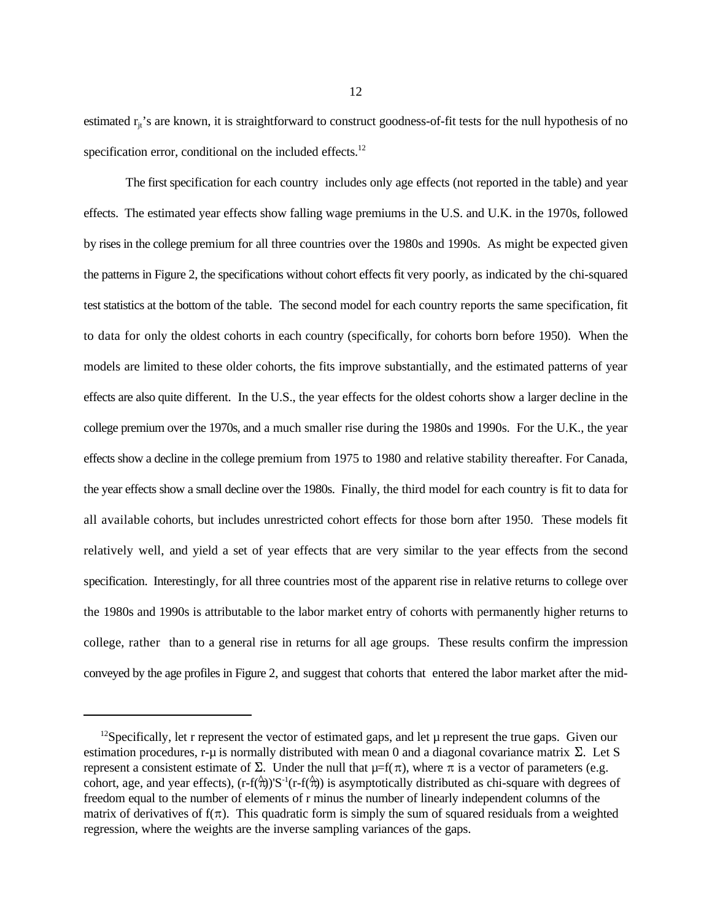estimated $r_{jt}$'s are known, it is straightforward to construct goodness-of-fit tests for the null hypothesis of no specification error, conditional on the included effects.[12]

The first specification for each country includes only age effects (not reported in the table) and year effects. The estimated year effects show falling wage premiums in the U.S. and U.K. in the 1970s, followed by rises in the college premium for all three countries over the 1980s and 1990s. As might be expected given the patterns in Figure 2, the specifications without cohort effects fit very poorly, as indicated by the chi-squared test statistics at the bottom of the table. The second model for each country reports the same specification, fit to data for only the oldest cohorts in each country (specifically, for cohorts born before 1950). When the models are limited to these older cohorts, the fits improve substantially, and the estimated patterns of year effects are also quite different. In the U.S., the year effects for the oldest cohorts show a larger decline in the college premium over the 1970s, and a much smaller rise during the 1980s and 1990s. For the U.K., the year effects show a decline in the college premium from 1975 to 1980 and relative stability thereafter. For Canada, the year effects show a small decline over the 1980s. Finally, the third model for each country is fit to data for all available cohorts, but includes unrestricted cohort effects for those born after 1950. These models fit relatively well, and yield a set of year effects that are very similar to the year effects from the second specification. Interestingly, for all three countries most of the apparent rise in relative returns to college over the 1980s and 1990s is attributable to the labor market entry of cohorts with permanently higher returns to college, rather than to a general rise in returns for all age groups. These results confirm the impression conveyed by the age profiles in Figure 2, and suggest that cohorts that entered the labor market after the mid-

[12] Specifically, let r represent the vector of estimated gaps, and let $\mu$ represent the true gaps. Given our estimation procedures, $r-\mu$ is normally distributed with mean 0 and a diagonal covariance matrix $\Sigma$. Let S represent a consistent estimate of $\Sigma$. Under the null that $\mu=f(\pi)$, where $\pi$ is a vector of parameters (e.g. cohort, age, and year effects), $(r-f(\hat{\pi}))'S^{-1}(r-f(\hat{\pi}))$ is asymptotically distributed as chi-square with degrees of freedom equal to the number of elements of r minus the number of linearly independent columns of the matrix of derivatives of $f(\pi)$. This quadratic form is simply the sum of squared residuals from a weighted regression, where the weights are the inverse sampling variances of the gaps.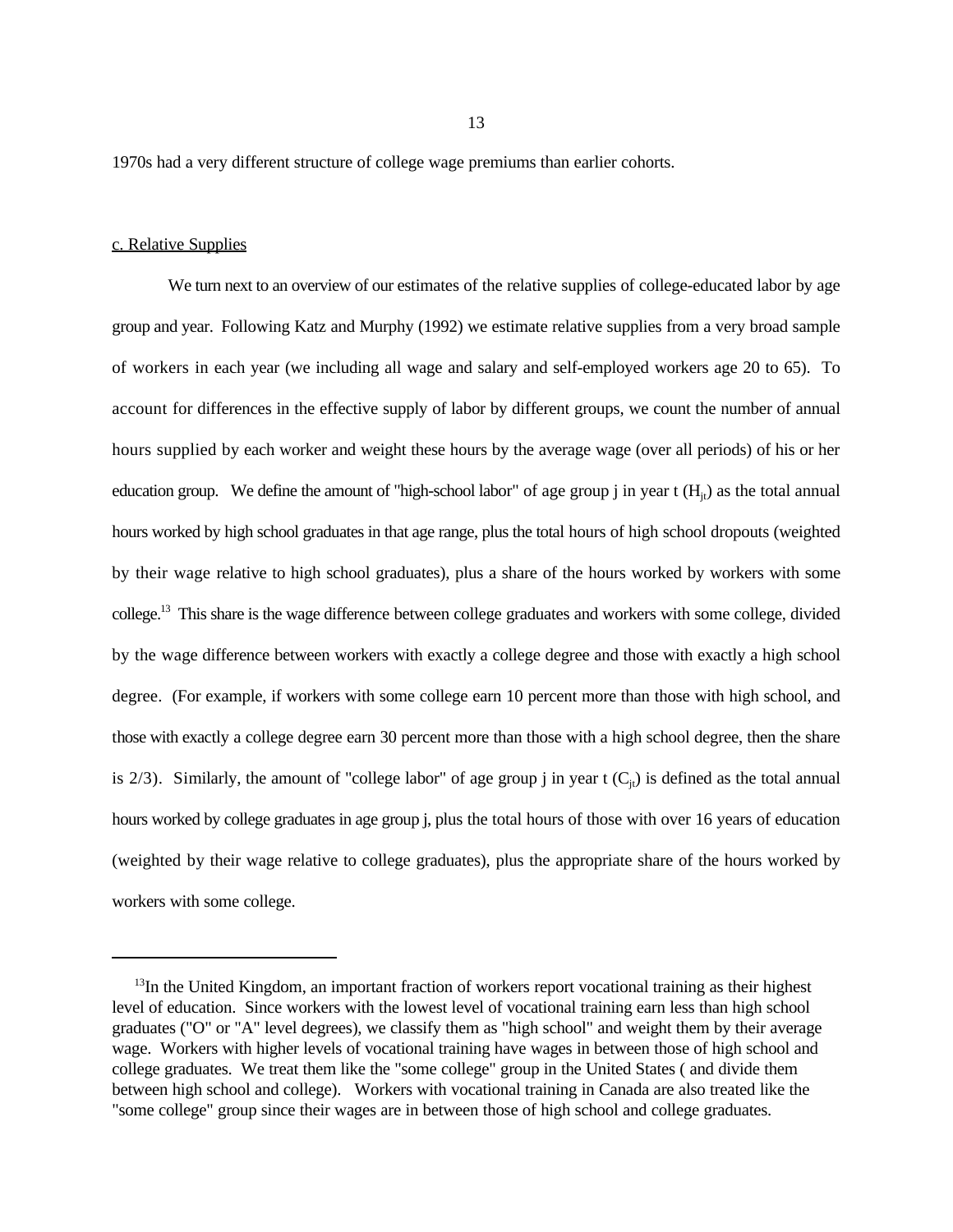1970s had a very different structure of college wage premiums than earlier cohorts.

c. Relative Supplies

We turn next to an overview of our estimates of the relative supplies of college-educated labor by age group and year. Following Katz and Murphy (1992) we estimate relative supplies from a very broad sample of workers in each year (we including all wage and salary and self-employed workers age 20 to 65). To account for differences in the effective supply of labor by different groups, we count the number of annual hours supplied by each worker and weight these hours by the average wage (over all periods) of his or her education group. We define the amount of "high-school labor" of age group j in year t ($H_{jt}$) as the total annual hours worked by high school graduates in that age range, plus the total hours of high school dropouts (weighted by their wage relative to high school graduates), plus a share of the hours worked by workers with some college.[13] This share is the wage difference between college graduates and workers with some college, divided by the wage difference between workers with exactly a college degree and those with exactly a high school degree. (For example, if workers with some college earn 10 percent more than those with high school, and those with exactly a college degree earn 30 percent more than those with a high school degree, then the share is 2/3). Similarly, the amount of "college labor" of age group j in year t ($C_{jt}$) is defined as the total annual hours worked by college graduates in age group j, plus the total hours of those with over 16 years of education (weighted by their wage relative to college graduates), plus the appropriate share of the hours worked by workers with some college.

[13]In the United Kingdom, an important fraction of workers report vocational training as their highest level of education. Since workers with the lowest level of vocational training earn less than high school graduates ("O" or "A" level degrees), we classify them as "high school" and weight them by their average wage. Workers with higher levels of vocational training have wages in between those of high school and college graduates. We treat them like the "some college" group in the United States ( and divide them between high school and college). Workers with vocational training in Canada are also treated like the "some college" group since their wages are in between those of high school and college graduates.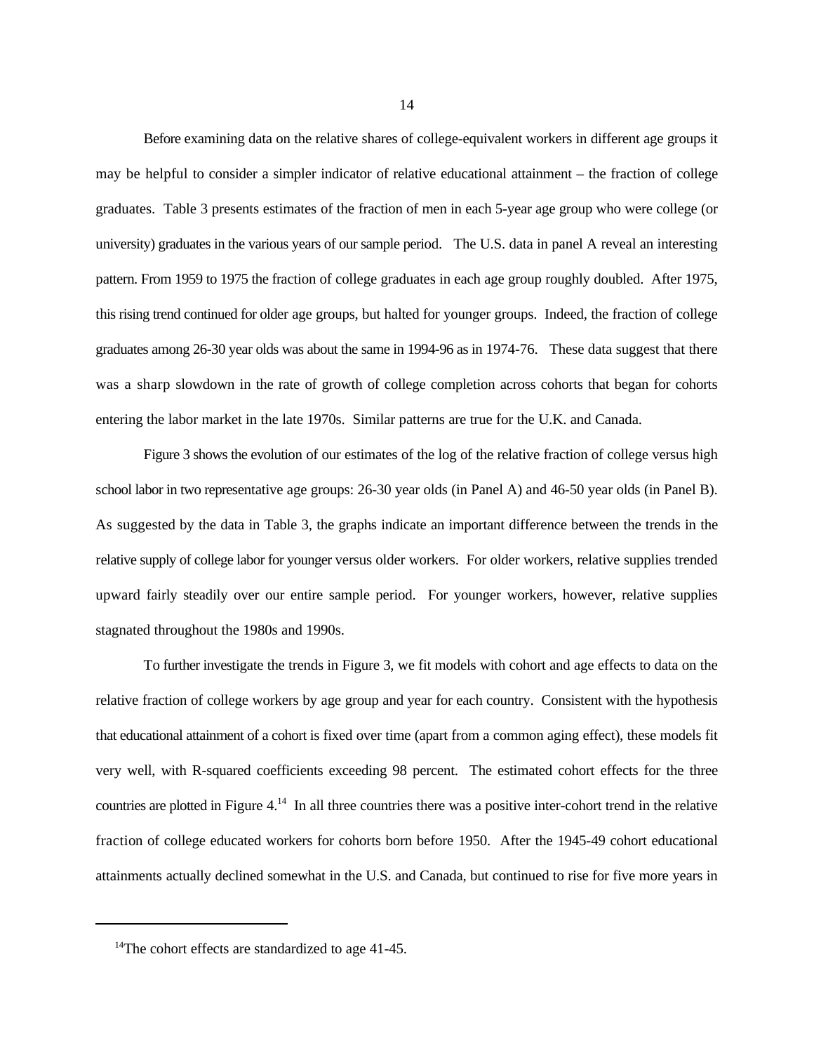Before examining data on the relative shares of college-equivalent workers in different age groups it may be helpful to consider a simpler indicator of relative educational attainment – the fraction of college graduates. Table 3 presents estimates of the fraction of men in each 5-year age group who were college (or university) graduates in the various years of our sample period. The U.S. data in panel A reveal an interesting pattern. From 1959 to 1975 the fraction of college graduates in each age group roughly doubled. After 1975, this rising trend continued for older age groups, but halted for younger groups. Indeed, the fraction of college graduates among 26-30 year olds was about the same in 1994-96 as in 1974-76. These data suggest that there was a sharp slowdown in the rate of growth of college completion across cohorts that began for cohorts entering the labor market in the late 1970s. Similar patterns are true for the U.K. and Canada.

Figure 3 shows the evolution of our estimates of the log of the relative fraction of college versus high school labor in two representative age groups: 26-30 year olds (in Panel A) and 46-50 year olds (in Panel B). As suggested by the data in Table 3, the graphs indicate an important difference between the trends in the relative supply of college labor for younger versus older workers. For older workers, relative supplies trended upward fairly steadily over our entire sample period. For younger workers, however, relative supplies stagnated throughout the 1980s and 1990s.

To further investigate the trends in Figure 3, we fit models with cohort and age effects to data on the relative fraction of college workers by age group and year for each country. Consistent with the hypothesis that educational attainment of a cohort is fixed over time (apart from a common aging effect), these models fit very well, with R-squared coefficients exceeding 98 percent. The estimated cohort effects for the three countries are plotted in Figure 4.[14] In all three countries there was a positive inter-cohort trend in the relative fraction of college educated workers for cohorts born before 1950. After the 1945-49 cohort educational attainments actually declined somewhat in the U.S. and Canada, but continued to rise for five more years in

[14] The cohort effects are standardized to age 41-45.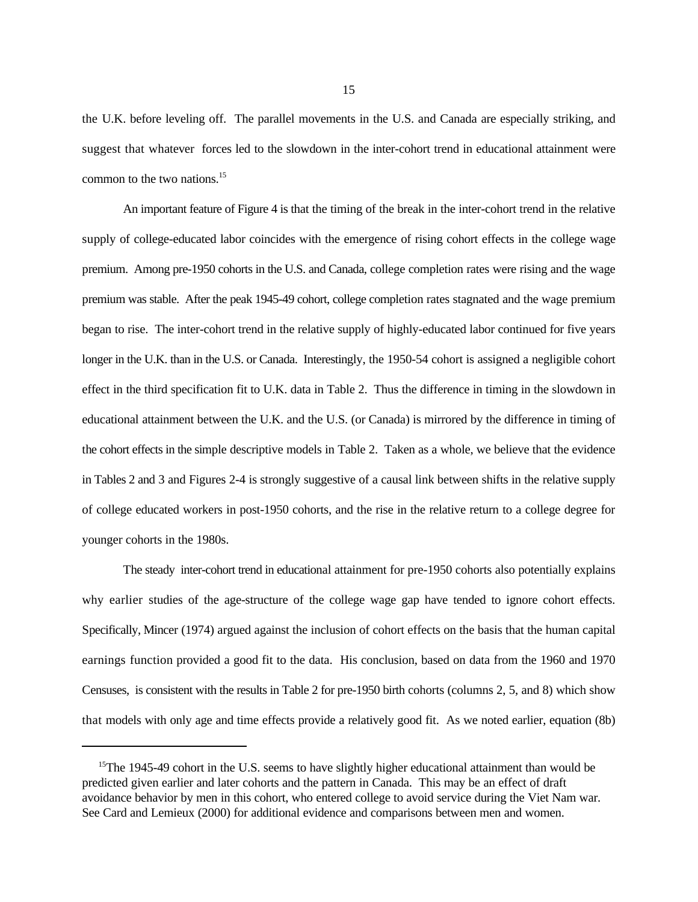the U.K. before leveling off. The parallel movements in the U.S. and Canada are especially striking, and suggest that whatever forces led to the slowdown in the inter-cohort trend in educational attainment were common to the two nations.[15]

An important feature of Figure 4 is that the timing of the break in the inter-cohort trend in the relative supply of college-educated labor coincides with the emergence of rising cohort effects in the college wage premium. Among pre-1950 cohorts in the U.S. and Canada, college completion rates were rising and the wage premium was stable. After the peak 1945-49 cohort, college completion rates stagnated and the wage premium began to rise. The inter-cohort trend in the relative supply of highly-educated labor continued for five years longer in the U.K. than in the U.S. or Canada. Interestingly, the 1950-54 cohort is assigned a negligible cohort effect in the third specification fit to U.K. data in Table 2. Thus the difference in timing in the slowdown in educational attainment between the U.K. and the U.S. (or Canada) is mirrored by the difference in timing of the cohort effects in the simple descriptive models in Table 2. Taken as a whole, we believe that the evidence in Tables 2 and 3 and Figures 2-4 is strongly suggestive of a causal link between shifts in the relative supply of college educated workers in post-1950 cohorts, and the rise in the relative return to a college degree for younger cohorts in the 1980s.

The steady inter-cohort trend in educational attainment for pre-1950 cohorts also potentially explains why earlier studies of the age-structure of the college wage gap have tended to ignore cohort effects. Specifically, Mincer (1974) argued against the inclusion of cohort effects on the basis that the human capital earnings function provided a good fit to the data. His conclusion, based on data from the 1960 and 1970 Censuses, is consistent with the results in Table 2 for pre-1950 birth cohorts (columns 2, 5, and 8) which show that models with only age and time effects provide a relatively good fit. As we noted earlier, equation (8b)

---

[15]The 1945-49 cohort in the U.S. seems to have slightly higher educational attainment than would be predicted given earlier and later cohorts and the pattern in Canada. This may be an effect of draft avoidance behavior by men in this cohort, who entered college to avoid service during the Viet Nam war. See Card and Lemieux (2000) for additional evidence and comparisons between men and women.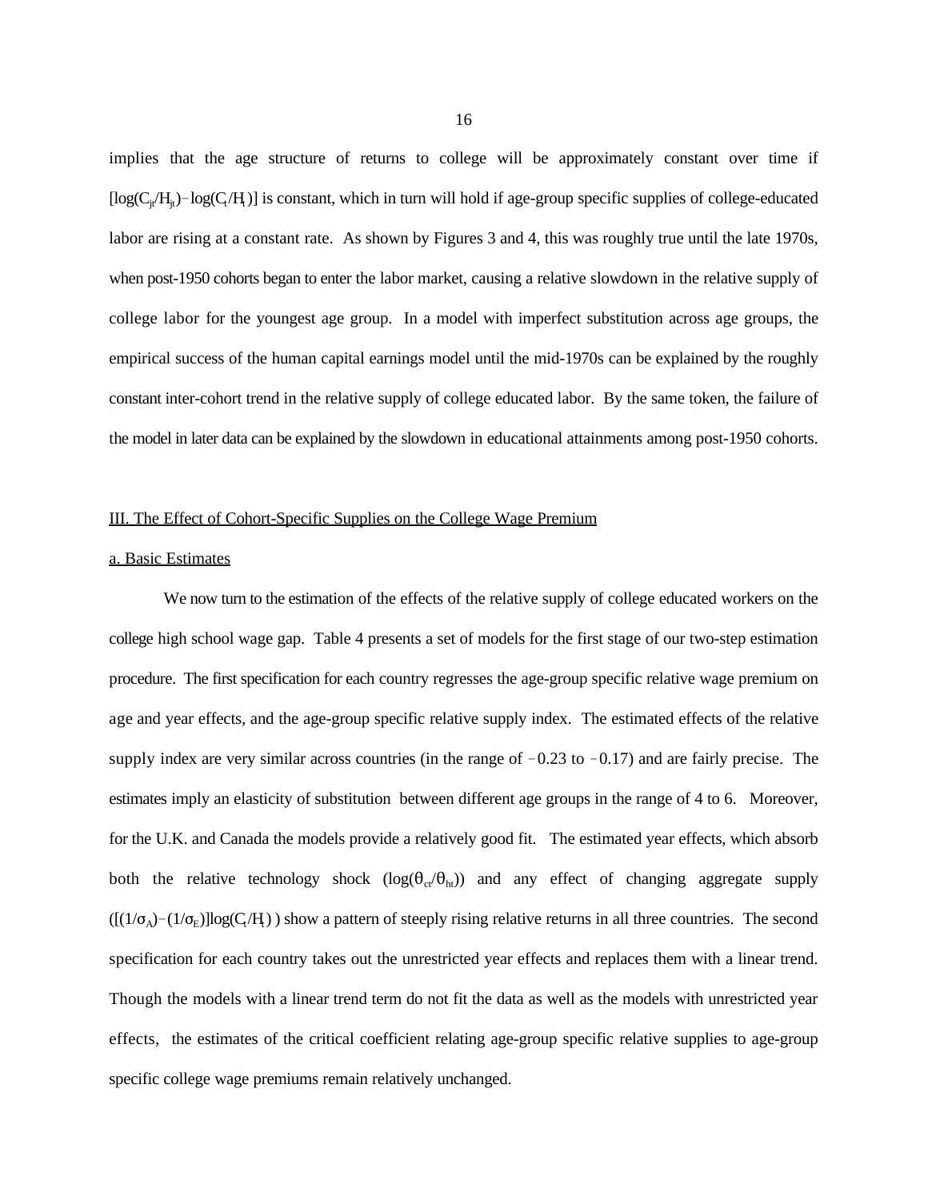implies that the age structure of returns to college will be approximately constant over time if $[\log(C_{jt}/H_{jt}) - \log(C_t/H_t)]$ is constant, which in turn will hold if age-group specific supplies of college-educated labor are rising at a constant rate. As shown by Figures 3 and 4, this was roughly true until the late 1970s, when post-1950 cohorts began to enter the labor market, causing a relative slowdown in the relative supply of college labor for the youngest age group. In a model with imperfect substitution across age groups, the empirical success of the human capital earnings model until the mid-1970s can be explained by the roughly constant inter-cohort trend in the relative supply of college educated labor. By the same token, the failure of the model in later data can be explained by the slowdown in educational attainments among post-1950 cohorts.

## III. The Effect of Cohort-Specific Supplies on the College Wage Premium

### a. Basic Estimates

We now turn to the estimation of the effects of the relative supply of college educated workers on the college high school wage gap. Table 4 presents a set of models for the first stage of our two-step estimation procedure. The first specification for each country regresses the age-group specific relative wage premium on age and year effects, and the age-group specific relative supply index. The estimated effects of the relative supply index are very similar across countries (in the range of $-0.23$ to $-0.17$) and are fairly precise. The estimates imply an elasticity of substitution between different age groups in the range of 4 to 6. Moreover, for the U.K. and Canada the models provide a relatively good fit. The estimated year effects, which absorb both the relative technology shock $(\log(\theta_{ct}/\theta_{ht}))$ and any effect of changing aggregate supply $([(1/\sigma_A) - (1/\sigma_E)]\log(C_t/H_t))$ show a pattern of steeply rising relative returns in all three countries. The second specification for each country takes out the unrestricted year effects and replaces them with a linear trend. Though the models with a linear trend term do not fit the data as well as the models with unrestricted year effects, the estimates of the critical coefficient relating age-group specific relative supplies to age-group specific college wage premiums remain relatively unchanged.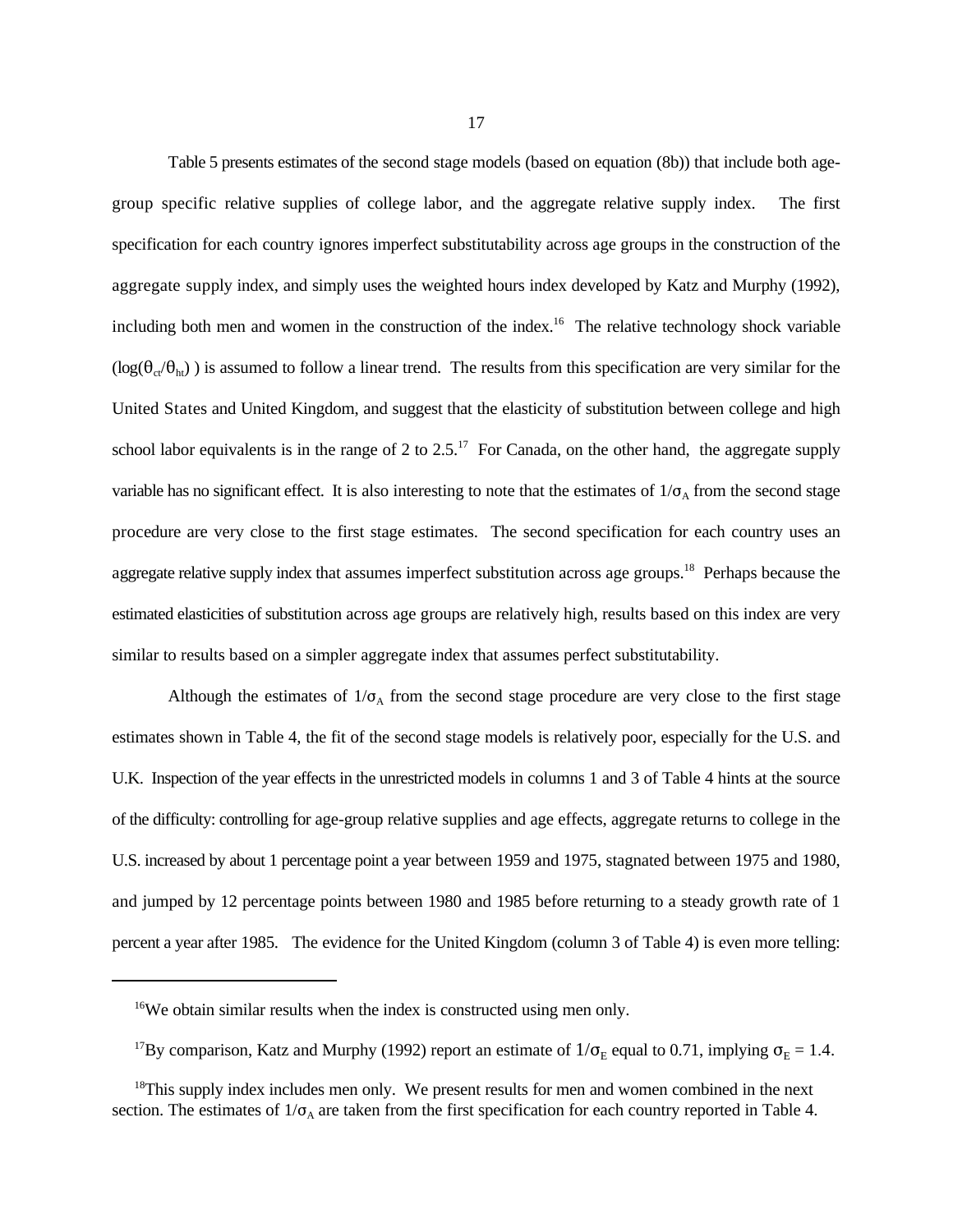Table 5 presents estimates of the second stage models (based on equation (8b)) that include both age-group specific relative supplies of college labor, and the aggregate relative supply index. The first specification for each country ignores imperfect substitutability across age groups in the construction of the aggregate supply index, and simply uses the weighted hours index developed by Katz and Murphy (1992), including both men and women in the construction of the index.[16] The relative technology shock variable ($\log(\theta_{ct}/\theta_{ht})$ ) is assumed to follow a linear trend. The results from this specification are very similar for the United States and United Kingdom, and suggest that the elasticity of substitution between college and high school labor equivalents is in the range of 2 to 2.5.[17] For Canada, on the other hand, the aggregate supply variable has no significant effect. It is also interesting to note that the estimates of $1/\sigma_A$ from the second stage procedure are very close to the first stage estimates. The second specification for each country uses an aggregate relative supply index that assumes imperfect substitution across age groups.[18] Perhaps because the estimated elasticities of substitution across age groups are relatively high, results based on this index are very similar to results based on a simpler aggregate index that assumes perfect substitutability.

Although the estimates of $1/\sigma_A$ from the second stage procedure are very close to the first stage estimates shown in Table 4, the fit of the second stage models is relatively poor, especially for the U.S. and U.K. Inspection of the year effects in the unrestricted models in columns 1 and 3 of Table 4 hints at the source of the difficulty: controlling for age-group relative supplies and age effects, aggregate returns to college in the U.S. increased by about 1 percentage point a year between 1959 and 1975, stagnated between 1975 and 1980, and jumped by 12 percentage points between 1980 and 1985 before returning to a steady growth rate of 1 percent a year after 1985. The evidence for the United Kingdom (column 3 of Table 4) is even more telling:

---

[16]We obtain similar results when the index is constructed using men only.

[17]By comparison, Katz and Murphy (1992) report an estimate of $1/\sigma_E$ equal to 0.71, implying $\sigma_E = 1.4$.

[18]This supply index includes men only. We present results for men and women combined in the next section. The estimates of $1/\sigma_A$ are taken from the first specification for each country reported in Table 4.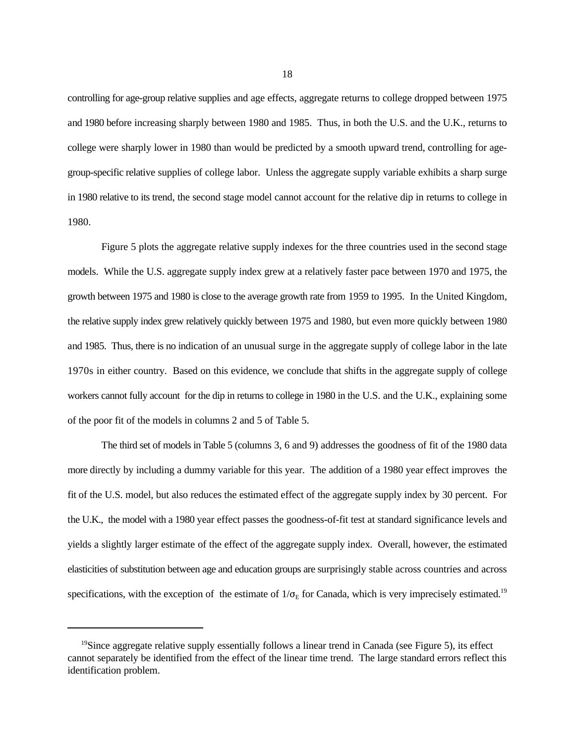controlling for age-group relative supplies and age effects, aggregate returns to college dropped between 1975 and 1980 before increasing sharply between 1980 and 1985. Thus, in both the U.S. and the U.K., returns to college were sharply lower in 1980 than would be predicted by a smooth upward trend, controlling for age-group-specific relative supplies of college labor. Unless the aggregate supply variable exhibits a sharp surge in 1980 relative to its trend, the second stage model cannot account for the relative dip in returns to college in 1980.

Figure 5 plots the aggregate relative supply indexes for the three countries used in the second stage models. While the U.S. aggregate supply index grew at a relatively faster pace between 1970 and 1975, the growth between 1975 and 1980 is close to the average growth rate from 1959 to 1995. In the United Kingdom, the relative supply index grew relatively quickly between 1975 and 1980, but even more quickly between 1980 and 1985. Thus, there is no indication of an unusual surge in the aggregate supply of college labor in the late 1970s in either country. Based on this evidence, we conclude that shifts in the aggregate supply of college workers cannot fully account for the dip in returns to college in 1980 in the U.S. and the U.K., explaining some of the poor fit of the models in columns 2 and 5 of Table 5.

The third set of models in Table 5 (columns 3, 6 and 9) addresses the goodness of fit of the 1980 data more directly by including a dummy variable for this year. The addition of a 1980 year effect improves the fit of the U.S. model, but also reduces the estimated effect of the aggregate supply index by 30 percent. For the U.K., the model with a 1980 year effect passes the goodness-of-fit test at standard significance levels and yields a slightly larger estimate of the effect of the aggregate supply index. Overall, however, the estimated elasticities of substitution between age and education groups are surprisingly stable across countries and across specifications, with the exception of the estimate of $1/\sigma_E$ for Canada, which is very imprecisely estimated.[19]

[19]Since aggregate relative supply essentially follows a linear trend in Canada (see Figure 5), its effect cannot separately be identified from the effect of the linear time trend. The large standard errors reflect this identification problem.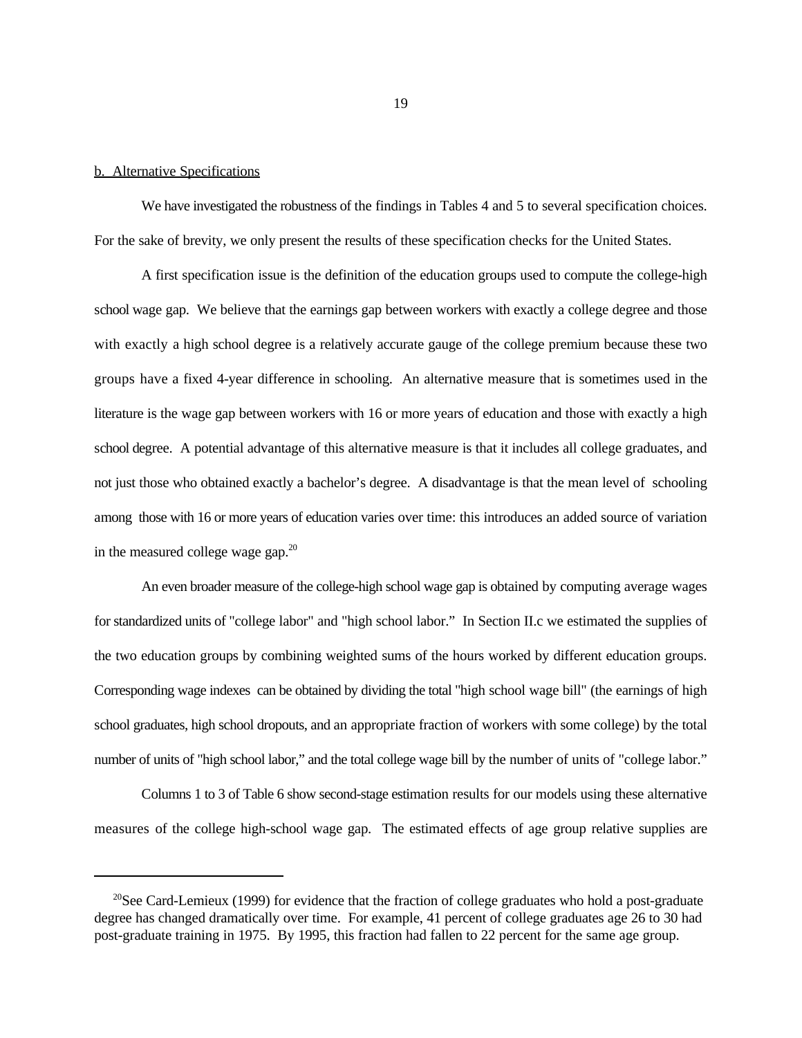<u>b. Alternative Specifications</u>

We have investigated the robustness of the findings in Tables 4 and 5 to several specification choices. For the sake of brevity, we only present the results of these specification checks for the United States.

A first specification issue is the definition of the education groups used to compute the college-high school wage gap. We believe that the earnings gap between workers with exactly a college degree and those with exactly a high school degree is a relatively accurate gauge of the college premium because these two groups have a fixed 4-year difference in schooling. An alternative measure that is sometimes used in the literature is the wage gap between workers with 16 or more years of education and those with exactly a high school degree. A potential advantage of this alternative measure is that it includes all college graduates, and not just those who obtained exactly a bachelor's degree. A disadvantage is that the mean level of schooling among those with 16 or more years of education varies over time: this introduces an added source of variation in the measured college wage gap.[20]

An even broader measure of the college-high school wage gap is obtained by computing average wages for standardized units of "college labor" and "high school labor." In Section II.c we estimated the supplies of the two education groups by combining weighted sums of the hours worked by different education groups. Corresponding wage indexes can be obtained by dividing the total "high school wage bill" (the earnings of high school graduates, high school dropouts, and an appropriate fraction of workers with some college) by the total number of units of "high school labor," and the total college wage bill by the number of units of "college labor."

Columns 1 to 3 of Table 6 show second-stage estimation results for our models using these alternative measures of the college high-school wage gap. The estimated effects of age group relative supplies are

---

[20] See Card-Lemieux (1999) for evidence that the fraction of college graduates who hold a post-graduate degree has changed dramatically over time. For example, 41 percent of college graduates age 26 to 30 had post-graduate training in 1975. By 1995, this fraction had fallen to 22 percent for the same age group.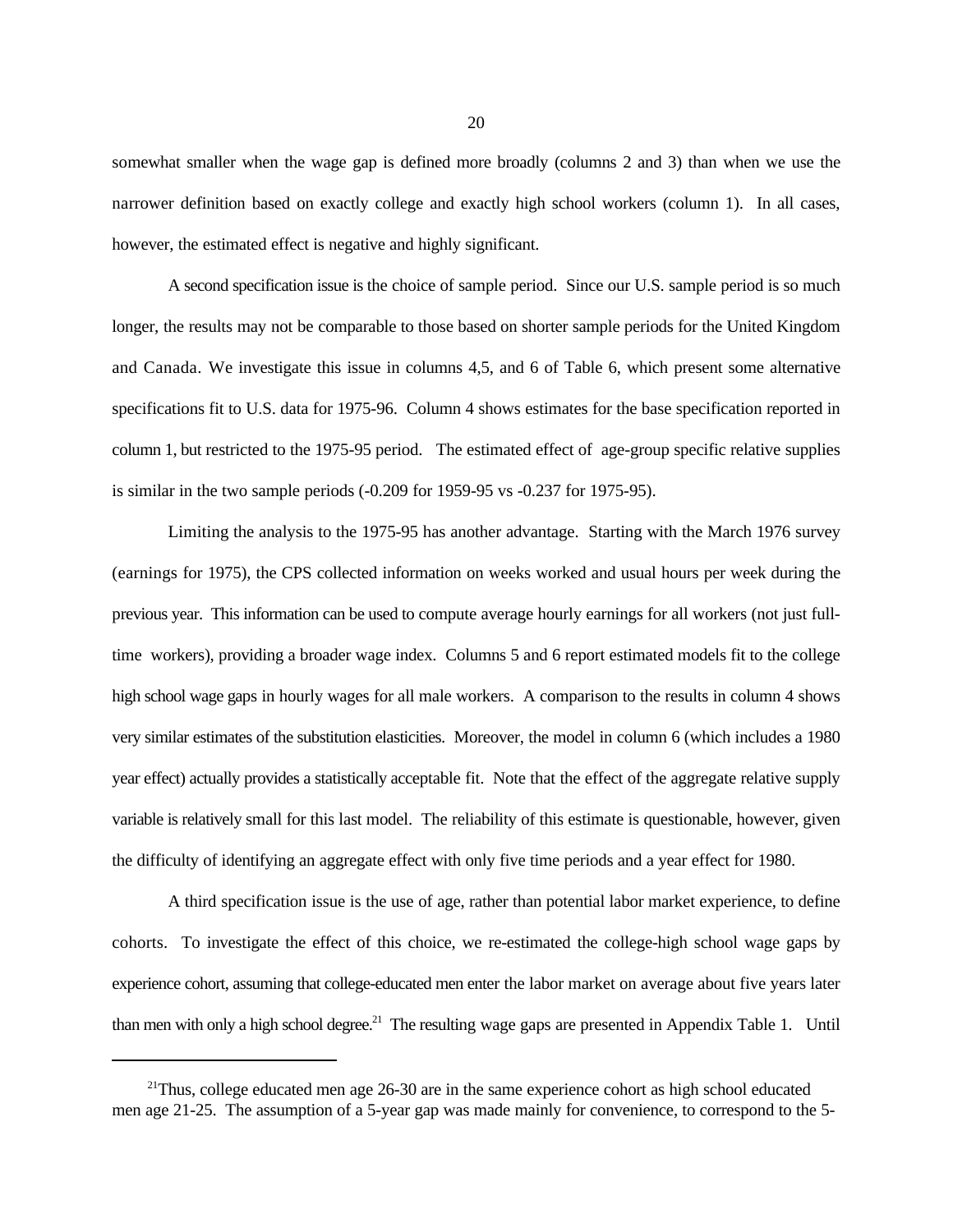somewhat smaller when the wage gap is defined more broadly (columns 2 and 3) than when we use the narrower definition based on exactly college and exactly high school workers (column 1). In all cases, however, the estimated effect is negative and highly significant.

A second specification issue is the choice of sample period. Since our U.S. sample period is so much longer, the results may not be comparable to those based on shorter sample periods for the United Kingdom and Canada. We investigate this issue in columns 4,5, and 6 of Table 6, which present some alternative specifications fit to U.S. data for 1975-96. Column 4 shows estimates for the base specification reported in column 1, but restricted to the 1975-95 period. The estimated effect of age-group specific relative supplies is similar in the two sample periods (-0.209 for 1959-95 vs -0.237 for 1975-95).

Limiting the analysis to the 1975-95 has another advantage. Starting with the March 1976 survey (earnings for 1975), the CPS collected information on weeks worked and usual hours per week during the previous year. This information can be used to compute average hourly earnings for all workers (not just full-time workers), providing a broader wage index. Columns 5 and 6 report estimated models fit to the college high school wage gaps in hourly wages for all male workers. A comparison to the results in column 4 shows very similar estimates of the substitution elasticities. Moreover, the model in column 6 (which includes a 1980 year effect) actually provides a statistically acceptable fit. Note that the effect of the aggregate relative supply variable is relatively small for this last model. The reliability of this estimate is questionable, however, given the difficulty of identifying an aggregate effect with only five time periods and a year effect for 1980.

A third specification issue is the use of age, rather than potential labor market experience, to define cohorts. To investigate the effect of this choice, we re-estimated the college-high school wage gaps by experience cohort, assuming that college-educated men enter the labor market on average about five years later than men with only a high school degree.[21] The resulting wage gaps are presented in Appendix Table 1. Until

[21]Thus, college educated men age 26-30 are in the same experience cohort as high school educated men age 21-25. The assumption of a 5-year gap was made mainly for convenience, to correspond to the 5-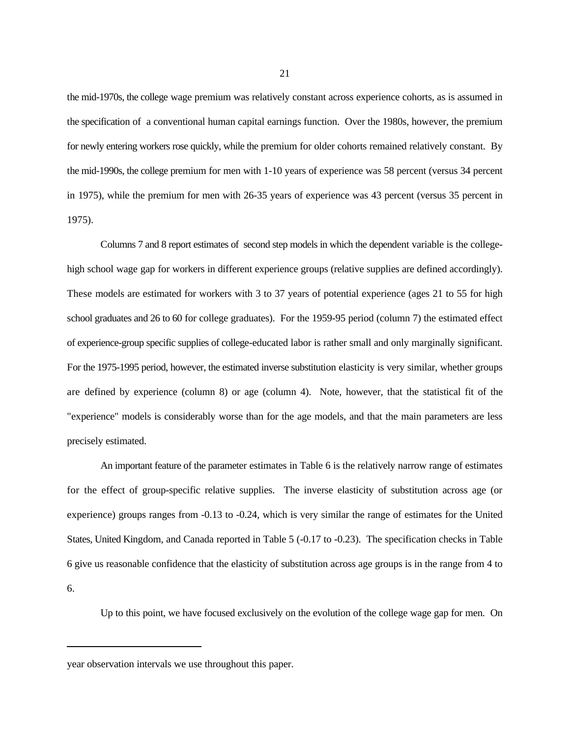the mid-1970s, the college wage premium was relatively constant across experience cohorts, as is assumed in the specification of a conventional human capital earnings function. Over the 1980s, however, the premium for newly entering workers rose quickly, while the premium for older cohorts remained relatively constant. By the mid-1990s, the college premium for men with 1-10 years of experience was 58 percent (versus 34 percent in 1975), while the premium for men with 26-35 years of experience was 43 percent (versus 35 percent in 1975).

Columns 7 and 8 report estimates of second step models in which the dependent variable is the college-high school wage gap for workers in different experience groups (relative supplies are defined accordingly). These models are estimated for workers with 3 to 37 years of potential experience (ages 21 to 55 for high school graduates and 26 to 60 for college graduates). For the 1959-95 period (column 7) the estimated effect of experience-group specific supplies of college-educated labor is rather small and only marginally significant. For the 1975-1995 period, however, the estimated inverse substitution elasticity is very similar, whether groups are defined by experience (column 8) or age (column 4). Note, however, that the statistical fit of the "experience" models is considerably worse than for the age models, and that the main parameters are less precisely estimated.

An important feature of the parameter estimates in Table 6 is the relatively narrow range of estimates for the effect of group-specific relative supplies. The inverse elasticity of substitution across age (or experience) groups ranges from -0.13 to -0.24, which is very similar the range of estimates for the United States, United Kingdom, and Canada reported in Table 5 (-0.17 to -0.23). The specification checks in Table 6 give us reasonable confidence that the elasticity of substitution across age groups is in the range from 4 to 6.

Up to this point, we have focused exclusively on the evolution of the college wage gap for men. On

---

year observation intervals we use throughout this paper.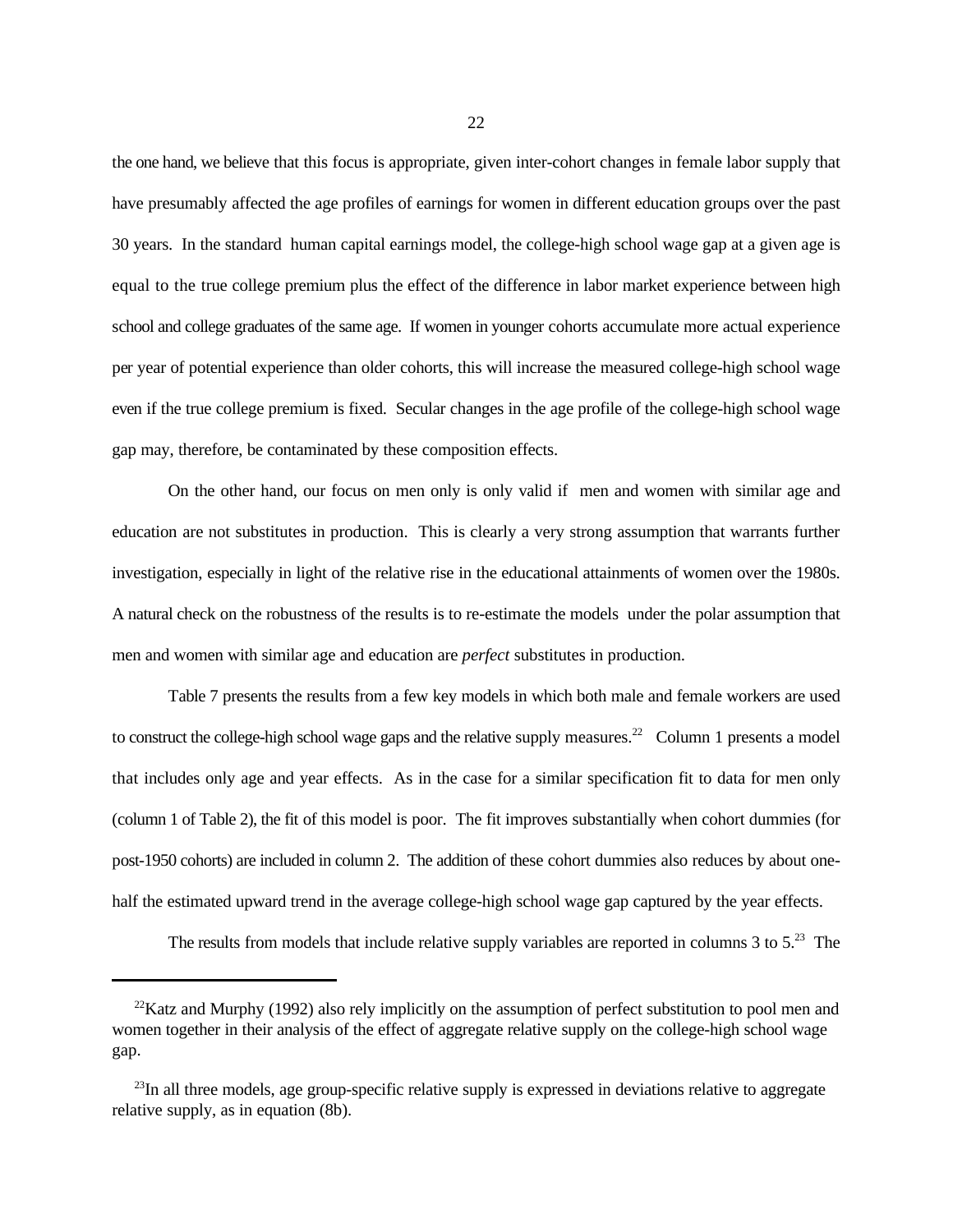the one hand, we believe that this focus is appropriate, given inter-cohort changes in female labor supply that have presumably affected the age profiles of earnings for women in different education groups over the past 30 years. In the standard human capital earnings model, the college-high school wage gap at a given age is equal to the true college premium plus the effect of the difference in labor market experience between high school and college graduates of the same age. If women in younger cohorts accumulate more actual experience per year of potential experience than older cohorts, this will increase the measured college-high school wage even if the true college premium is fixed. Secular changes in the age profile of the college-high school wage gap may, therefore, be contaminated by these composition effects.

On the other hand, our focus on men only is only valid if men and women with similar age and education are not substitutes in production. This is clearly a very strong assumption that warrants further investigation, especially in light of the relative rise in the educational attainments of women over the 1980s. A natural check on the robustness of the results is to re-estimate the models under the polar assumption that men and women with similar age and education are *perfect* substitutes in production.

Table 7 presents the results from a few key models in which both male and female workers are used to construct the college-high school wage gaps and the relative supply measures.[22] Column 1 presents a model that includes only age and year effects. As in the case for a similar specification fit to data for men only (column 1 of Table 2), the fit of this model is poor. The fit improves substantially when cohort dummies (for post-1950 cohorts) are included in column 2. The addition of these cohort dummies also reduces by about one-half the estimated upward trend in the average college-high school wage gap captured by the year effects.

The results from models that include relative supply variables are reported in columns 3 to 5.[23] The

[22] Katz and Murphy (1992) also rely implicitly on the assumption of perfect substitution to pool men and women together in their analysis of the effect of aggregate relative supply on the college-high school wage gap.

[23] In all three models, age group-specific relative supply is expressed in deviations relative to aggregate relative supply, as in equation (8b).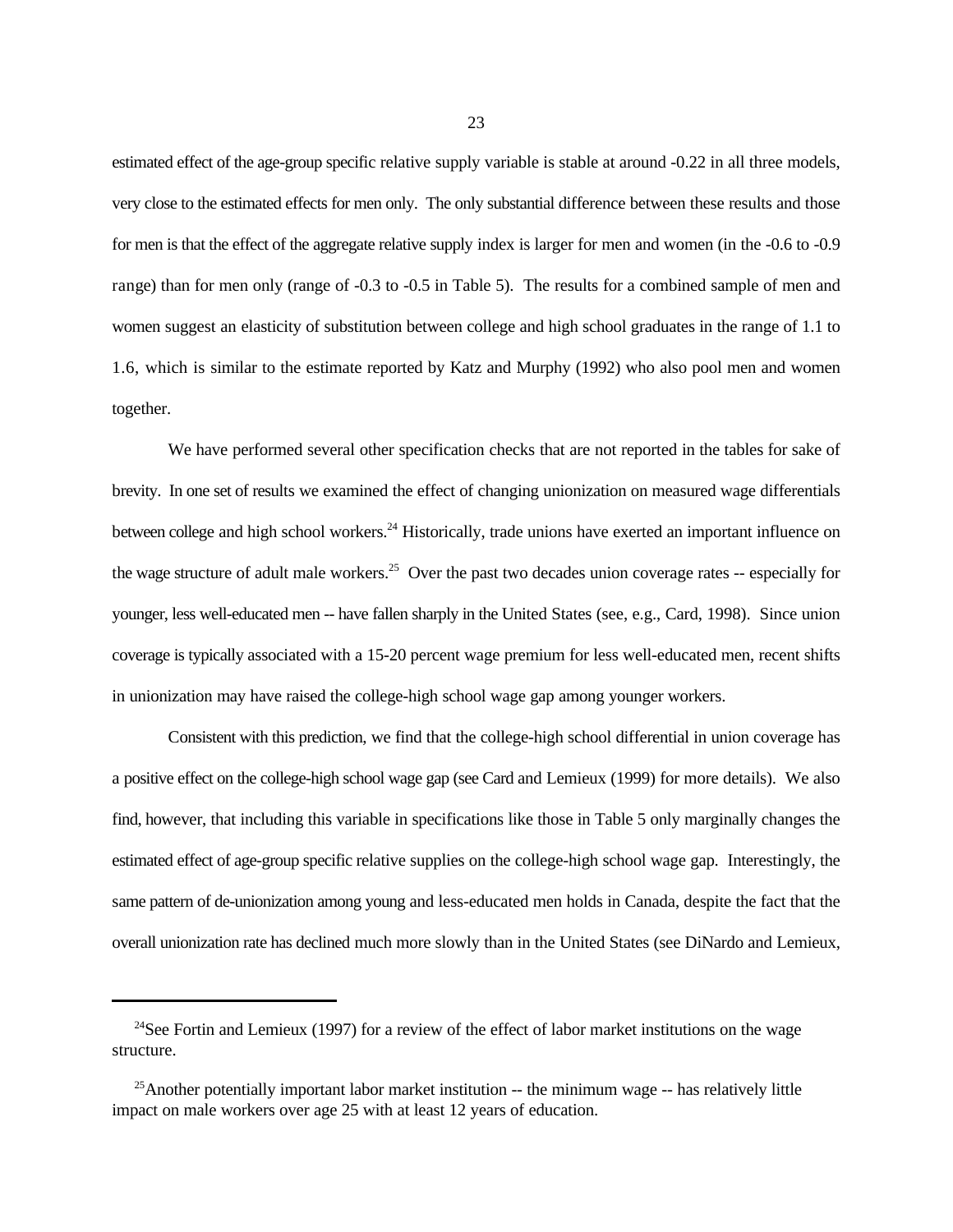estimated effect of the age-group specific relative supply variable is stable at around -0.22 in all three models, very close to the estimated effects for men only. The only substantial difference between these results and those for men is that the effect of the aggregate relative supply index is larger for men and women (in the -0.6 to -0.9 range) than for men only (range of -0.3 to -0.5 in Table 5). The results for a combined sample of men and women suggest an elasticity of substitution between college and high school graduates in the range of 1.1 to 1.6, which is similar to the estimate reported by Katz and Murphy (1992) who also pool men and women together.

We have performed several other specification checks that are not reported in the tables for sake of brevity. In one set of results we examined the effect of changing unionization on measured wage differentials between college and high school workers.[24] Historically, trade unions have exerted an important influence on the wage structure of adult male workers.[25] Over the past two decades union coverage rates -- especially for younger, less well-educated men -- have fallen sharply in the United States (see, e.g., Card, 1998). Since union coverage is typically associated with a 15-20 percent wage premium for less well-educated men, recent shifts in unionization may have raised the college-high school wage gap among younger workers.

Consistent with this prediction, we find that the college-high school differential in union coverage has a positive effect on the college-high school wage gap (see Card and Lemieux (1999) for more details). We also find, however, that including this variable in specifications like those in Table 5 only marginally changes the estimated effect of age-group specific relative supplies on the college-high school wage gap. Interestingly, the same pattern of de-unionization among young and less-educated men holds in Canada, despite the fact that the overall unionization rate has declined much more slowly than in the United States (see DiNardo and Lemieux,

---

[24]See Fortin and Lemieux (1997) for a review of the effect of labor market institutions on the wage structure.

[25]Another potentially important labor market institution -- the minimum wage -- has relatively little impact on male workers over age 25 with at least 12 years of education.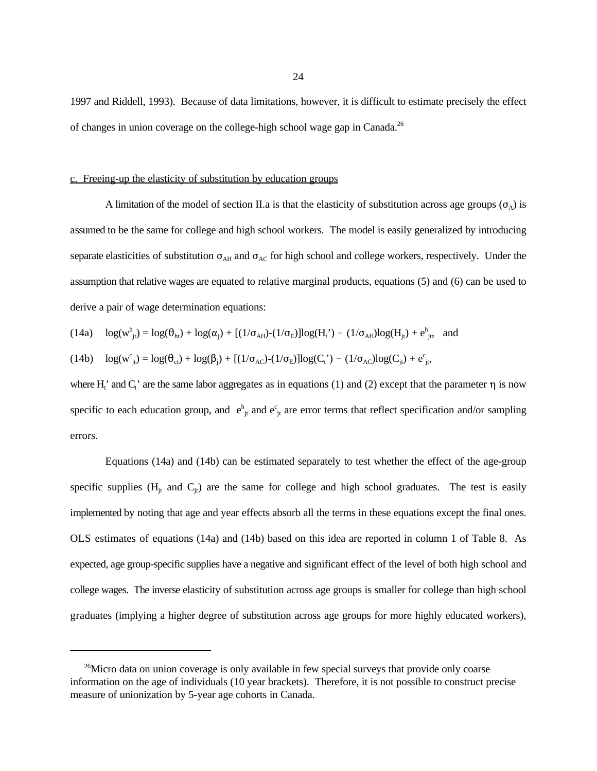1997 and Riddell, 1993). Because of data limitations, however, it is difficult to estimate precisely the effect of changes in union coverage on the college-high school wage gap in Canada.[26]

### c. Freeing-up the elasticity of substitution by education groups

A limitation of the model of section II.a is that the elasticity of substitution across age groups ($\sigma_A$) is assumed to be the same for college and high school workers. The model is easily generalized by introducing separate elasticities of substitution $\sigma_{AH}$ and $\sigma_{AC}$ for high school and college workers, respectively. Under the assumption that relative wages are equated to relative marginal products, equations (5) and (6) can be used to derive a pair of wage determination equations:

$$\text{(14a)} \quad \log(w^h_{jt}) = \log(\theta_{ht}) + \log(\alpha_j) + [(1/\sigma_{AH})-(1/\sigma_E)]\log(H_t') - (1/\sigma_{AH})\log(H_{jt}) + e^h_{jt}, \quad \text{and}$$

$$\text{(14b)} \quad \log(w^c_{jt}) = \log(\theta_{ct}) + \log(\beta_j) + [(1/\sigma_{AC})-(1/\sigma_E)]\log(C_t') - (1/\sigma_{AC})\log(C_{jt}) + e^c_{jt},$$

where $H_t$' and $C_t$' are the same labor aggregates as in equations (1) and (2) except that the parameter $\eta$ is now specific to each education group, and $e^h_{jt}$ and $e^c_{jt}$ are error terms that reflect specification and/or sampling errors.

Equations (14a) and (14b) can be estimated separately to test whether the effect of the age-group specific supplies ($H_{jt}$ and $C_{jt}$) are the same for college and high school graduates. The test is easily implemented by noting that age and year effects absorb all the terms in these equations except the final ones. OLS estimates of equations (14a) and (14b) based on this idea are reported in column 1 of Table 8. As expected, age group-specific supplies have a negative and significant effect of the level of both high school and college wages. The inverse elasticity of substitution across age groups is smaller for college than high school graduates (implying a higher degree of substitution across age groups for more highly educated workers),

[26] Micro data on union coverage is only available in few special surveys that provide only coarse information on the age of individuals (10 year brackets). Therefore, it is not possible to construct precise measure of unionization by 5-year age cohorts in Canada.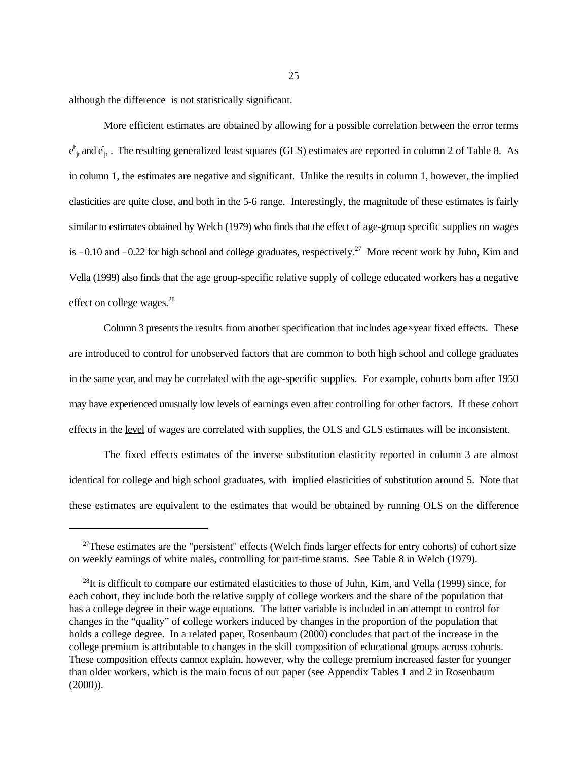although the difference is not statistically significant.

More efficient estimates are obtained by allowing for a possible correlation between the error terms $e^h_{jt}$ and $e^c_{jt}$ . The resulting generalized least squares (GLS) estimates are reported in column 2 of Table 8. As in column 1, the estimates are negative and significant. Unlike the results in column 1, however, the implied elasticities are quite close, and both in the 5-6 range. Interestingly, the magnitude of these estimates is fairly similar to estimates obtained by Welch (1979) who finds that the effect of age-group specific supplies on wages is $-0.10$ and $-0.22$ for high school and college graduates, respectively.[27] More recent work by Juhn, Kim and Vella (1999) also finds that the age group-specific relative supply of college educated workers has a negative effect on college wages.[28]

Column 3 presents the results from another specification that includes age×year fixed effects. These are introduced to control for unobserved factors that are common to both high school and college graduates in the same year, and may be correlated with the age-specific supplies. For example, cohorts born after 1950 may have experienced unusually low levels of earnings even after controlling for other factors. If these cohort effects in the level of wages are correlated with supplies, the OLS and GLS estimates will be inconsistent.

The fixed effects estimates of the inverse substitution elasticity reported in column 3 are almost identical for college and high school graduates, with implied elasticities of substitution around 5. Note that these estimates are equivalent to the estimates that would be obtained by running OLS on the difference

[27]These estimates are the "persistent" effects (Welch finds larger effects for entry cohorts) of cohort size on weekly earnings of white males, controlling for part-time status. See Table 8 in Welch (1979).

[28]It is difficult to compare our estimated elasticities to those of Juhn, Kim, and Vella (1999) since, for each cohort, they include both the relative supply of college workers and the share of the population that has a college degree in their wage equations. The latter variable is included in an attempt to control for changes in the "quality" of college workers induced by changes in the proportion of the population that holds a college degree. In a related paper, Rosenbaum (2000) concludes that part of the increase in the college premium is attributable to changes in the skill composition of educational groups across cohorts. These composition effects cannot explain, however, why the college premium increased faster for younger than older workers, which is the main focus of our paper (see Appendix Tables 1 and 2 in Rosenbaum (2000)).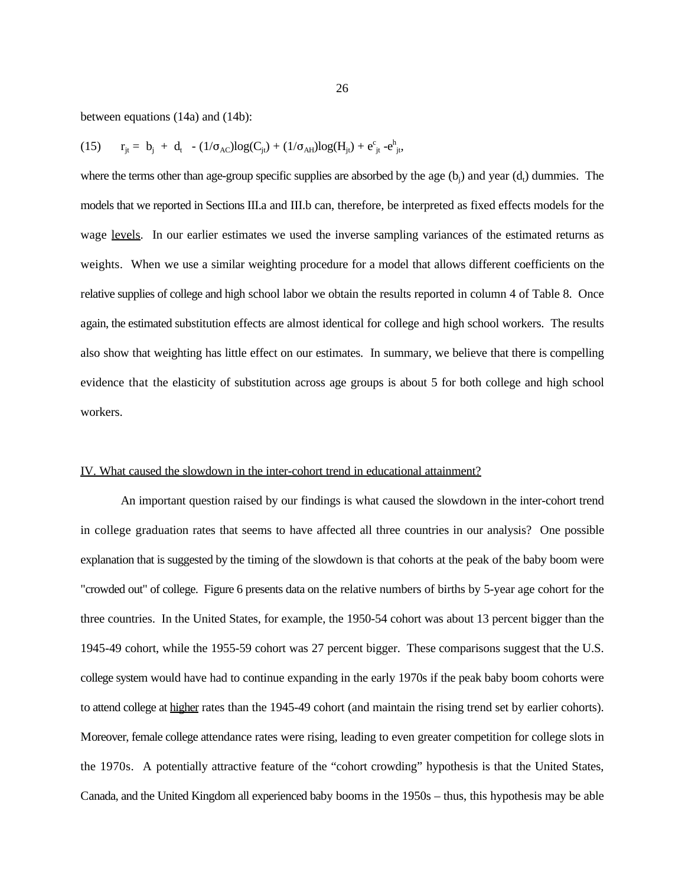between equations (14a) and (14b):

$$(15) \qquad r_{jt} = b_j + d_t - (1/\sigma_{AC})\log(C_{jt}) + (1/\sigma_{AH})\log(H_{jt}) + e^c_{jt} - e^h_{jt},$$

where the terms other than age-group specific supplies are absorbed by the age ($b_j$) and year ($d_t$) dummies. The models that we reported in Sections III.a and III.b can, therefore, be interpreted as fixed effects models for the wage levels. In our earlier estimates we used the inverse sampling variances of the estimated returns as weights. When we use a similar weighting procedure for a model that allows different coefficients on the relative supplies of college and high school labor we obtain the results reported in column 4 of Table 8. Once again, the estimated substitution effects are almost identical for college and high school workers. The results also show that weighting has little effect on our estimates. In summary, we believe that there is compelling evidence that the elasticity of substitution across age groups is about 5 for both college and high school workers.

## IV. What caused the slowdown in the inter-cohort trend in educational attainment?

An important question raised by our findings is what caused the slowdown in the inter-cohort trend in college graduation rates that seems to have affected all three countries in our analysis? One possible explanation that is suggested by the timing of the slowdown is that cohorts at the peak of the baby boom were "crowded out" of college. Figure 6 presents data on the relative numbers of births by 5-year age cohort for the three countries. In the United States, for example, the 1950-54 cohort was about 13 percent bigger than the 1945-49 cohort, while the 1955-59 cohort was 27 percent bigger. These comparisons suggest that the U.S. college system would have had to continue expanding in the early 1970s if the peak baby boom cohorts were to attend college at higher rates than the 1945-49 cohort (and maintain the rising trend set by earlier cohorts). Moreover, female college attendance rates were rising, leading to even greater competition for college slots in the 1970s. A potentially attractive feature of the "cohort crowding" hypothesis is that the United States, Canada, and the United Kingdom all experienced baby booms in the 1950s – thus, this hypothesis may be able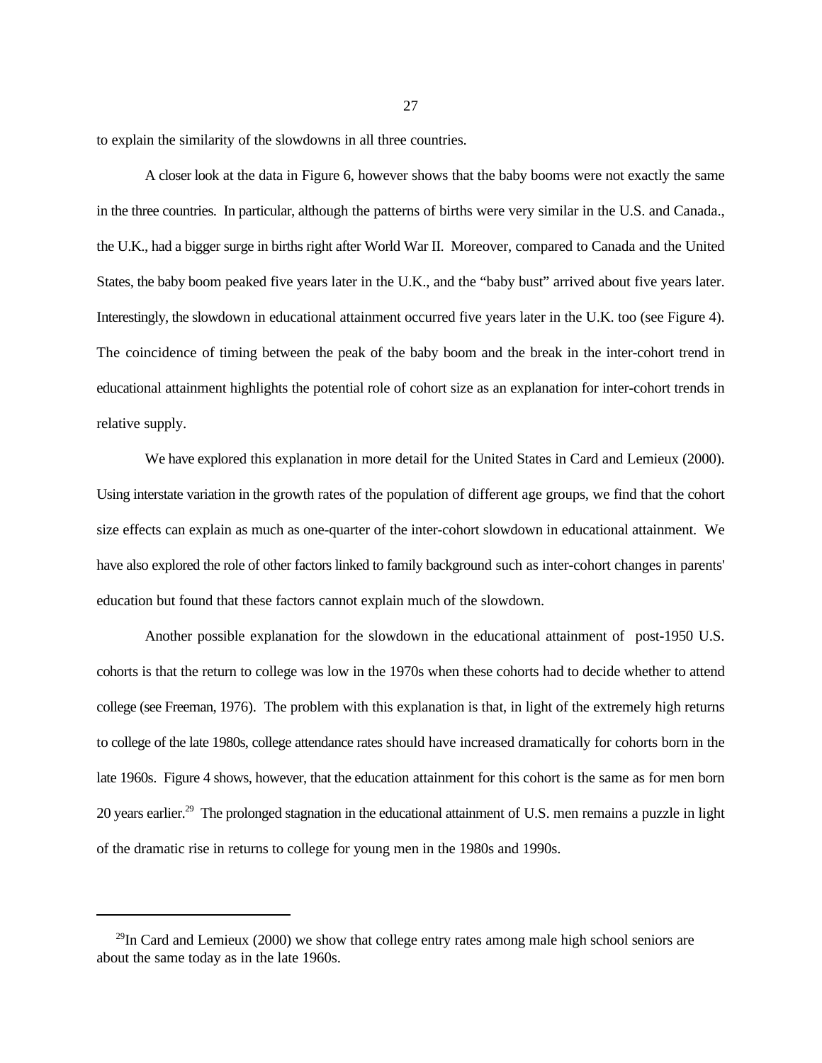to explain the similarity of the slowdowns in all three countries.

A closer look at the data in Figure 6, however shows that the baby booms were not exactly the same in the three countries. In particular, although the patterns of births were very similar in the U.S. and Canada., the U.K., had a bigger surge in births right after World War II. Moreover, compared to Canada and the United States, the baby boom peaked five years later in the U.K., and the "baby bust" arrived about five years later. Interestingly, the slowdown in educational attainment occurred five years later in the U.K. too (see Figure 4). The coincidence of timing between the peak of the baby boom and the break in the inter-cohort trend in educational attainment highlights the potential role of cohort size as an explanation for inter-cohort trends in relative supply.

We have explored this explanation in more detail for the United States in Card and Lemieux (2000). Using interstate variation in the growth rates of the population of different age groups, we find that the cohort size effects can explain as much as one-quarter of the inter-cohort slowdown in educational attainment. We have also explored the role of other factors linked to family background such as inter-cohort changes in parents' education but found that these factors cannot explain much of the slowdown.

Another possible explanation for the slowdown in the educational attainment of post-1950 U.S. cohorts is that the return to college was low in the 1970s when these cohorts had to decide whether to attend college (see Freeman, 1976). The problem with this explanation is that, in light of the extremely high returns to college of the late 1980s, college attendance rates should have increased dramatically for cohorts born in the late 1960s. Figure 4 shows, however, that the education attainment for this cohort is the same as for men born 20 years earlier.[29] The prolonged stagnation in the educational attainment of U.S. men remains a puzzle in light of the dramatic rise in returns to college for young men in the 1980s and 1990s.

---

[29] In Card and Lemieux (2000) we show that college entry rates among male high school seniors are about the same today as in the late 1960s.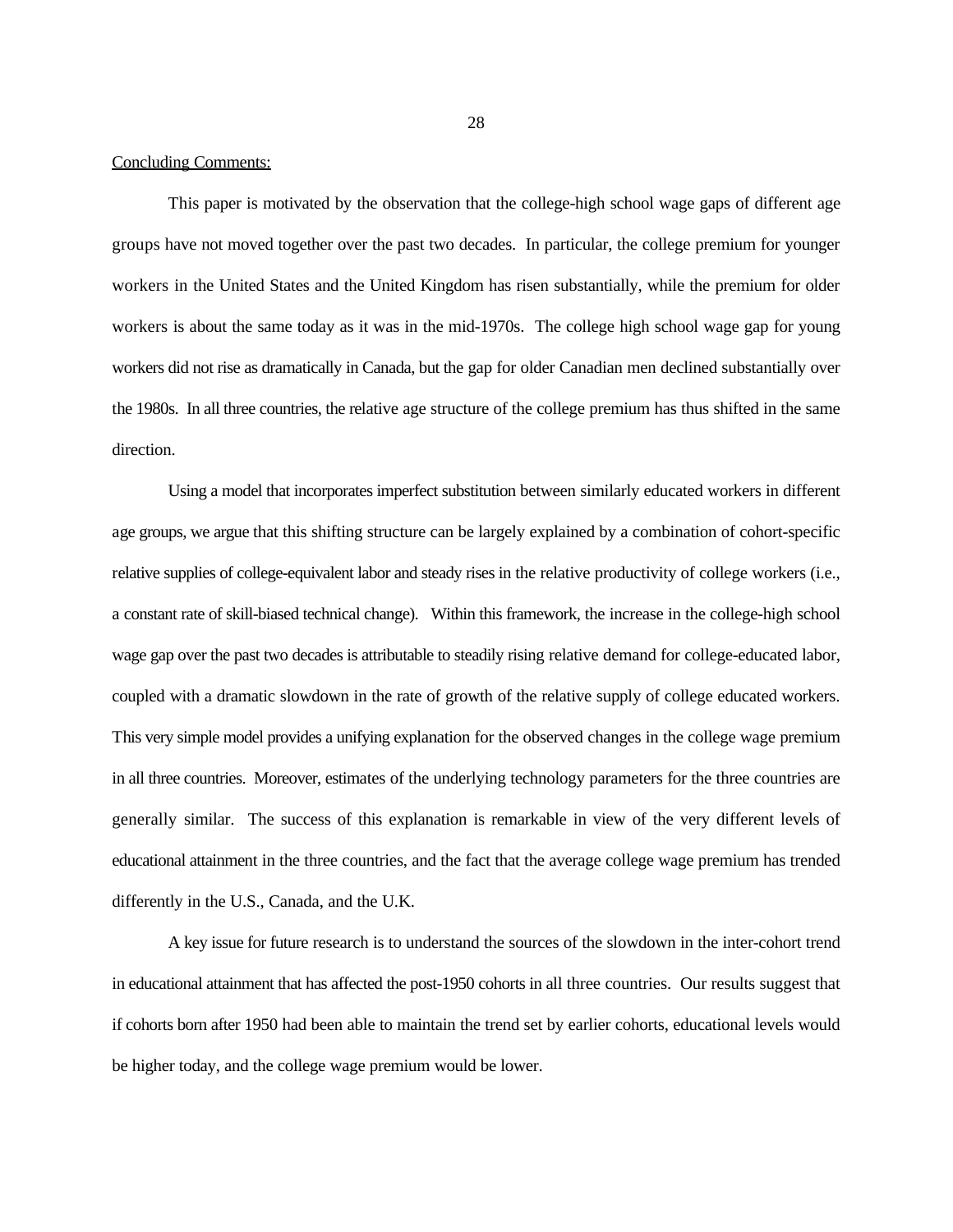## Concluding Comments:

This paper is motivated by the observation that the college-high school wage gaps of different age groups have not moved together over the past two decades. In particular, the college premium for younger workers in the United States and the United Kingdom has risen substantially, while the premium for older workers is about the same today as it was in the mid-1970s. The college high school wage gap for young workers did not rise as dramatically in Canada, but the gap for older Canadian men declined substantially over the 1980s. In all three countries, the relative age structure of the college premium has thus shifted in the same direction.

Using a model that incorporates imperfect substitution between similarly educated workers in different age groups, we argue that this shifting structure can be largely explained by a combination of cohort-specific relative supplies of college-equivalent labor and steady rises in the relative productivity of college workers (i.e., a constant rate of skill-biased technical change). Within this framework, the increase in the college-high school wage gap over the past two decades is attributable to steadily rising relative demand for college-educated labor, coupled with a dramatic slowdown in the rate of growth of the relative supply of college educated workers. This very simple model provides a unifying explanation for the observed changes in the college wage premium in all three countries. Moreover, estimates of the underlying technology parameters for the three countries are generally similar. The success of this explanation is remarkable in view of the very different levels of educational attainment in the three countries, and the fact that the average college wage premium has trended differently in the U.S., Canada, and the U.K.

A key issue for future research is to understand the sources of the slowdown in the inter-cohort trend in educational attainment that has affected the post-1950 cohorts in all three countries. Our results suggest that if cohorts born after 1950 had been able to maintain the trend set by earlier cohorts, educational levels would be higher today, and the college wage premium would be lower.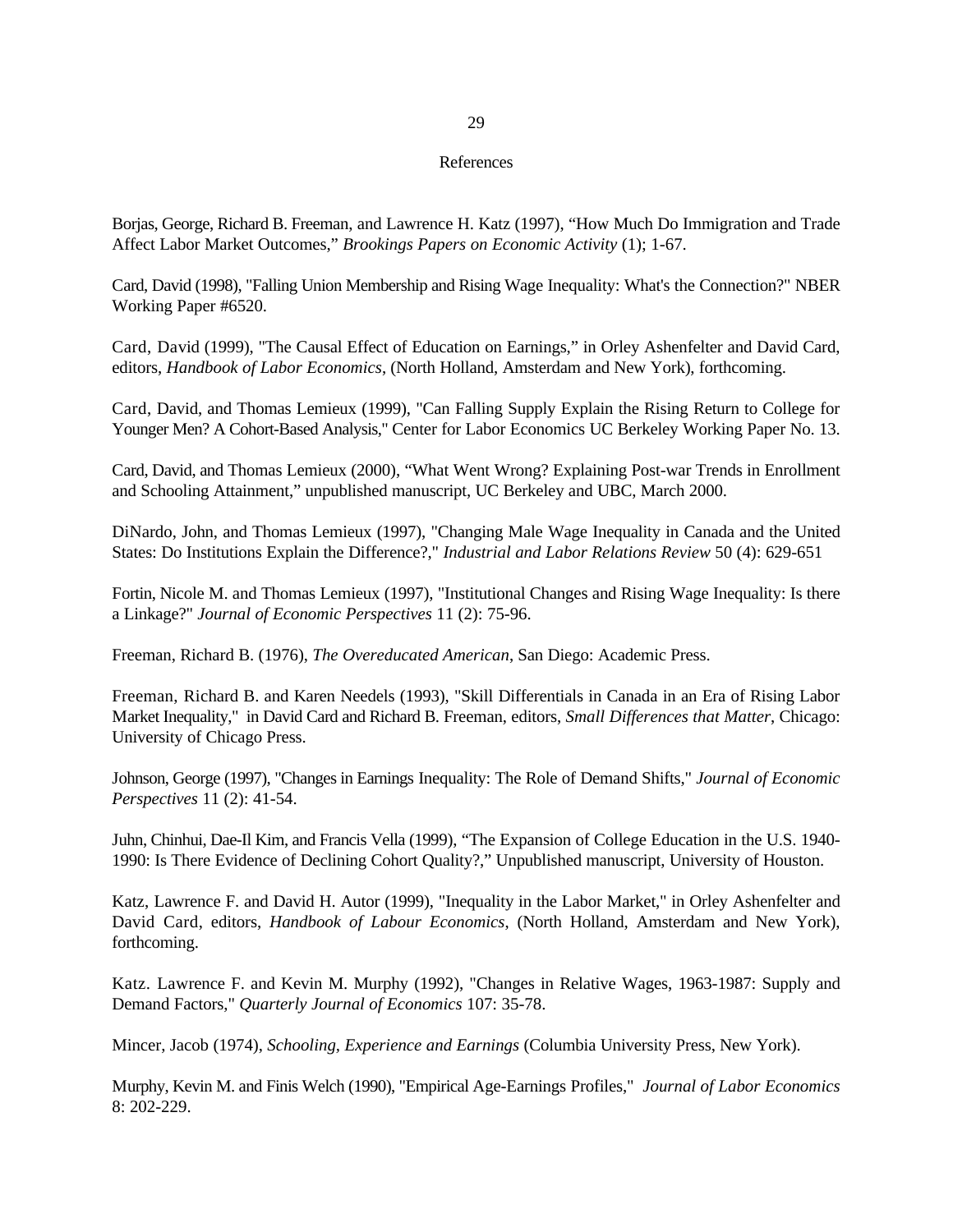# References

Borjas, George, Richard B. Freeman, and Lawrence H. Katz (1997), "How Much Do Immigration and Trade Affect Labor Market Outcomes," *Brookings Papers on Economic Activity* (1); 1-67.

Card, David (1998), "Falling Union Membership and Rising Wage Inequality: What's the Connection?" NBER Working Paper #6520.

Card, David (1999), "The Causal Effect of Education on Earnings," in Orley Ashenfelter and David Card, editors, *Handbook of Labor Economics*, (North Holland, Amsterdam and New York), forthcoming.

Card, David, and Thomas Lemieux (1999), "Can Falling Supply Explain the Rising Return to College for Younger Men? A Cohort-Based Analysis," Center for Labor Economics UC Berkeley Working Paper No. 13.

Card, David, and Thomas Lemieux (2000), "What Went Wrong? Explaining Post-war Trends in Enrollment and Schooling Attainment," unpublished manuscript, UC Berkeley and UBC, March 2000.

DiNardo, John, and Thomas Lemieux (1997), "Changing Male Wage Inequality in Canada and the United States: Do Institutions Explain the Difference?," *Industrial and Labor Relations Review* 50 (4): 629-651

Fortin, Nicole M. and Thomas Lemieux (1997), "Institutional Changes and Rising Wage Inequality: Is there a Linkage?" *Journal of Economic Perspectives* 11 (2): 75-96.

Freeman, Richard B. (1976), *The Overeducated American*, San Diego: Academic Press.

Freeman, Richard B. and Karen Needels (1993), "Skill Differentials in Canada in an Era of Rising Labor Market Inequality," in David Card and Richard B. Freeman, editors, *Small Differences that Matter*, Chicago: University of Chicago Press.

Johnson, George (1997), "Changes in Earnings Inequality: The Role of Demand Shifts," *Journal of Economic Perspectives* 11 (2): 41-54.

Juhn, Chinhui, Dae-Il Kim, and Francis Vella (1999), "The Expansion of College Education in the U.S. 1940-1990: Is There Evidence of Declining Cohort Quality?," Unpublished manuscript, University of Houston.

Katz, Lawrence F. and David H. Autor (1999), "Inequality in the Labor Market," in Orley Ashenfelter and David Card, editors, *Handbook of Labour Economics*, (North Holland, Amsterdam and New York), forthcoming.

Katz. Lawrence F. and Kevin M. Murphy (1992), "Changes in Relative Wages, 1963-1987: Supply and Demand Factors," *Quarterly Journal of Economics* 107: 35-78.

Mincer, Jacob (1974), *Schooling, Experience and Earnings* (Columbia University Press, New York).

Murphy, Kevin M. and Finis Welch (1990), "Empirical Age-Earnings Profiles," *Journal of Labor Economics* 8: 202-229.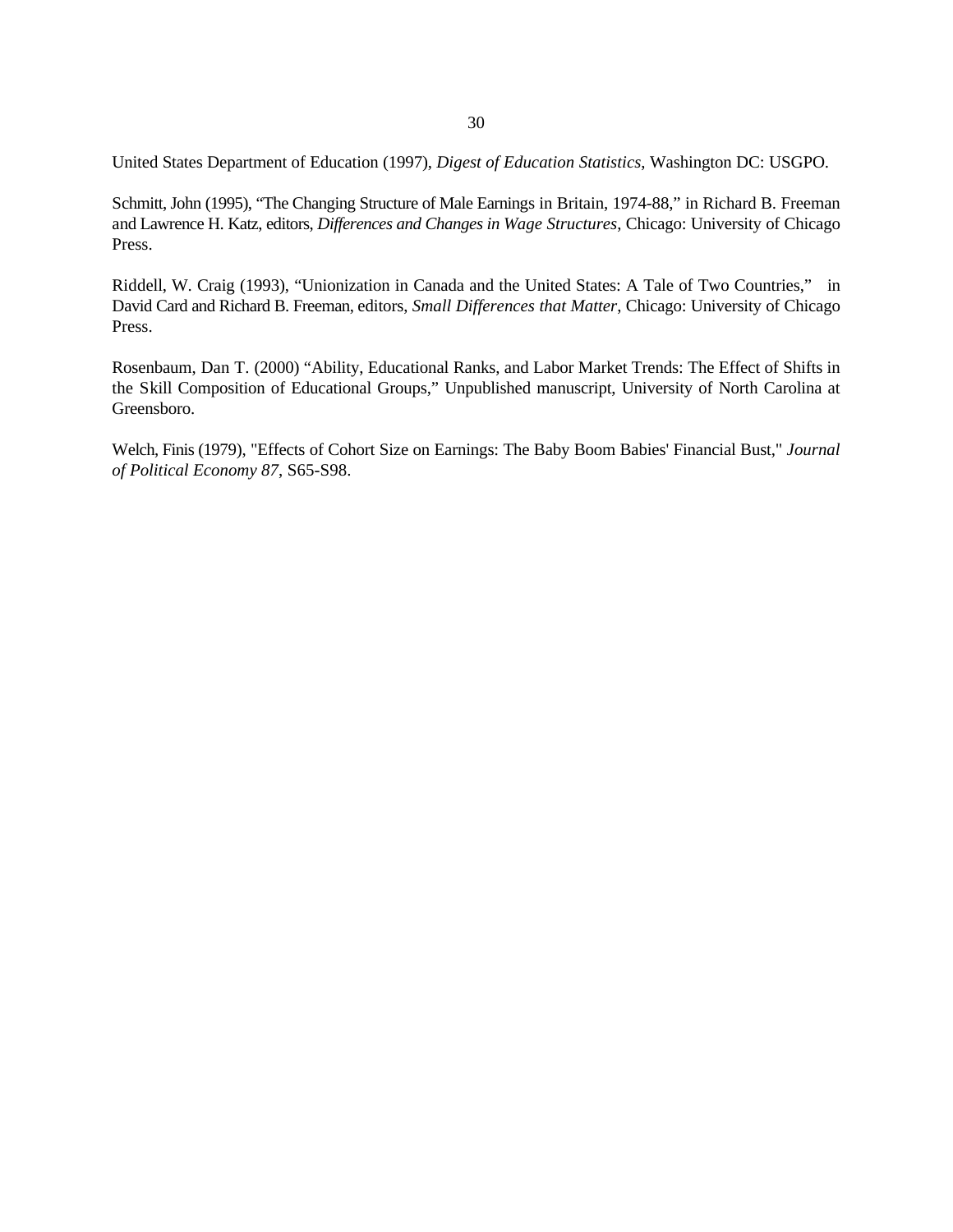United States Department of Education (1997), *Digest of Education Statistics*, Washington DC: USGPO.

Schmitt, John (1995), "The Changing Structure of Male Earnings in Britain, 1974-88," in Richard B. Freeman and Lawrence H. Katz, editors, *Differences and Changes in Wage Structures*, Chicago: University of Chicago Press.

Riddell, W. Craig (1993), "Unionization in Canada and the United States: A Tale of Two Countries," in David Card and Richard B. Freeman, editors, *Small Differences that Matter*, Chicago: University of Chicago Press.

Rosenbaum, Dan T. (2000) "Ability, Educational Ranks, and Labor Market Trends: The Effect of Shifts in the Skill Composition of Educational Groups," Unpublished manuscript, University of North Carolina at Greensboro.

Welch, Finis (1979), "Effects of Cohort Size on Earnings: The Baby Boom Babies' Financial Bust," *Journal of Political Economy 87*, S65-S98.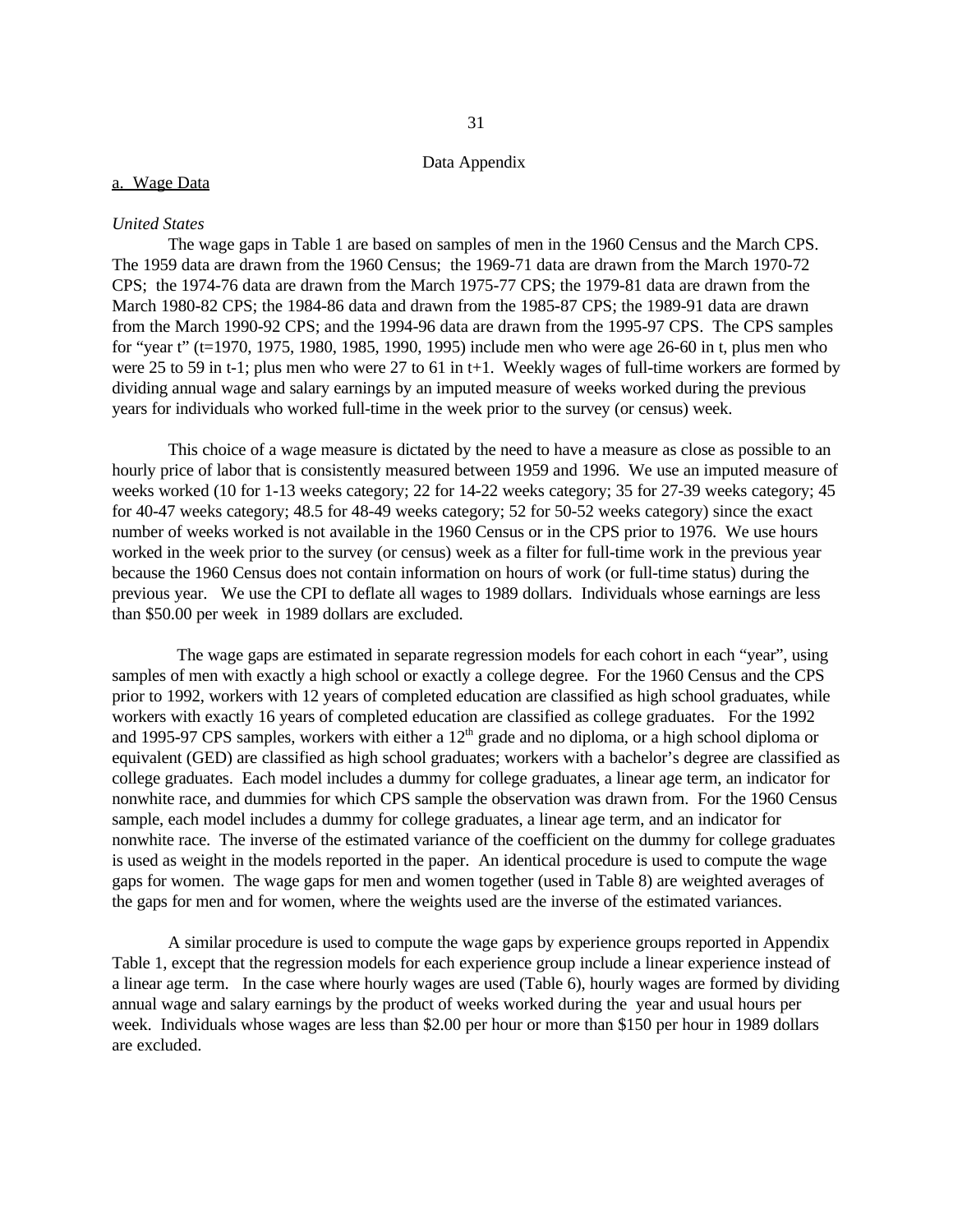# Data Appendix

a. Wage Data

*United States*

The wage gaps in Table 1 are based on samples of men in the 1960 Census and the March CPS. The 1959 data are drawn from the 1960 Census; the 1969-71 data are drawn from the March 1970-72 CPS; the 1974-76 data are drawn from the March 1975-77 CPS; the 1979-81 data are drawn from the March 1980-82 CPS; the 1984-86 data and drawn from the 1985-87 CPS; the 1989-91 data are drawn from the March 1990-92 CPS; and the 1994-96 data are drawn from the 1995-97 CPS. The CPS samples for "year t" (t=1970, 1975, 1980, 1985, 1990, 1995) include men who were age 26-60 in t, plus men who were 25 to 59 in t-1; plus men who were 27 to 61 in t+1. Weekly wages of full-time workers are formed by dividing annual wage and salary earnings by an imputed measure of weeks worked during the previous years for individuals who worked full-time in the week prior to the survey (or census) week.

This choice of a wage measure is dictated by the need to have a measure as close as possible to an hourly price of labor that is consistently measured between 1959 and 1996. We use an imputed measure of weeks worked (10 for 1-13 weeks category; 22 for 14-22 weeks category; 35 for 27-39 weeks category; 45 for 40-47 weeks category; 48.5 for 48-49 weeks category; 52 for 50-52 weeks category) since the exact number of weeks worked is not available in the 1960 Census or in the CPS prior to 1976. We use hours worked in the week prior to the survey (or census) week as a filter for full-time work in the previous year because the 1960 Census does not contain information on hours of work (or full-time status) during the previous year. We use the CPI to deflate all wages to 1989 dollars. Individuals whose earnings are less than $50.00 per week in 1989 dollars are excluded.

The wage gaps are estimated in separate regression models for each cohort in each "year", using samples of men with exactly a high school or exactly a college degree. For the 1960 Census and the CPS prior to 1992, workers with 12 years of completed education are classified as high school graduates, while workers with exactly 16 years of completed education are classified as college graduates. For the 1992 and 1995-97 CPS samples, workers with either a 12th grade and no diploma, or a high school diploma or equivalent (GED) are classified as high school graduates; workers with a bachelor's degree are classified as college graduates. Each model includes a dummy for college graduates, a linear age term, an indicator for nonwhite race, and dummies for which CPS sample the observation was drawn from. For the 1960 Census sample, each model includes a dummy for college graduates, a linear age term, and an indicator for nonwhite race. The inverse of the estimated variance of the coefficient on the dummy for college graduates is used as weight in the models reported in the paper. An identical procedure is used to compute the wage gaps for women. The wage gaps for men and women together (used in Table 8) are weighted averages of the gaps for men and for women, where the weights used are the inverse of the estimated variances.

A similar procedure is used to compute the wage gaps by experience groups reported in Appendix Table 1, except that the regression models for each experience group include a linear experience instead of a linear age term. In the case where hourly wages are used (Table 6), hourly wages are formed by dividing annual wage and salary earnings by the product of weeks worked during the year and usual hours per week. Individuals whose wages are less than $2.00 per hour or more than $150 per hour in 1989 dollars are excluded.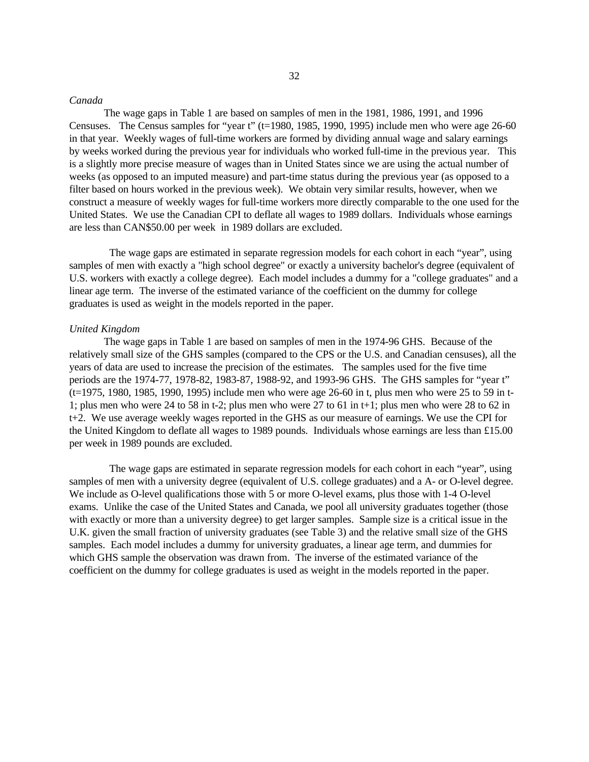*Canada*

The wage gaps in Table 1 are based on samples of men in the 1981, 1986, 1991, and 1996 Censuses. The Census samples for "year t" (t=1980, 1985, 1990, 1995) include men who were age 26-60 in that year. Weekly wages of full-time workers are formed by dividing annual wage and salary earnings by weeks worked during the previous year for individuals who worked full-time in the previous year. This is a slightly more precise measure of wages than in United States since we are using the actual number of weeks (as opposed to an imputed measure) and part-time status during the previous year (as opposed to a filter based on hours worked in the previous week). We obtain very similar results, however, when we construct a measure of weekly wages for full-time workers more directly comparable to the one used for the United States. We use the Canadian CPI to deflate all wages to 1989 dollars. Individuals whose earnings are less than CAN$50.00 per week in 1989 dollars are excluded.

The wage gaps are estimated in separate regression models for each cohort in each "year", using samples of men with exactly a "high school degree" or exactly a university bachelor's degree (equivalent of U.S. workers with exactly a college degree). Each model includes a dummy for a "college graduates" and a linear age term. The inverse of the estimated variance of the coefficient on the dummy for college graduates is used as weight in the models reported in the paper.

*United Kingdom*

The wage gaps in Table 1 are based on samples of men in the 1974-96 GHS. Because of the relatively small size of the GHS samples (compared to the CPS or the U.S. and Canadian censuses), all the years of data are used to increase the precision of the estimates. The samples used for the five time periods are the 1974-77, 1978-82, 1983-87, 1988-92, and 1993-96 GHS. The GHS samples for "year t" (t=1975, 1980, 1985, 1990, 1995) include men who were age 26-60 in t, plus men who were 25 to 59 in t-1; plus men who were 24 to 58 in t-2; plus men who were 27 to 61 in t+1; plus men who were 28 to 62 in t+2. We use average weekly wages reported in the GHS as our measure of earnings. We use the CPI for the United Kingdom to deflate all wages to 1989 pounds. Individuals whose earnings are less than £15.00 per week in 1989 pounds are excluded.

The wage gaps are estimated in separate regression models for each cohort in each "year", using samples of men with a university degree (equivalent of U.S. college graduates) and a A- or O-level degree. We include as O-level qualifications those with 5 or more O-level exams, plus those with 1-4 O-level exams. Unlike the case of the United States and Canada, we pool all university graduates together (those with exactly or more than a university degree) to get larger samples. Sample size is a critical issue in the U.K. given the small fraction of university graduates (see Table 3) and the relative small size of the GHS samples. Each model includes a dummy for university graduates, a linear age term, and dummies for which GHS sample the observation was drawn from. The inverse of the estimated variance of the coefficient on the dummy for college graduates is used as weight in the models reported in the paper.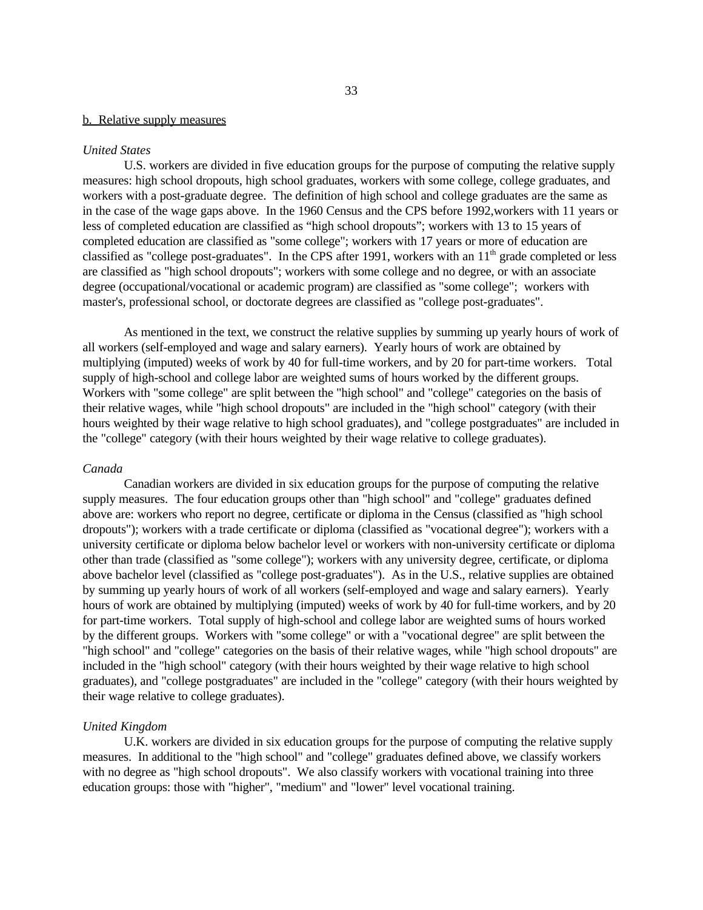b. Relative supply measures

*United States*

U.S. workers are divided in five education groups for the purpose of computing the relative supply measures: high school dropouts, high school graduates, workers with some college, college graduates, and workers with a post-graduate degree. The definition of high school and college graduates are the same as in the case of the wage gaps above. In the 1960 Census and the CPS before 1992,workers with 11 years or less of completed education are classified as "high school dropouts"; workers with 13 to 15 years of completed education are classified as "some college"; workers with 17 years or more of education are classified as "college post-graduates". In the CPS after 1991, workers with an 11th grade completed or less are classified as "high school dropouts"; workers with some college and no degree, or with an associate degree (occupational/vocational or academic program) are classified as "some college"; workers with master's, professional school, or doctorate degrees are classified as "college post-graduates".

As mentioned in the text, we construct the relative supplies by summing up yearly hours of work of all workers (self-employed and wage and salary earners). Yearly hours of work are obtained by multiplying (imputed) weeks of work by 40 for full-time workers, and by 20 for part-time workers. Total supply of high-school and college labor are weighted sums of hours worked by the different groups. Workers with "some college" are split between the "high school" and "college" categories on the basis of their relative wages, while "high school dropouts" are included in the "high school" category (with their hours weighted by their wage relative to high school graduates), and "college postgraduates" are included in the "college" category (with their hours weighted by their wage relative to college graduates).

*Canada*

Canadian workers are divided in six education groups for the purpose of computing the relative supply measures. The four education groups other than "high school" and "college" graduates defined above are: workers who report no degree, certificate or diploma in the Census (classified as "high school dropouts"); workers with a trade certificate or diploma (classified as "vocational degree"); workers with a university certificate or diploma below bachelor level or workers with non-university certificate or diploma other than trade (classified as "some college"); workers with any university degree, certificate, or diploma above bachelor level (classified as "college post-graduates"). As in the U.S., relative supplies are obtained by summing up yearly hours of work of all workers (self-employed and wage and salary earners). Yearly hours of work are obtained by multiplying (imputed) weeks of work by 40 for full-time workers, and by 20 for part-time workers. Total supply of high-school and college labor are weighted sums of hours worked by the different groups. Workers with "some college" or with a "vocational degree" are split between the "high school" and "college" categories on the basis of their relative wages, while "high school dropouts" are included in the "high school" category (with their hours weighted by their wage relative to high school graduates), and "college postgraduates" are included in the "college" category (with their hours weighted by their wage relative to college graduates).

*United Kingdom*

U.K. workers are divided in six education groups for the purpose of computing the relative supply measures. In additional to the "high school" and "college" graduates defined above, we classify workers with no degree as "high school dropouts". We also classify workers with vocational training into three education groups: those with "higher", "medium" and "lower" level vocational training.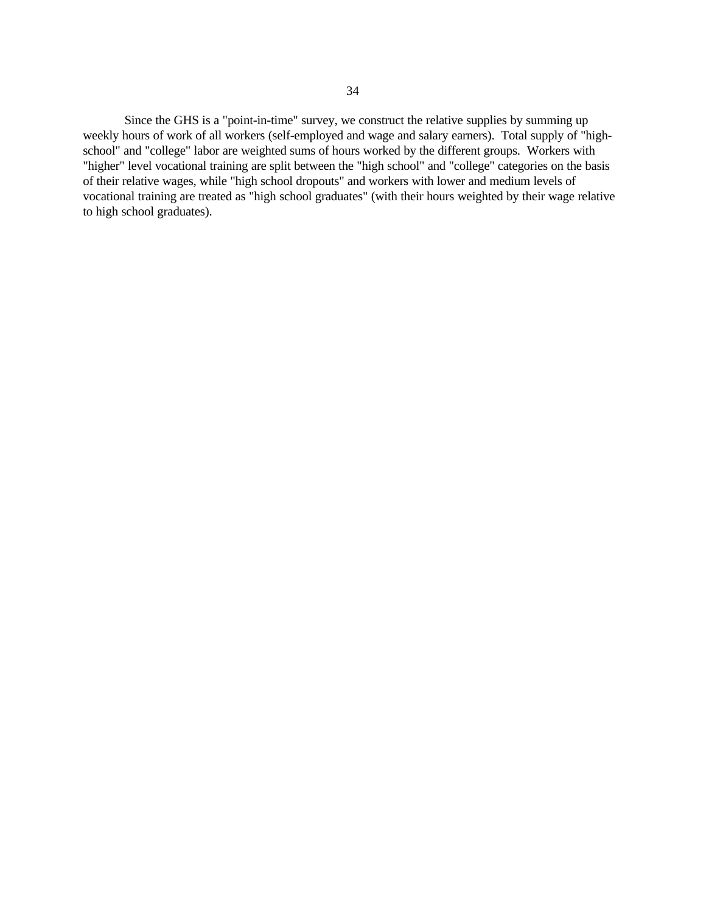Since the GHS is a "point-in-time" survey, we construct the relative supplies by summing up weekly hours of work of all workers (self-employed and wage and salary earners). Total supply of "high-school" and "college" labor are weighted sums of hours worked by the different groups. Workers with "higher" level vocational training are split between the "high school" and "college" categories on the basis of their relative wages, while "high school dropouts" and workers with lower and medium levels of vocational training are treated as "high school graduates" (with their hours weighted by their wage relative to high school graduates).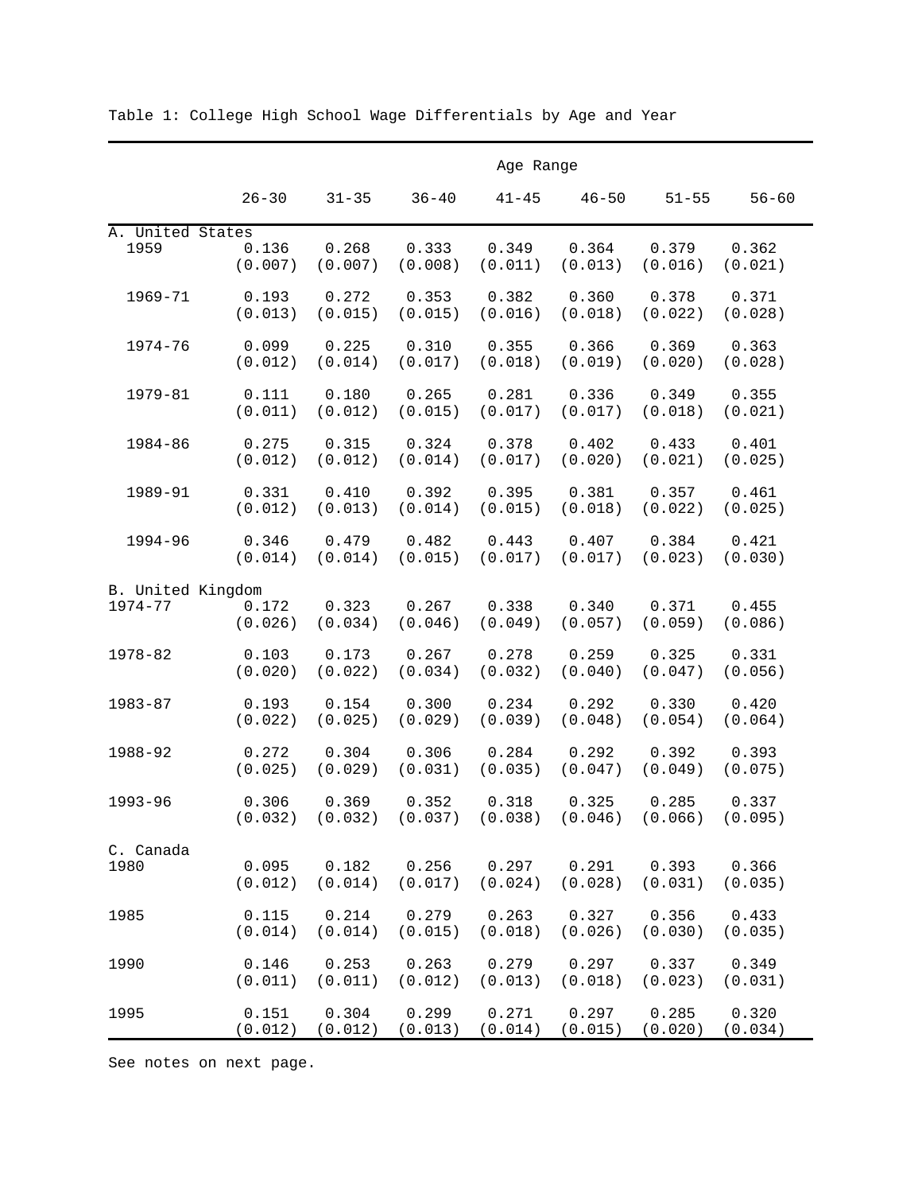Table 1: College High School Wage Differentials by Age and Year

| | Age Range | | | | | | |
|---|---|---|---|---|---|---|---|
| | 26-30 | 31-35 | 36-40 | 41-45 | 46-50 | 51-55 | 56-60 |
| **A. United States** | | | | | | | |
| 1959 | 0.136 | 0.268 | 0.333 | 0.349 | 0.364 | 0.379 | 0.362 |
| | (0.007) | (0.007) | (0.008) | (0.011) | (0.013) | (0.016) | (0.021) |
| 1969-71 | 0.193 | 0.272 | 0.353 | 0.382 | 0.360 | 0.378 | 0.371 |
| | (0.013) | (0.015) | (0.015) | (0.016) | (0.018) | (0.022) | (0.028) |
| 1974-76 | 0.099 | 0.225 | 0.310 | 0.355 | 0.366 | 0.369 | 0.363 |
| | (0.012) | (0.014) | (0.017) | (0.018) | (0.019) | (0.020) | (0.028) |
| 1979-81 | 0.111 | 0.180 | 0.265 | 0.281 | 0.336 | 0.349 | 0.355 |
| | (0.011) | (0.012) | (0.015) | (0.017) | (0.017) | (0.018) | (0.021) |
| 1984-86 | 0.275 | 0.315 | 0.324 | 0.378 | 0.402 | 0.433 | 0.401 |
| | (0.012) | (0.012) | (0.014) | (0.017) | (0.020) | (0.021) | (0.025) |
| 1989-91 | 0.331 | 0.410 | 0.392 | 0.395 | 0.381 | 0.357 | 0.461 |
| | (0.012) | (0.013) | (0.014) | (0.015) | (0.018) | (0.022) | (0.025) |
| 1994-96 | 0.346 | 0.479 | 0.482 | 0.443 | 0.407 | 0.384 | 0.421 |
| | (0.014) | (0.014) | (0.015) | (0.017) | (0.017) | (0.023) | (0.030) |
| **B. United Kingdom** | | | | | | | |
| 1974-77 | 0.172 | 0.323 | 0.267 | 0.338 | 0.340 | 0.371 | 0.455 |
| | (0.026) | (0.034) | (0.046) | (0.049) | (0.057) | (0.059) | (0.086) |
| 1978-82 | 0.103 | 0.173 | 0.267 | 0.278 | 0.259 | 0.325 | 0.331 |
| | (0.020) | (0.022) | (0.034) | (0.032) | (0.040) | (0.047) | (0.056) |
| 1983-87 | 0.193 | 0.154 | 0.300 | 0.234 | 0.292 | 0.330 | 0.420 |
| | (0.022) | (0.025) | (0.029) | (0.039) | (0.048) | (0.054) | (0.064) |
| 1988-92 | 0.272 | 0.304 | 0.306 | 0.284 | 0.292 | 0.392 | 0.393 |
| | (0.025) | (0.029) | (0.031) | (0.035) | (0.047) | (0.049) | (0.075) |
| 1993-96 | 0.306 | 0.369 | 0.352 | 0.318 | 0.325 | 0.285 | 0.337 |
| | (0.032) | (0.032) | (0.037) | (0.038) | (0.046) | (0.066) | (0.095) |
| **C. Canada** | | | | | | | |
| 1980 | 0.095 | 0.182 | 0.256 | 0.297 | 0.291 | 0.393 | 0.366 |
| | (0.012) | (0.014) | (0.017) | (0.024) | (0.028) | (0.031) | (0.035) |
| 1985 | 0.115 | 0.214 | 0.279 | 0.263 | 0.327 | 0.356 | 0.433 |
| | (0.014) | (0.014) | (0.015) | (0.018) | (0.026) | (0.030) | (0.035) |
| 1990 | 0.146 | 0.253 | 0.263 | 0.279 | 0.297 | 0.337 | 0.349 |
| | (0.011) | (0.011) | (0.012) | (0.013) | (0.018) | (0.023) | (0.031) |
| 1995 | 0.151 | 0.304 | 0.299 | 0.271 | 0.297 | 0.285 | 0.320 |
| | (0.012) | (0.012) | (0.013) | (0.014) | (0.015) | (0.020) | (0.034) |

See notes on next page.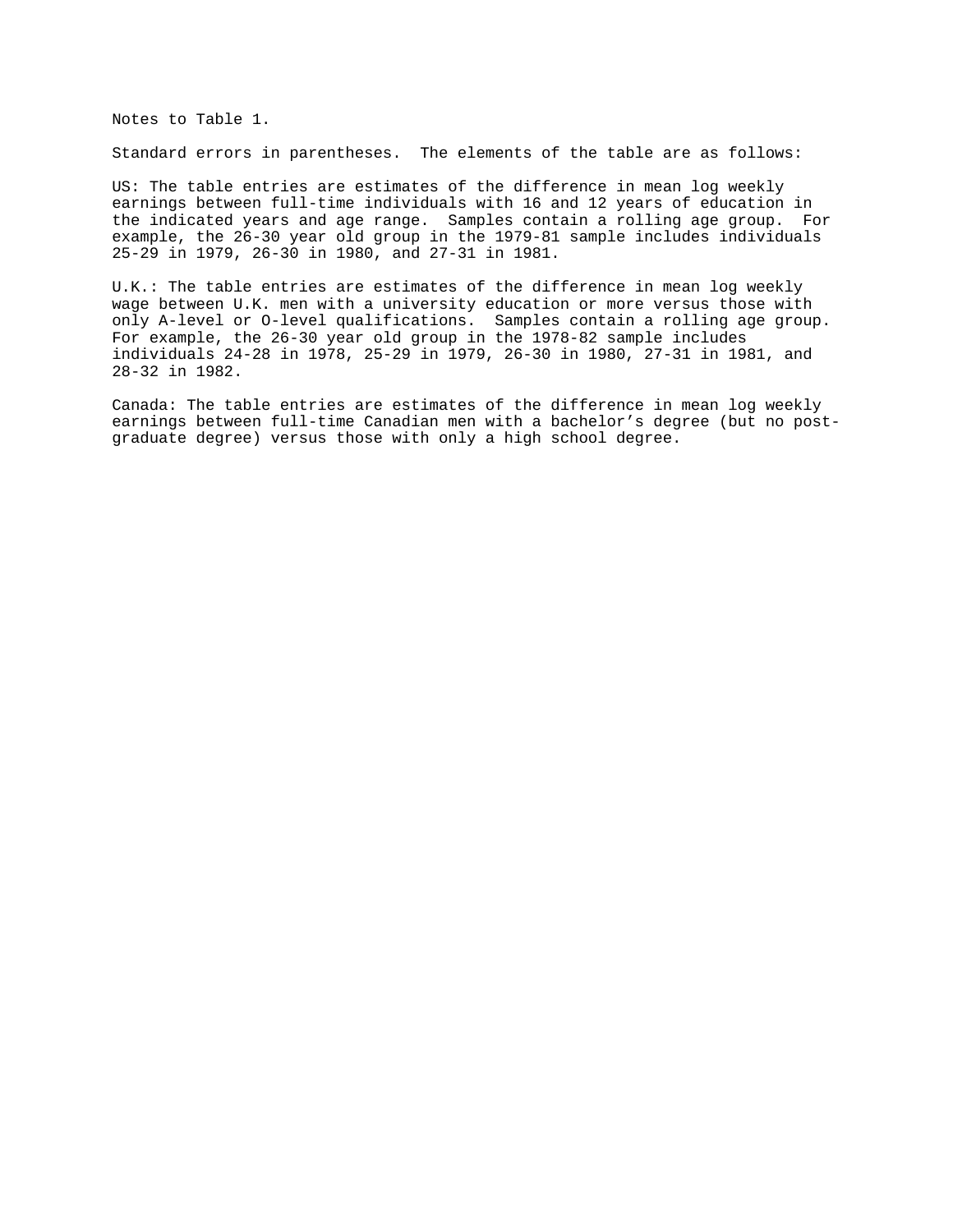Notes to Table 1.

Standard errors in parentheses. The elements of the table are as follows:

US: The table entries are estimates of the difference in mean log weekly earnings between full-time individuals with 16 and 12 years of education in the indicated years and age range. Samples contain a rolling age group. For example, the 26-30 year old group in the 1979-81 sample includes individuals 25-29 in 1979, 26-30 in 1980, and 27-31 in 1981.

U.K.: The table entries are estimates of the difference in mean log weekly wage between U.K. men with a university education or more versus those with only A-level or O-level qualifications. Samples contain a rolling age group. For example, the 26-30 year old group in the 1978-82 sample includes individuals 24-28 in 1978, 25-29 in 1979, 26-30 in 1980, 27-31 in 1981, and 28-32 in 1982.

Canada: The table entries are estimates of the difference in mean log weekly earnings between full-time Canadian men with a bachelor's degree (but no post-graduate degree) versus those with only a high school degree.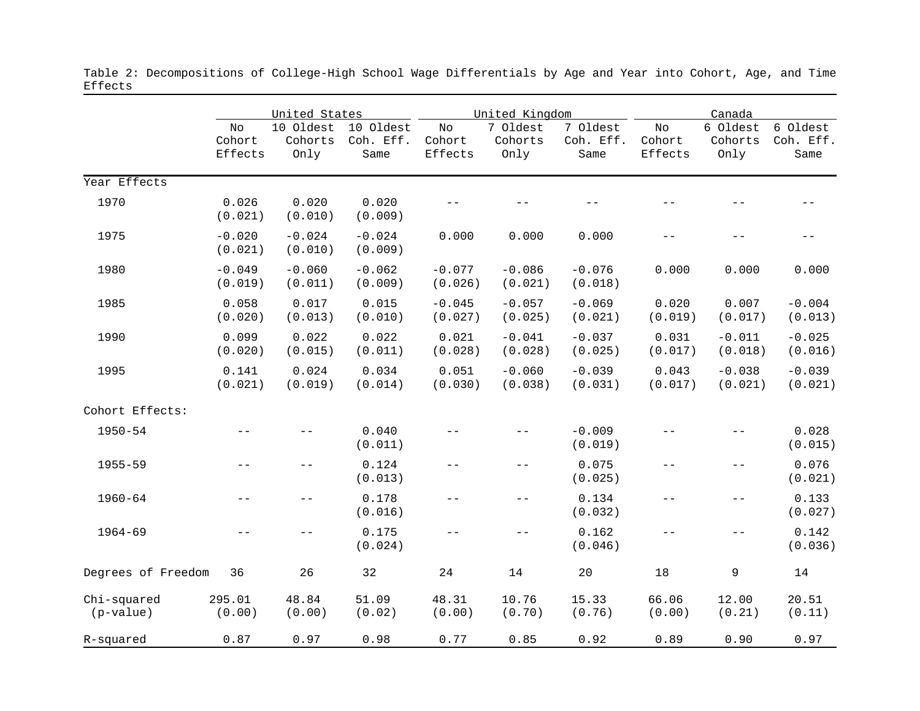Table 2: Decompositions of College-High School Wage Differentials by Age and Year into Cohort, Age, and Time Effects

| | United States | | | United Kingdom | | | Canada | | |
|---|---|---|---|---|---|---|---|---|---|
| | No Cohort Effects | 10 Oldest Cohorts Only | 10 Oldest Coh. Eff. Same | No Cohort Effects | 7 Oldest Cohorts Only | 7 Oldest Coh. Eff. Same | No Cohort Effects | 6 Oldest Cohorts Only | 6 Oldest Coh. Eff. Same |
| Year Effects | | | | | | | | | |
| 1970 | 0.026 (0.021) | 0.020 (0.010) | 0.020 (0.009) | -- | -- | -- | -- | -- | -- |
| 1975 | -0.020 (0.021) | -0.024 (0.010) | -0.024 (0.009) | 0.000 | 0.000 | 0.000 | -- | -- | -- |
| 1980 | -0.049 (0.019) | -0.060 (0.011) | -0.062 (0.009) | -0.077 (0.026) | -0.086 (0.021) | -0.076 (0.018) | 0.000 | 0.000 | 0.000 |
| 1985 | 0.058 (0.020) | 0.017 (0.013) | 0.015 (0.010) | -0.045 (0.027) | -0.057 (0.025) | -0.069 (0.021) | 0.020 (0.019) | 0.007 (0.017) | -0.004 (0.013) |
| 1990 | 0.099 (0.020) | 0.022 (0.015) | 0.022 (0.011) | 0.021 (0.028) | -0.041 (0.028) | -0.037 (0.025) | 0.031 (0.017) | -0.011 (0.018) | -0.025 (0.016) |
| 1995 | 0.141 (0.021) | 0.024 (0.019) | 0.034 (0.014) | 0.051 (0.030) | -0.060 (0.038) | -0.039 (0.031) | 0.043 (0.017) | -0.038 (0.021) | -0.039 (0.021) |
| Cohort Effects: | | | | | | | | | |
| 1950-54 | -- | -- | 0.040 (0.011) | -- | -- | -0.009 (0.019) | -- | -- | 0.028 (0.015) |
| 1955-59 | -- | -- | 0.124 (0.013) | -- | -- | 0.075 (0.025) | -- | -- | 0.076 (0.021) |
| 1960-64 | -- | -- | 0.178 (0.016) | -- | -- | 0.134 (0.032) | -- | -- | 0.133 (0.027) |
| 1964-69 | -- | -- | 0.175 (0.024) | -- | -- | 0.162 (0.046) | -- | -- | 0.142 (0.036) |
| Degrees of Freedom | 36 | 26 | 32 | 24 | 14 | 20 | 18 | 9 | 14 |
| Chi-squared (p-value) | 295.01 (0.00) | 48.84 (0.00) | 51.09 (0.02) | 48.31 (0.00) | 10.76 (0.70) | 15.33 (0.76) | 66.06 (0.00) | 12.00 (0.21) | 20.51 (0.11) |
| R-squared | 0.87 | 0.97 | 0.98 | 0.77 | 0.85 | 0.92 | 0.89 | 0.90 | 0.97 |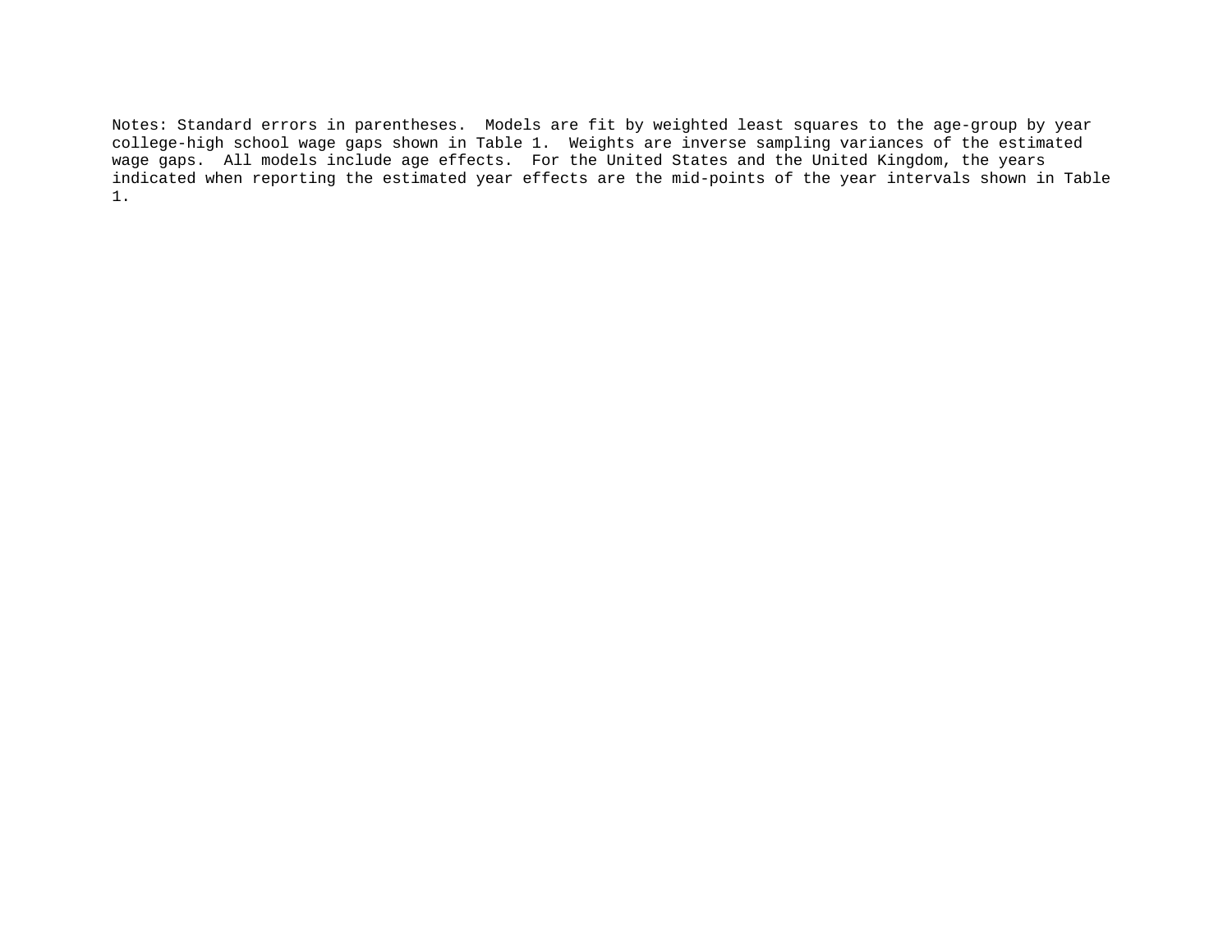Notes: Standard errors in parentheses. Models are fit by weighted least squares to the age-group by year college-high school wage gaps shown in Table 1. Weights are inverse sampling variances of the estimated wage gaps. All models include age effects. For the United States and the United Kingdom, the years indicated when reporting the estimated year effects are the mid-points of the year intervals shown in Table 1.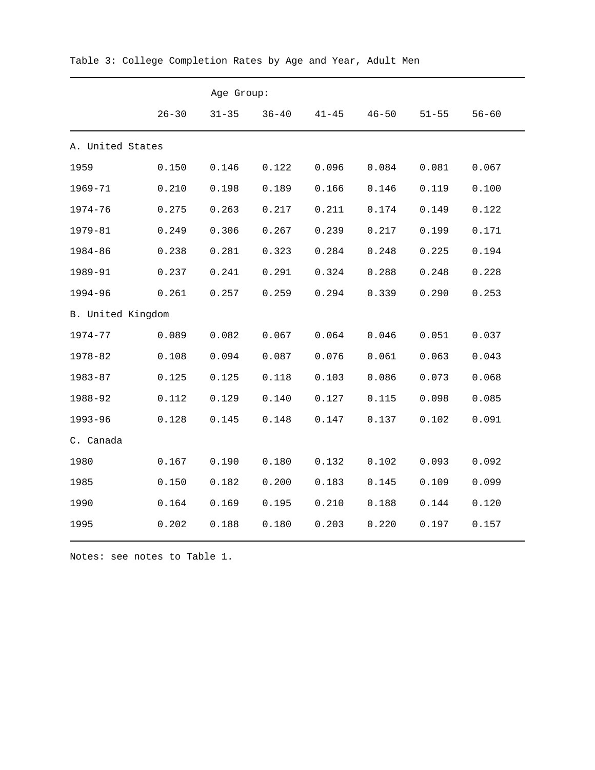Table 3: College Completion Rates by Age and Year, Adult Men

| | Age Group: | | | | | | |
|---|---|---|---|---|---|---|---|
| | 26-30 | 31-35 | 36-40 | 41-45 | 46-50 | 51-55 | 56-60 |
| A. United States | | | | | | | |
| 1959 | 0.150 | 0.146 | 0.122 | 0.096 | 0.084 | 0.081 | 0.067 |
| 1969-71 | 0.210 | 0.198 | 0.189 | 0.166 | 0.146 | 0.119 | 0.100 |
| 1974-76 | 0.275 | 0.263 | 0.217 | 0.211 | 0.174 | 0.149 | 0.122 |
| 1979-81 | 0.249 | 0.306 | 0.267 | 0.239 | 0.217 | 0.199 | 0.171 |
| 1984-86 | 0.238 | 0.281 | 0.323 | 0.284 | 0.248 | 0.225 | 0.194 |
| 1989-91 | 0.237 | 0.241 | 0.291 | 0.324 | 0.288 | 0.248 | 0.228 |
| 1994-96 | 0.261 | 0.257 | 0.259 | 0.294 | 0.339 | 0.290 | 0.253 |
| B. United Kingdom | | | | | | | |
| 1974-77 | 0.089 | 0.082 | 0.067 | 0.064 | 0.046 | 0.051 | 0.037 |
| 1978-82 | 0.108 | 0.094 | 0.087 | 0.076 | 0.061 | 0.063 | 0.043 |
| 1983-87 | 0.125 | 0.125 | 0.118 | 0.103 | 0.086 | 0.073 | 0.068 |
| 1988-92 | 0.112 | 0.129 | 0.140 | 0.127 | 0.115 | 0.098 | 0.085 |
| 1993-96 | 0.128 | 0.145 | 0.148 | 0.147 | 0.137 | 0.102 | 0.091 |
| C. Canada | | | | | | | |
| 1980 | 0.167 | 0.190 | 0.180 | 0.132 | 0.102 | 0.093 | 0.092 |
| 1985 | 0.150 | 0.182 | 0.200 | 0.183 | 0.145 | 0.109 | 0.099 |
| 1990 | 0.164 | 0.169 | 0.195 | 0.210 | 0.188 | 0.144 | 0.120 |
| 1995 | 0.202 | 0.188 | 0.180 | 0.203 | 0.220 | 0.197 | 0.157 |

Notes: see notes to Table 1.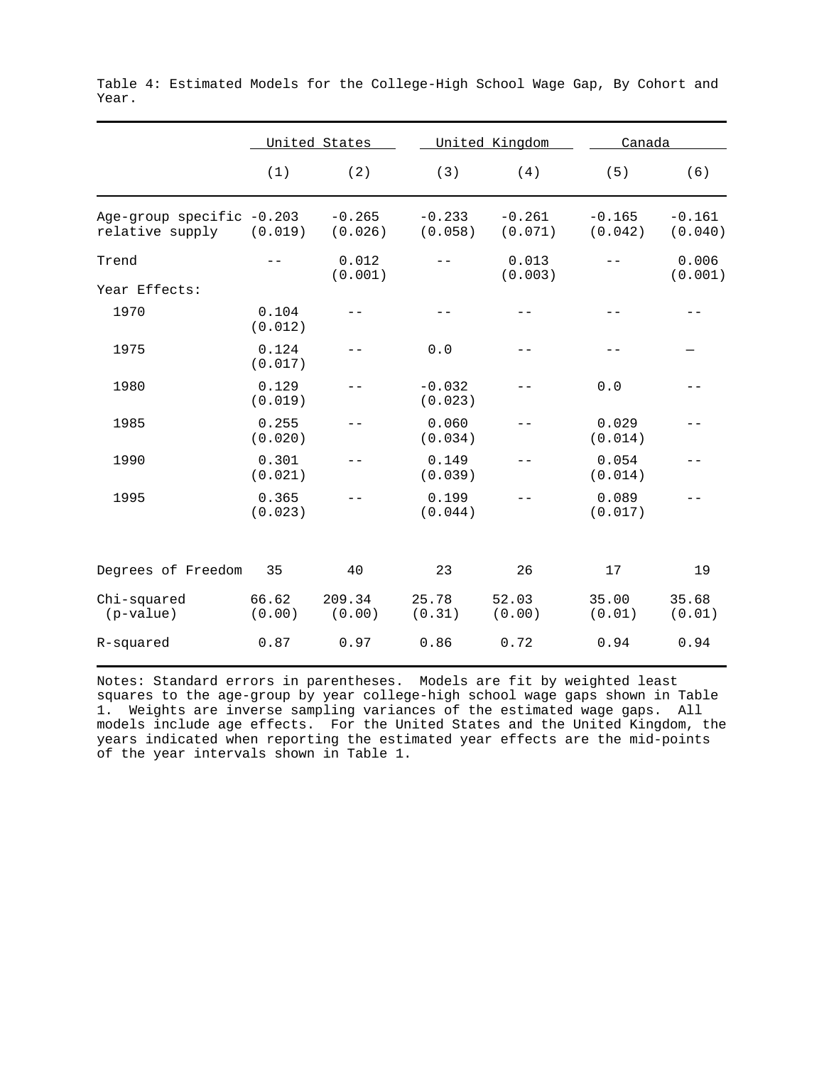Table 4: Estimated Models for the College-High School Wage Gap, By Cohort and Year.

| | United States | | United Kingdom | | Canada | |
|---|---|---|---|---|---|---|
| | (1) | (2) | (3) | (4) | (5) | (6) |
| Age-group specific relative supply | -0.203 (0.019) | -0.265 (0.026) | -0.233 (0.058) | -0.261 (0.071) | -0.165 (0.042) | -0.161 (0.040) |
| Trend | -- | 0.012 (0.001) | -- | 0.013 (0.003) | -- | 0.006 (0.001) |
| Year Effects: | | | | | | |
| 1970 | 0.104 (0.012) | -- | -- | -- | -- | -- |
| 1975 | 0.124 (0.017) | -- | 0.0 | -- | -- | — |
| 1980 | 0.129 (0.019) | -- | -0.032 (0.023) | -- | 0.0 | -- |
| 1985 | 0.255 (0.020) | -- | 0.060 (0.034) | -- | 0.029 (0.014) | -- |
| 1990 | 0.301 (0.021) | -- | 0.149 (0.039) | -- | 0.054 (0.014) | -- |
| 1995 | 0.365 (0.023) | -- | 0.199 (0.044) | -- | 0.089 (0.017) | -- |
| Degrees of Freedom | 35 | 40 | 23 | 26 | 17 | 19 |
| Chi-squared (p-value) | 66.62 (0.00) | 209.34 (0.00) | 25.78 (0.31) | 52.03 (0.00) | 35.00 (0.01) | 35.68 (0.01) |
| R-squared | 0.87 | 0.97 | 0.86 | 0.72 | 0.94 | 0.94 |

Notes: Standard errors in parentheses. Models are fit by weighted least squares to the age-group by year college-high school wage gaps shown in Table 1. Weights are inverse sampling variances of the estimated wage gaps. All models include age effects. For the United States and the United Kingdom, the years indicated when reporting the estimated year effects are the mid-points of the year intervals shown in Table 1.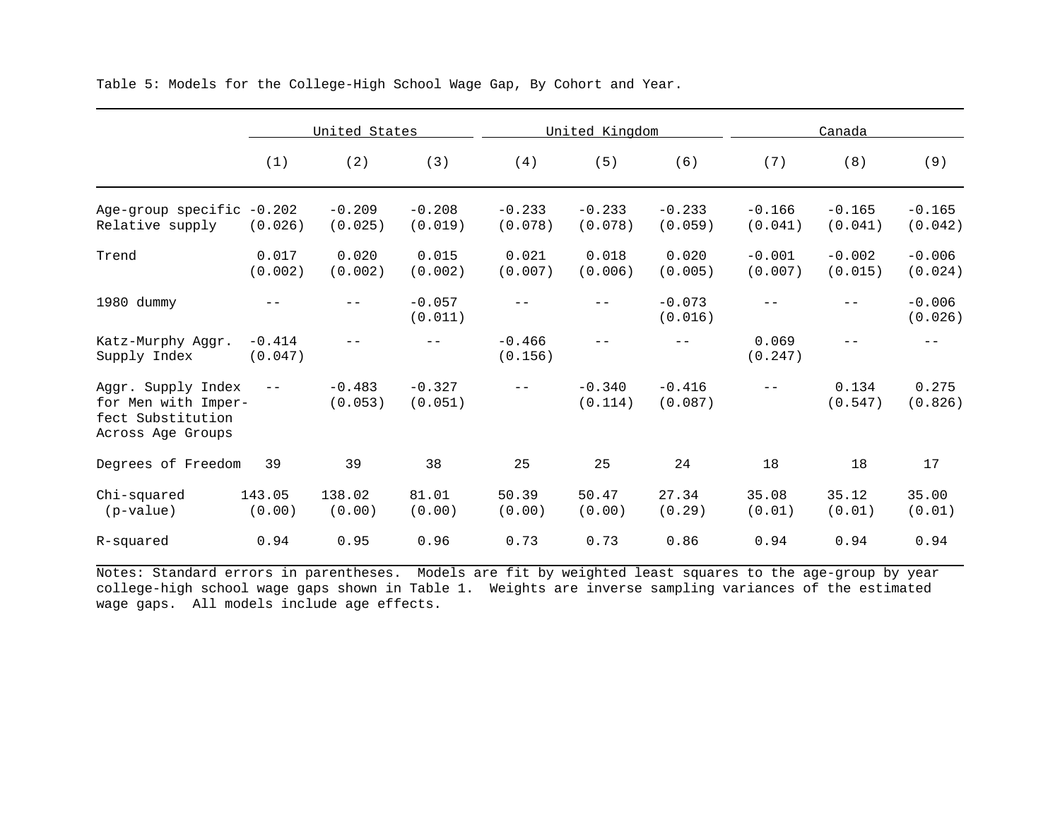Table 5: Models for the College-High School Wage Gap, By Cohort and Year.

| | United States | | | United Kingdom | | | Canada | | |
|---|---|---|---|---|---|---|---|---|---|
| | (1) | (2) | (3) | (4) | (5) | (6) | (7) | (8) | (9) |
| Age-group specific Relative supply | -0.202 (0.026) | -0.209 (0.025) | -0.208 (0.019) | -0.233 (0.078) | -0.233 (0.078) | -0.233 (0.059) | -0.166 (0.041) | -0.165 (0.041) | -0.165 (0.042) |
| Trend | 0.017 (0.002) | 0.020 (0.002) | 0.015 (0.002) | 0.021 (0.007) | 0.018 (0.006) | 0.020 (0.005) | -0.001 (0.007) | -0.002 (0.015) | -0.006 (0.024) |
| 1980 dummy | -- | -- | -0.057 (0.011) | -- | -- | -0.073 (0.016) | -- | -- | -0.006 (0.026) |
| Katz-Murphy Aggr. Supply Index | -0.414 (0.047) | -- | -- | -0.466 (0.156) | -- | -- | 0.069 (0.247) | -- | -- |
| Aggr. Supply Index for Men with Imperfect Substitution Across Age Groups | -- | -0.483 (0.053) | -0.327 (0.051) | -- | -0.340 (0.114) | -0.416 (0.087) | -- | 0.134 (0.547) | 0.275 (0.826) |
| Degrees of Freedom | 39 | 39 | 38 | 25 | 25 | 24 | 18 | 18 | 17 |
| Chi-squared (p-value) | 143.05 (0.00) | 138.02 (0.00) | 81.01 (0.00) | 50.39 (0.00) | 50.47 (0.00) | 27.34 (0.29) | 35.08 (0.01) | 35.12 (0.01) | 35.00 (0.01) |
| R-squared | 0.94 | 0.95 | 0.96 | 0.73 | 0.73 | 0.86 | 0.94 | 0.94 | 0.94 |

Notes: Standard errors in parentheses. Models are fit by weighted least squares to the age-group by year college-high school wage gaps shown in Table 1. Weights are inverse sampling variances of the estimated wage gaps. All models include age effects.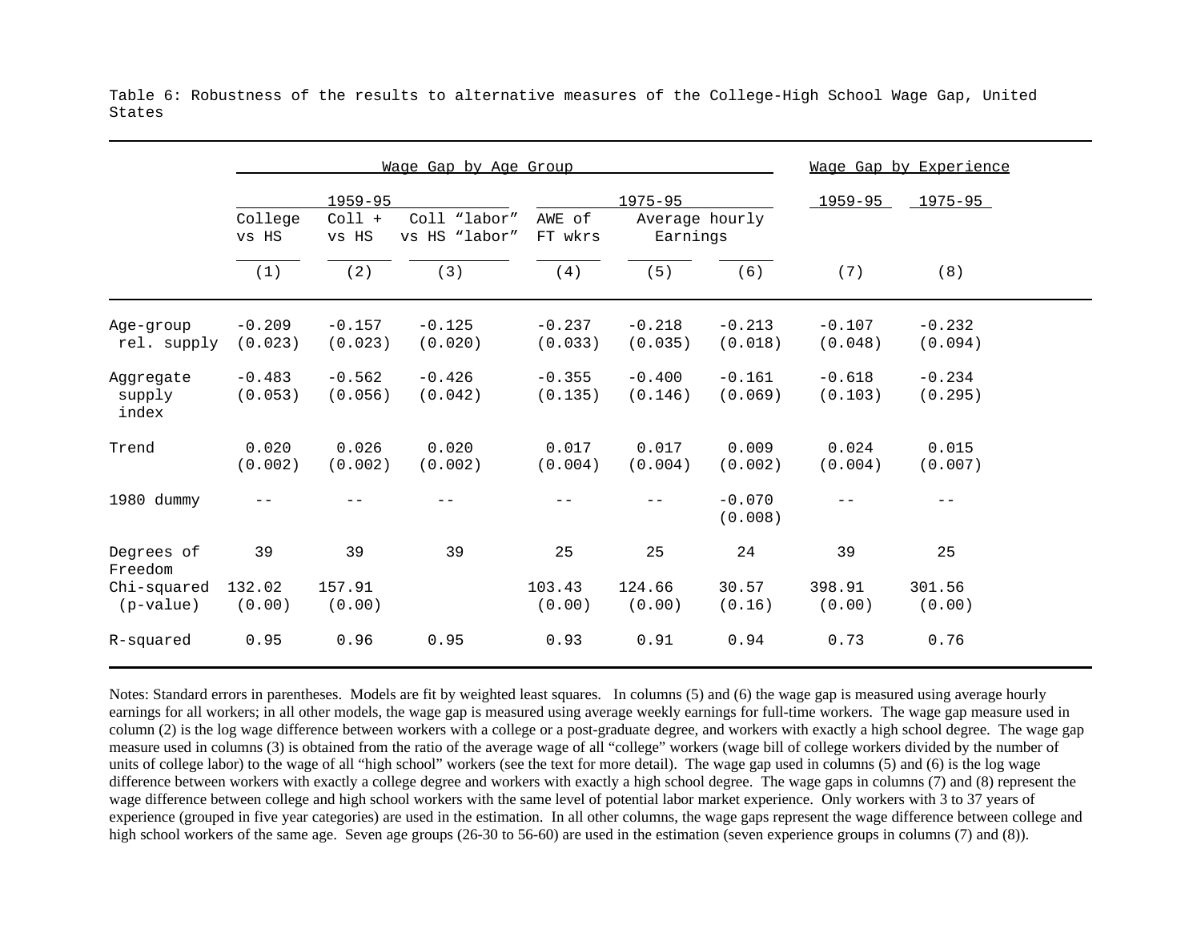Table 6: Robustness of the results to alternative measures of the College-High School Wage Gap, United States

| | Wage Gap by Age Group | | | | | | Wage Gap by Experience | |
|---|---|---|---|---|---|---|---|---|
| | 1959-95 | | | 1975-95 | | | 1959-95 | 1975-95 |
| | College vs HS | Coll + vs HS | Coll "labor" vs HS "labor" | AWE of FT wkrs | Average hourly Earnings | | | |
| | (1) | (2) | (3) | (4) | (5) | (6) | (7) | (8) |
| Age-group rel. supply | -0.209 (0.023) | -0.157 (0.023) | -0.125 (0.020) | -0.237 (0.033) | -0.218 (0.035) | -0.213 (0.018) | -0.107 (0.048) | -0.232 (0.094) |
| Aggregate supply index | -0.483 (0.053) | -0.562 (0.056) | -0.426 (0.042) | -0.355 (0.135) | -0.400 (0.146) | -0.161 (0.069) | -0.618 (0.103) | -0.234 (0.295) |
| Trend | 0.020 (0.002) | 0.026 (0.002) | 0.020 (0.002) | 0.017 (0.004) | 0.017 (0.004) | 0.009 (0.002) | 0.024 (0.004) | 0.015 (0.007) |
| 1980 dummy | -- | -- | -- | -- | -- | -0.070 (0.008) | -- | -- |
| Degrees of Freedom | 39 | 39 | 39 | 25 | 25 | 24 | 39 | 25 |
| Chi-squared (p-value) | 132.02 (0.00) | 157.91 (0.00) | | 103.43 (0.00) | 124.66 (0.00) | 30.57 (0.16) | 398.91 (0.00) | 301.56 (0.00) |
| R-squared | 0.95 | 0.96 | 0.95 | 0.93 | 0.91 | 0.94 | 0.73 | 0.76 |

Notes: Standard errors in parentheses. Models are fit by weighted least squares. In columns (5) and (6) the wage gap is measured using average hourly earnings for all workers; in all other models, the wage gap is measured using average weekly earnings for full-time workers. The wage gap measure used in column (2) is the log wage difference between workers with a college or a post-graduate degree, and workers with exactly a high school degree. The wage gap measure used in columns (3) is obtained from the ratio of the average wage of all "college" workers (wage bill of college workers divided by the number of units of college labor) to the wage of all "high school" workers (see the text for more detail). The wage gap used in columns (5) and (6) is the log wage difference between workers with exactly a college degree and workers with exactly a high school degree. The wage gaps in columns (7) and (8) represent the wage difference between college and high school workers with the same level of potential labor market experience. Only workers with 3 to 37 years of experience (grouped in five year categories) are used in the estimation. In all other columns, the wage gaps represent the wage difference between college and high school workers of the same age. Seven age groups (26-30 to 56-60) are used in the estimation (seven experience groups in columns (7) and (8)).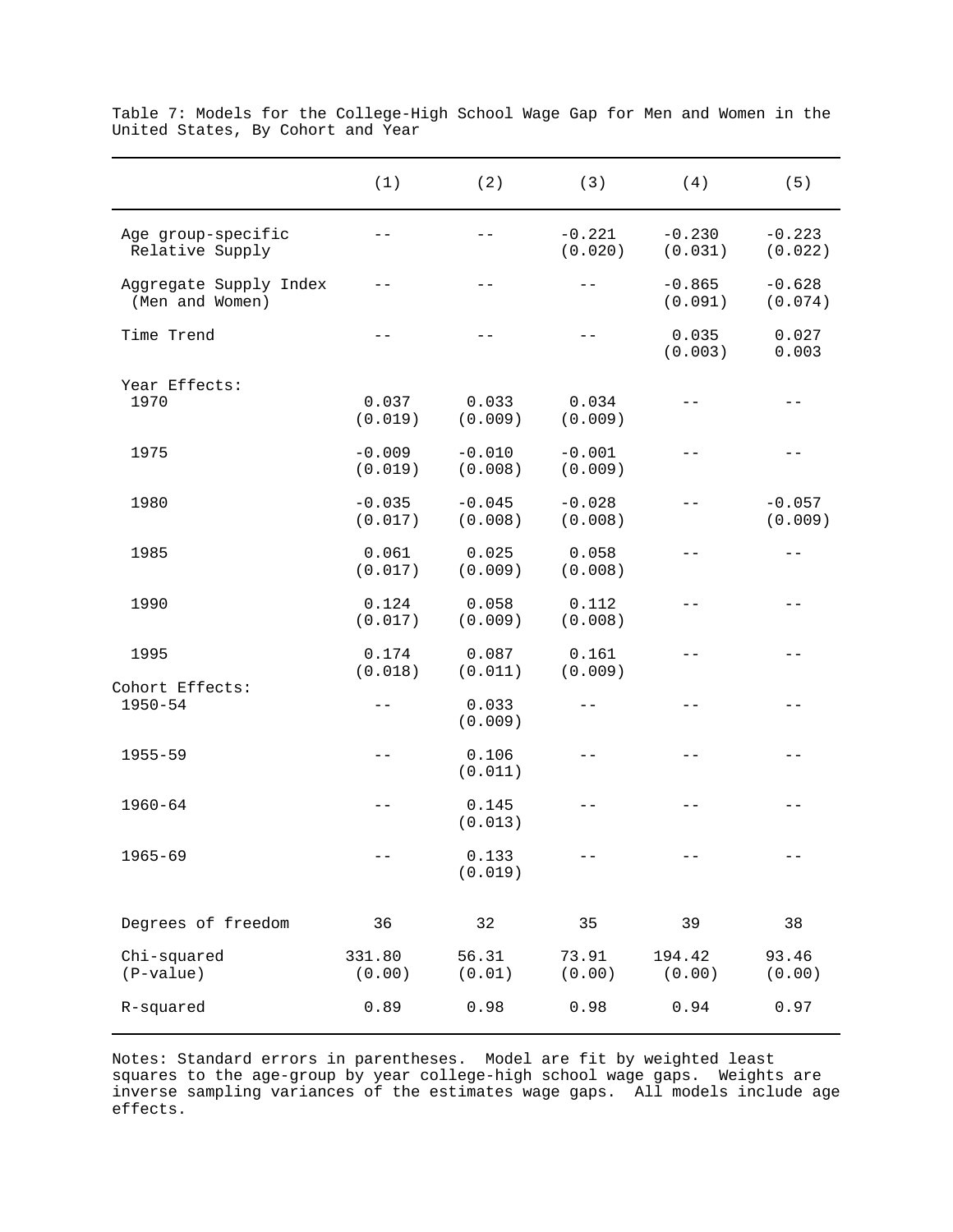Table 7: Models for the College-High School Wage Gap for Men and Women in the United States, By Cohort and Year

| | (1) | (2) | (3) | (4) | (5) |
|---|---|---|---|---|---|
| Age group-specific Relative Supply | -- | -- | -0.221 (0.020) | -0.230 (0.031) | -0.223 (0.022) |
| Aggregate Supply Index (Men and Women) | -- | -- | -- | -0.865 (0.091) | -0.628 (0.074) |
| Time Trend | -- | -- | -- | 0.035 (0.003) | 0.027 0.003 |
| Year Effects: | | | | | |
| 1970 | 0.037 (0.019) | 0.033 (0.009) | 0.034 (0.009) | -- | -- |
| 1975 | -0.009 (0.019) | -0.010 (0.008) | -0.001 (0.009) | -- | -- |
| 1980 | -0.035 (0.017) | -0.045 (0.008) | -0.028 (0.008) | -- | -0.057 (0.009) |
| 1985 | 0.061 (0.017) | 0.025 (0.009) | 0.058 (0.008) | -- | -- |
| 1990 | 0.124 (0.017) | 0.058 (0.009) | 0.112 (0.008) | -- | -- |
| 1995 | 0.174 (0.018) | 0.087 (0.011) | 0.161 (0.009) | -- | -- |
| Cohort Effects: | | | | | |
| 1950-54 | -- | 0.033 (0.009) | -- | -- | -- |
| 1955-59 | -- | 0.106 (0.011) | -- | -- | -- |
| 1960-64 | -- | 0.145 (0.013) | -- | -- | -- |
| 1965-69 | -- | 0.133 (0.019) | -- | -- | -- |
| Degrees of freedom | 36 | 32 | 35 | 39 | 38 |
| Chi-squared (P-value) | 331.80 (0.00) | 56.31 (0.01) | 73.91 (0.00) | 194.42 (0.00) | 93.46 (0.00) |
| R-squared | 0.89 | 0.98 | 0.98 | 0.94 | 0.97 |

Notes: Standard errors in parentheses. Model are fit by weighted least squares to the age-group by year college-high school wage gaps. Weights are inverse sampling variances of the estimates wage gaps. All models include age effects.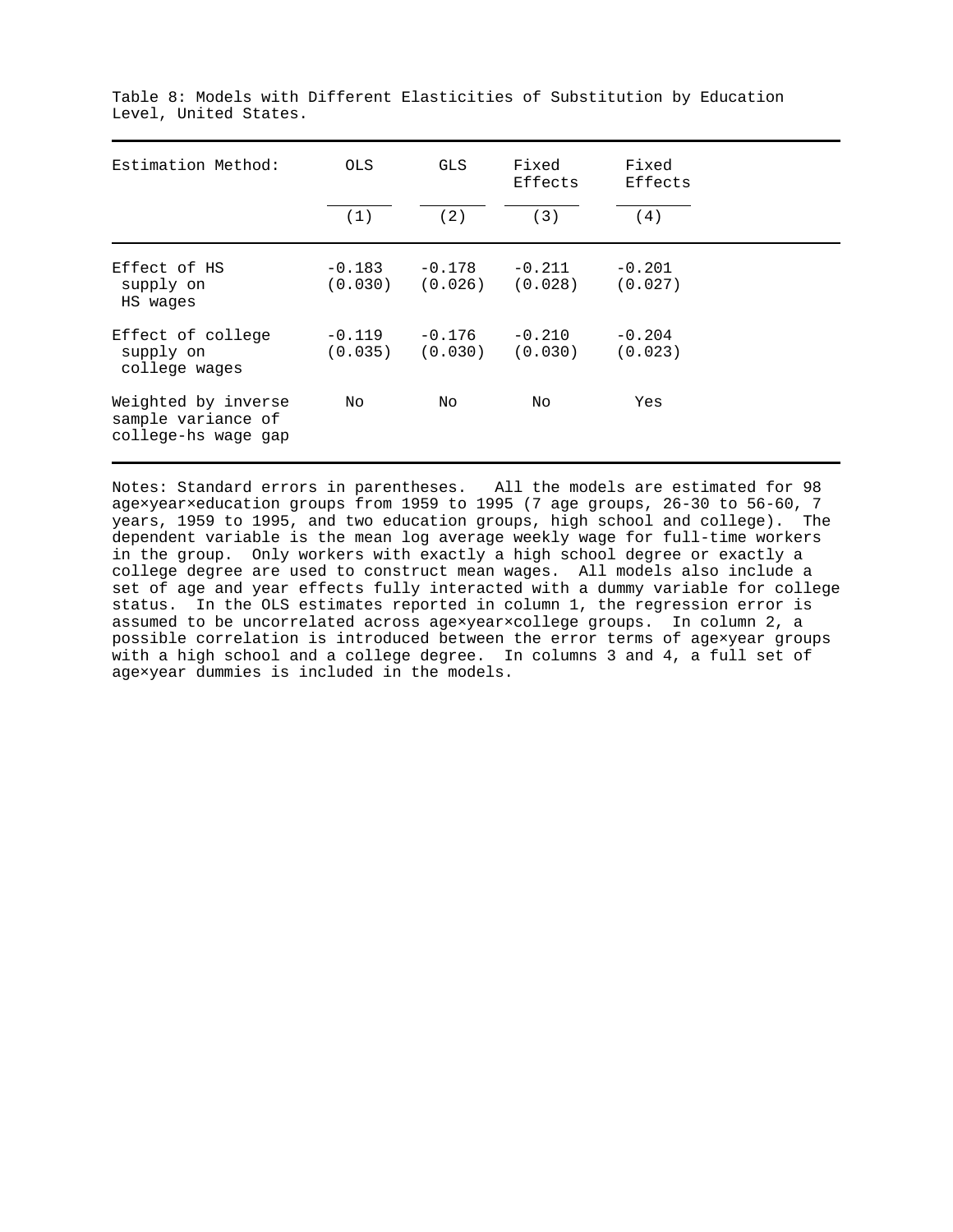Table 8: Models with Different Elasticities of Substitution by Education Level, United States.

| Estimation Method: | OLS | GLS | Fixed Effects | Fixed Effects |
|---|---|---|---|---|
| | (1) | (2) | (3) | (4) |
| Effect of HS supply on HS wages | -0.183 (0.030) | -0.178 (0.026) | -0.211 (0.028) | -0.201 (0.027) |
| Effect of college supply on college wages | -0.119 (0.035) | -0.176 (0.030) | -0.210 (0.030) | -0.204 (0.023) |
| Weighted by inverse sample variance of college-hs wage gap | No | No | No | Yes |

Notes: Standard errors in parentheses. All the models are estimated for 98 age×year×education groups from 1959 to 1995 (7 age groups, 26-30 to 56-60, 7 years, 1959 to 1995, and two education groups, high school and college). The dependent variable is the mean log average weekly wage for full-time workers in the group. Only workers with exactly a high school degree or exactly a college degree are used to construct mean wages. All models also include a set of age and year effects fully interacted with a dummy variable for college status. In the OLS estimates reported in column 1, the regression error is assumed to be uncorrelated across age×year×college groups. In column 2, a possible correlation is introduced between the error terms of age×year groups with a high school and a college degree. In columns 3 and 4, a full set of age×year dummies is included in the models.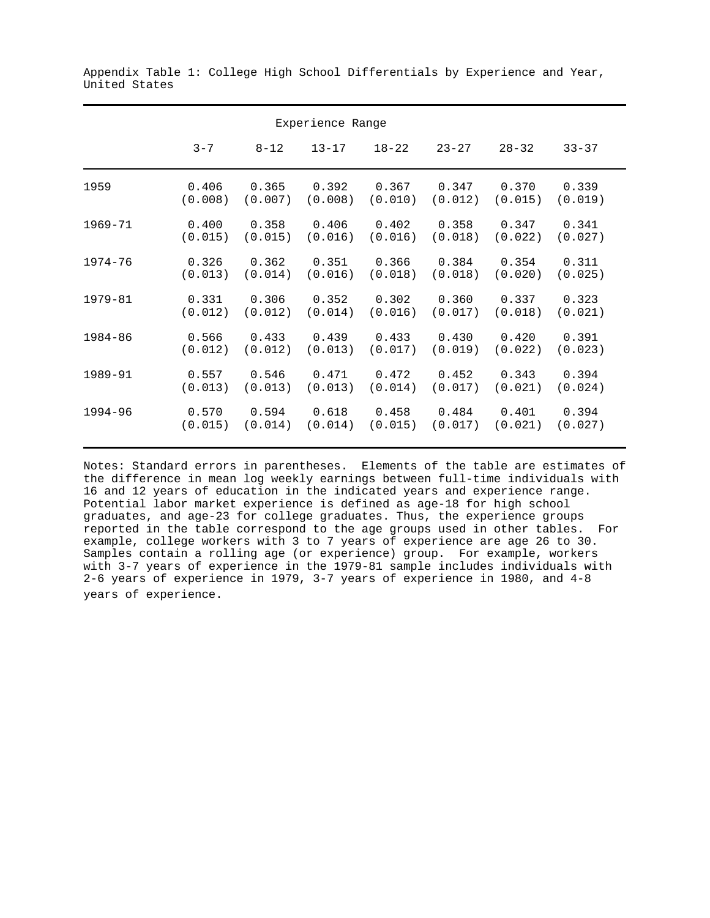Appendix Table 1: College High School Differentials by Experience and Year, United States

| | Experience Range | | | | | | |
|---|---|---|---|---|---|---|---|
| | 3-7 | 8-12 | 13-17 | 18-22 | 23-27 | 28-32 | 33-37 |
| 1959 | 0.406<br>(0.008) | 0.365<br>(0.007) | 0.392<br>(0.008) | 0.367<br>(0.010) | 0.347<br>(0.012) | 0.370<br>(0.015) | 0.339<br>(0.019) |
| 1969-71 | 0.400<br>(0.015) | 0.358<br>(0.015) | 0.406<br>(0.016) | 0.402<br>(0.016) | 0.358<br>(0.018) | 0.347<br>(0.022) | 0.341<br>(0.027) |
| 1974-76 | 0.326<br>(0.013) | 0.362<br>(0.014) | 0.351<br>(0.016) | 0.366<br>(0.018) | 0.384<br>(0.018) | 0.354<br>(0.020) | 0.311<br>(0.025) |
| 1979-81 | 0.331<br>(0.012) | 0.306<br>(0.012) | 0.352<br>(0.014) | 0.302<br>(0.016) | 0.360<br>(0.017) | 0.337<br>(0.018) | 0.323<br>(0.021) |
| 1984-86 | 0.566<br>(0.012) | 0.433<br>(0.012) | 0.439<br>(0.013) | 0.433<br>(0.017) | 0.430<br>(0.019) | 0.420<br>(0.022) | 0.391<br>(0.023) |
| 1989-91 | 0.557<br>(0.013) | 0.546<br>(0.013) | 0.471<br>(0.013) | 0.472<br>(0.014) | 0.452<br>(0.017) | 0.343<br>(0.021) | 0.394<br>(0.024) |
| 1994-96 | 0.570<br>(0.015) | 0.594<br>(0.014) | 0.618<br>(0.014) | 0.458<br>(0.015) | 0.484<br>(0.017) | 0.401<br>(0.021) | 0.394<br>(0.027) |

Notes: Standard errors in parentheses. Elements of the table are estimates of the difference in mean log weekly earnings between full-time individuals with 16 and 12 years of education in the indicated years and experience range. Potential labor market experience is defined as age-18 for high school graduates, and age-23 for college graduates. Thus, the experience groups reported in the table correspond to the age groups used in other tables. For example, college workers with 3 to 7 years of experience are age 26 to 30. Samples contain a rolling age (or experience) group. For example, workers with 3-7 years of experience in the 1979-81 sample includes individuals with 2-6 years of experience in 1979, 3-7 years of experience in 1980, and 4-8 years of experience.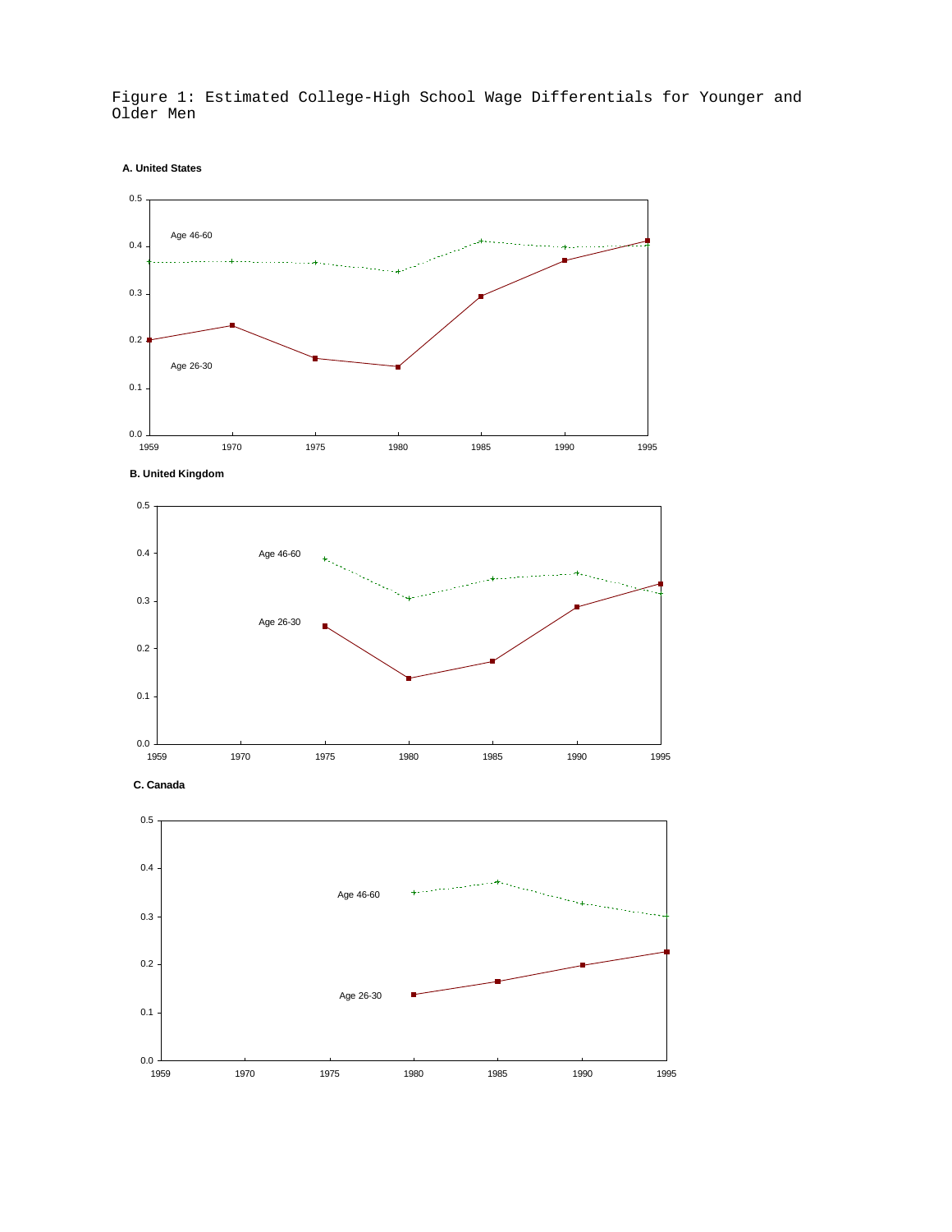Figure 1: Estimated College-High School Wage Differentials for Younger and Older Men

**A. United States**

**B. United Kingdom**

**C. Canada**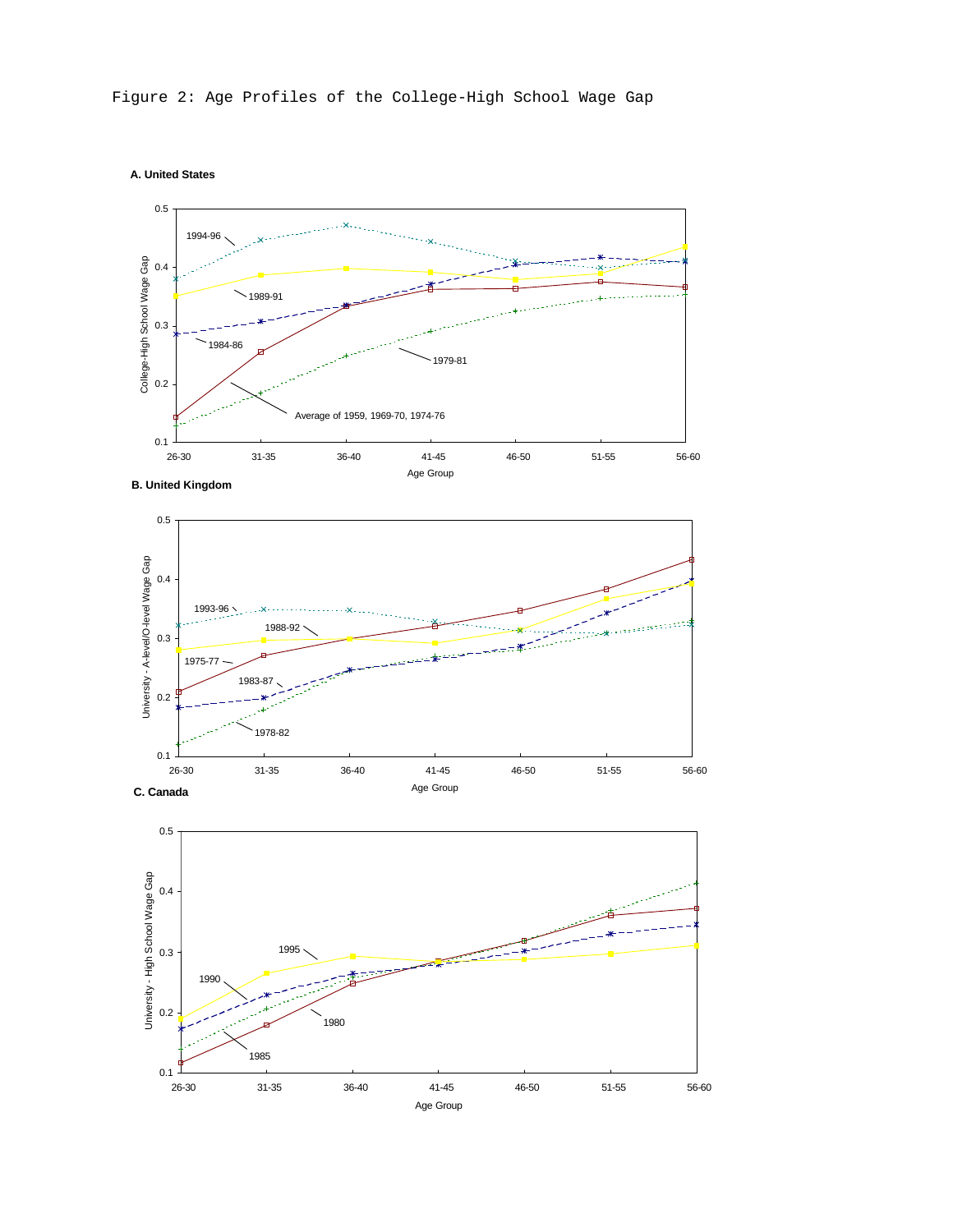Figure 2: Age Profiles of the College-High School Wage Gap

**A. United States**

**B. United Kingdom**

**C. Canada**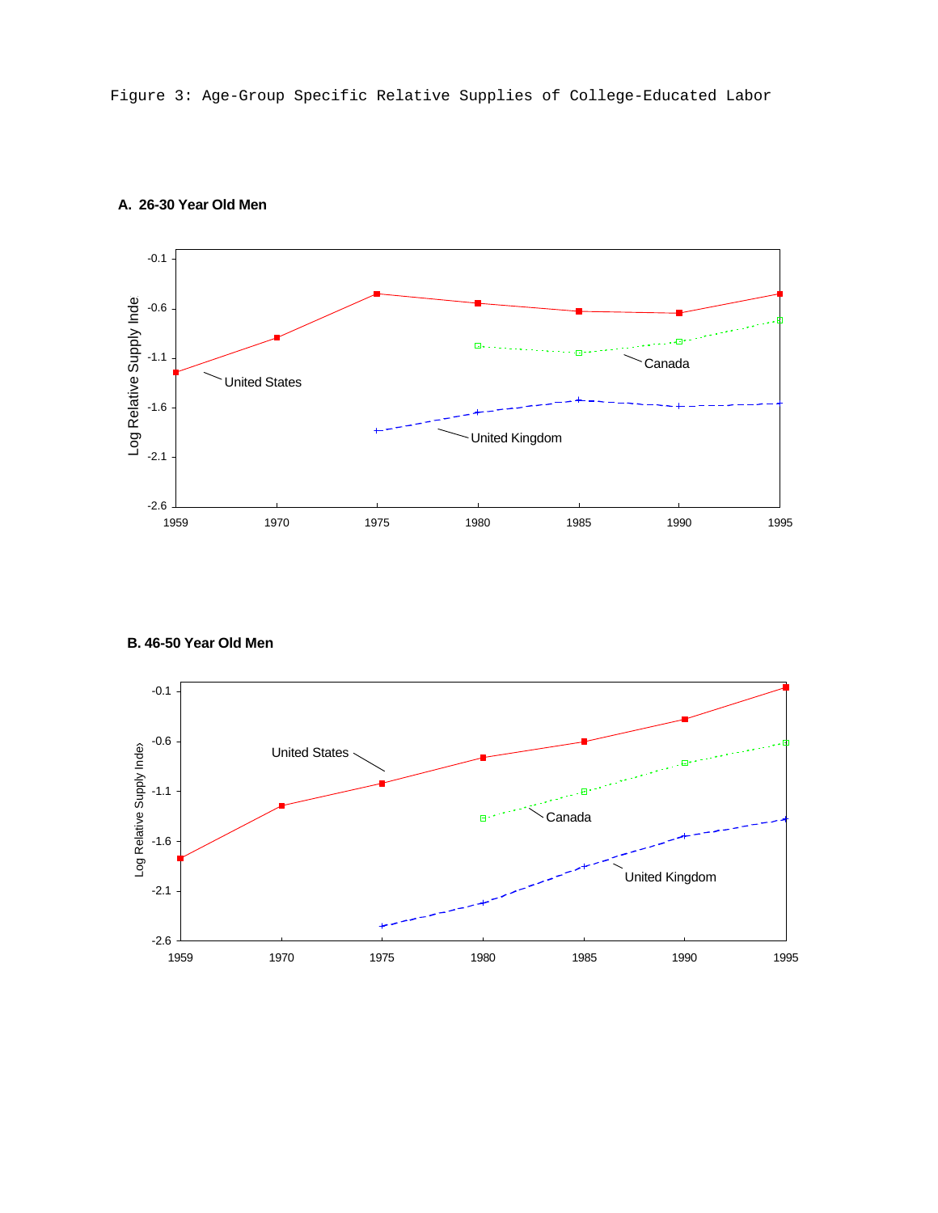Figure 3: Age-Group Specific Relative Supplies of College-Educated Labor

**A. 26-30 Year Old Men**

**B. 46-50 Year Old Men**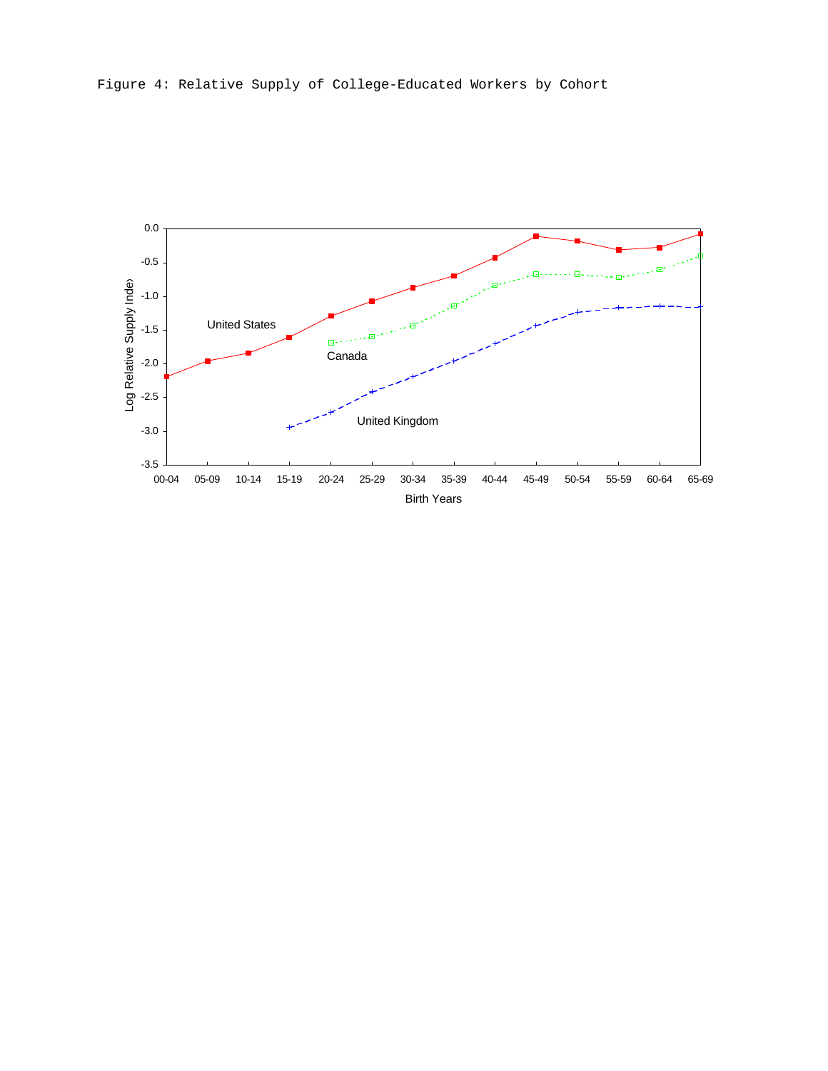Figure 4: Relative Supply of College-Educated Workers by Cohort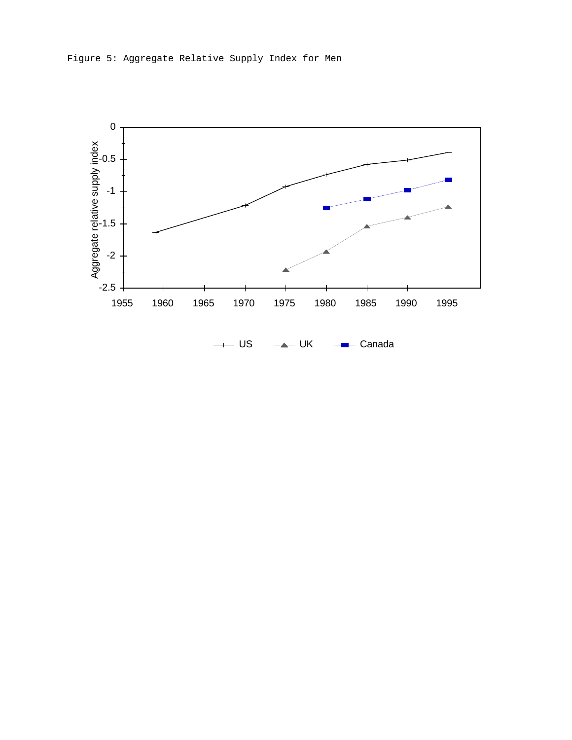Figure 5: Aggregate Relative Supply Index for Men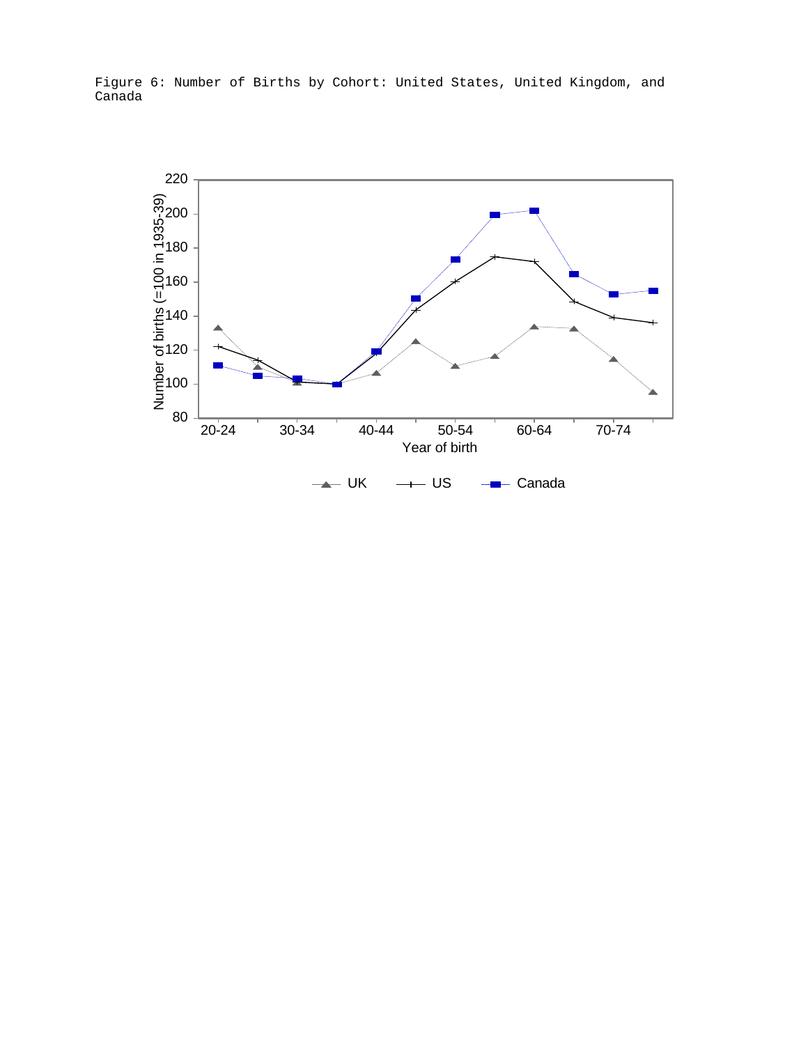Figure 6: Number of Births by Cohort: United States, United Kingdom, and Canada

Number of births (=100 in 1935-39)

220
200
180
160
140
120
100
80

20-24
30-34
40-44
50-54
60-64
70-74

Year of birth

UK
US
Canada